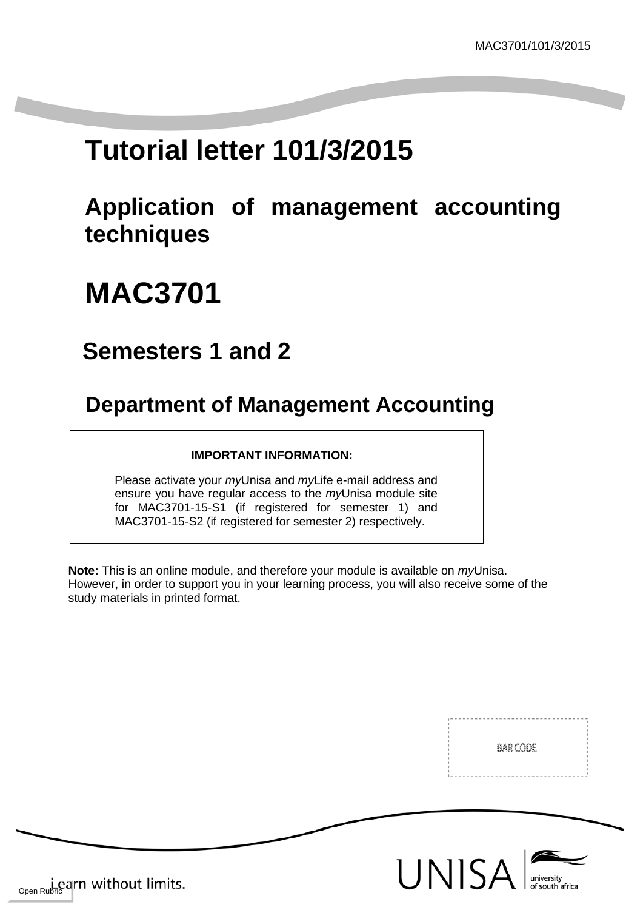# Tutorial letter 101/3/2015

## Application of management accounting techniques

# MAC3701

## Semesters 1 and 2

## Department of Management Accounting

**IMPORTANT INFORMATION:**

Please activate your *my*Unisa and *my*Life e-mail address and ensure you have regular access to the *my*Unisa module site for MAC3701-15-S1 (if registered for semester 1) and MAC3701-15-S2 (if registered for semester 2) respectively.

**Note:** This is an online module, and therefore your module is available on *my*Unisa. However, in order to support you in your learning process, you will also receive some of the study materials in printed format.

BAR CODE

Learn without limits.

UNISA university of south africa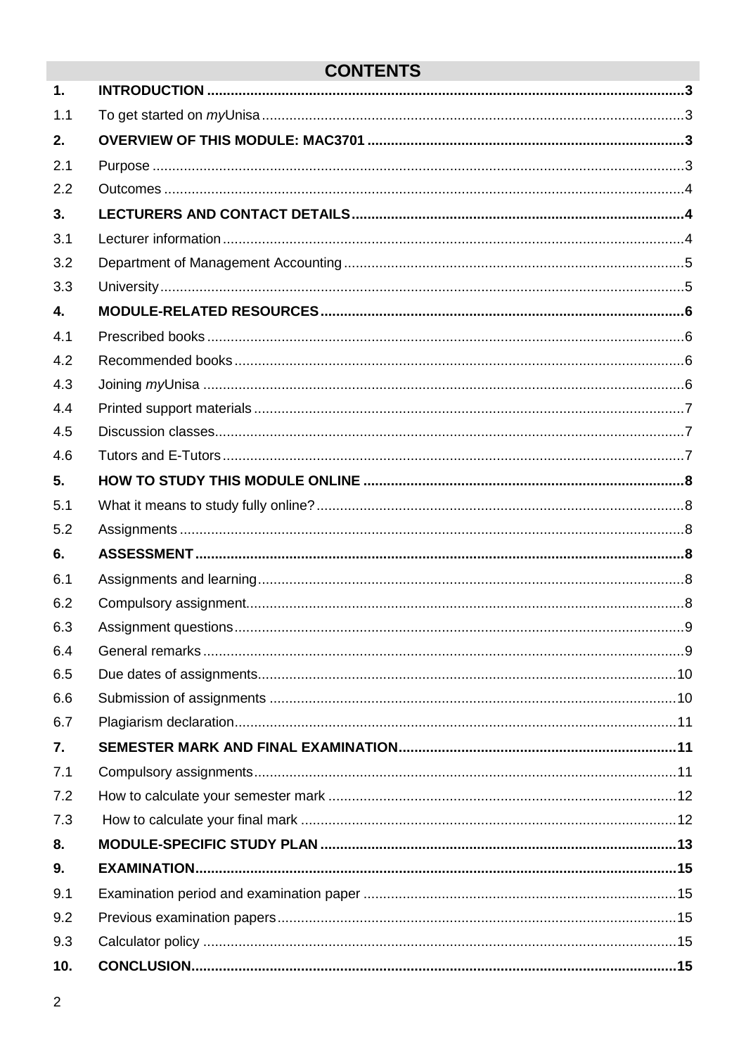# CONTENTS

| | | |
|---|---|---|
| **1.** | **INTRODUCTION** | **3** |
| 1.1 | To get started on *my*Unisa | 3 |
| **2.** | **OVERVIEW OF THIS MODULE: MAC3701** | **3** |
| 2.1 | Purpose | 3 |
| 2.2 | Outcomes | 4 |
| **3.** | **LECTURERS AND CONTACT DETAILS** | **4** |
| 3.1 | Lecturer information | 4 |
| 3.2 | Department of Management Accounting | 5 |
| 3.3 | University | 5 |
| **4.** | **MODULE-RELATED RESOURCES** | **6** |
| 4.1 | Prescribed books | 6 |
| 4.2 | Recommended books | 6 |
| 4.3 | Joining *my*Unisa | 6 |
| 4.4 | Printed support materials | 7 |
| 4.5 | Discussion classes | 7 |
| 4.6 | Tutors and E-Tutors | 7 |
| **5.** | **HOW TO STUDY THIS MODULE ONLINE** | **8** |
| 5.1 | What it means to study fully online? | 8 |
| 5.2 | Assignments | 8 |
| **6.** | **ASSESSMENT** | **8** |
| 6.1 | Assignments and learning | 8 |
| 6.2 | Compulsory assignment | 8 |
| 6.3 | Assignment questions | 9 |
| 6.4 | General remarks | 9 |
| 6.5 | Due dates of assignments | 10 |
| 6.6 | Submission of assignments | 10 |
| 6.7 | Plagiarism declaration | 11 |
| **7.** | **SEMESTER MARK AND FINAL EXAMINATION** | **11** |
| 7.1 | Compulsory assignments | 11 |
| 7.2 | How to calculate your semester mark | 12 |
| 7.3 | How to calculate your final mark | 12 |
| **8.** | **MODULE-SPECIFIC STUDY PLAN** | **13** |
| **9.** | **EXAMINATION** | **15** |
| 9.1 | Examination period and examination paper | 15 |
| 9.2 | Previous examination papers | 15 |
| 9.3 | Calculator policy | 15 |
| **10.** | **CONCLUSION** | **15** |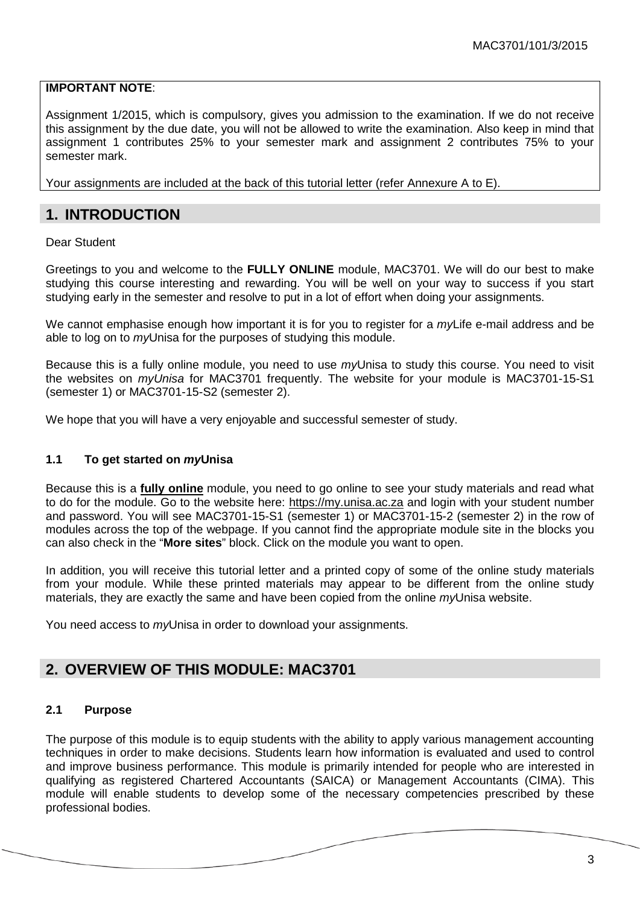**IMPORTANT NOTE**:

Assignment 1/2015, which is compulsory, gives you admission to the examination. If we do not receive this assignment by the due date, you will not be allowed to write the examination. Also keep in mind that assignment 1 contributes 25% to your semester mark and assignment 2 contributes 75% to your semester mark.

Your assignments are included at the back of this tutorial letter (refer Annexure A to E).

## 1. INTRODUCTION

Dear Student

Greetings to you and welcome to the **FULLY ONLINE** module, MAC3701. We will do our best to make studying this course interesting and rewarding. You will be well on your way to success if you start studying early in the semester and resolve to put in a lot of effort when doing your assignments.

We cannot emphasise enough how important it is for you to register for a *my*Life e-mail address and be able to log on to *my*Unisa for the purposes of studying this module.

Because this is a fully online module, you need to use *my*Unisa to study this course. You need to visit the websites on *myUnisa* for MAC3701 frequently. The website for your module is MAC3701-15-S1 (semester 1) or MAC3701-15-S2 (semester 2).

We hope that you will have a very enjoyable and successful semester of study.

### 1.1 To get started on *my*Unisa

Because this is a **fully online** module, you need to go online to see your study materials and read what to do for the module. Go to the website here: https://my.unisa.ac.za and login with your student number and password. You will see MAC3701-15-S1 (semester 1) or MAC3701-15-2 (semester 2) in the row of modules across the top of the webpage. If you cannot find the appropriate module site in the blocks you can also check in the "**More sites**" block. Click on the module you want to open.

In addition, you will receive this tutorial letter and a printed copy of some of the online study materials from your module. While these printed materials may appear to be different from the online study materials, they are exactly the same and have been copied from the online *my*Unisa website.

You need access to *my*Unisa in order to download your assignments.

## 2. OVERVIEW OF THIS MODULE: MAC3701

### 2.1 Purpose

The purpose of this module is to equip students with the ability to apply various management accounting techniques in order to make decisions. Students learn how information is evaluated and used to control and improve business performance. This module is primarily intended for people who are interested in qualifying as registered Chartered Accountants (SAICA) or Management Accountants (CIMA). This module will enable students to develop some of the necessary competencies prescribed by these professional bodies.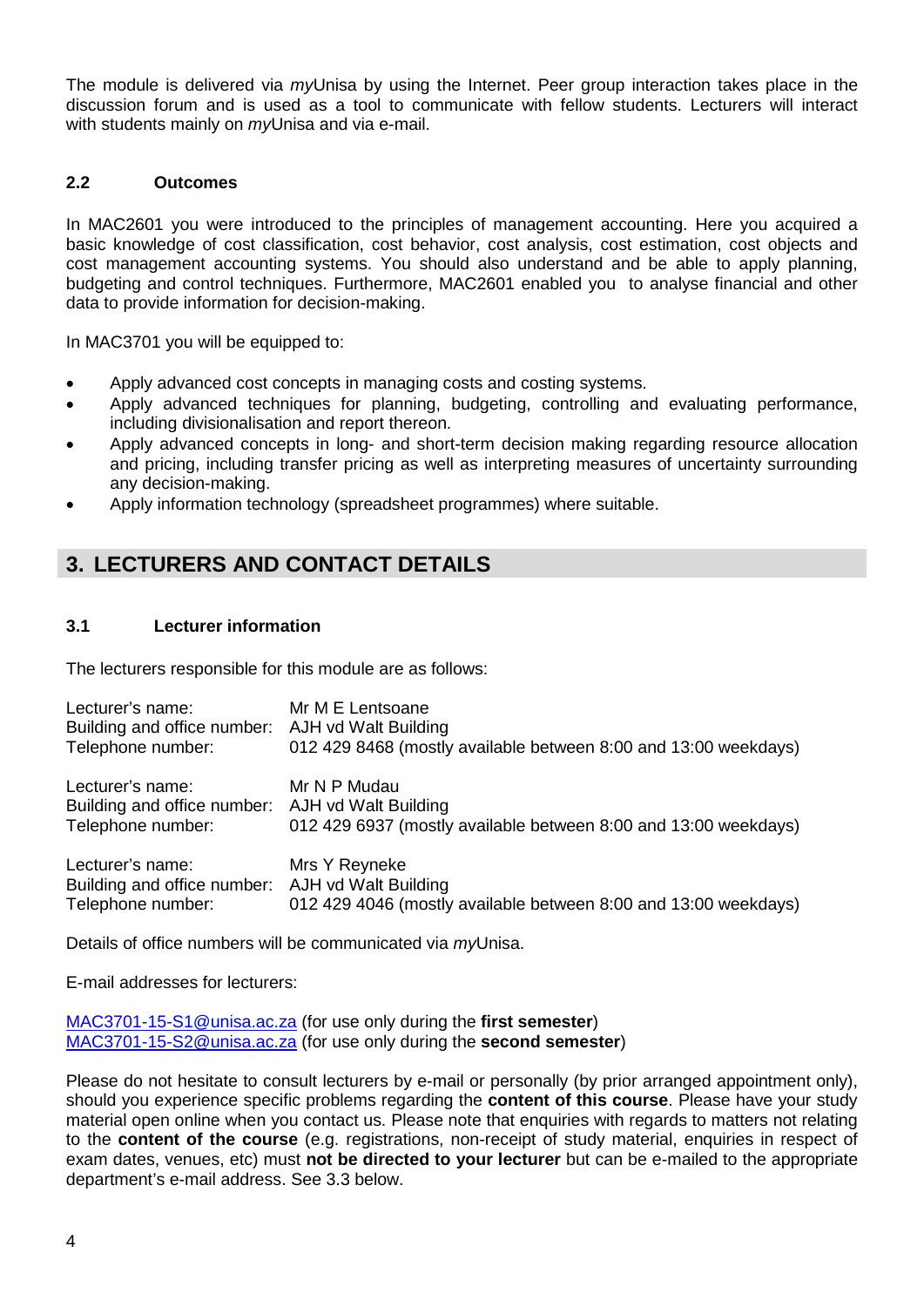The module is delivered via *my*Unisa by using the Internet. Peer group interaction takes place in the discussion forum and is used as a tool to communicate with fellow students. Lecturers will interact with students mainly on *my*Unisa and via e-mail.

### 2.2 Outcomes

In MAC2601 you were introduced to the principles of management accounting. Here you acquired a basic knowledge of cost classification, cost behavior, cost analysis, cost estimation, cost objects and cost management accounting systems. You should also understand and be able to apply planning, budgeting and control techniques. Furthermore, MAC2601 enabled you to analyse financial and other data to provide information for decision-making.

In MAC3701 you will be equipped to:

- Apply advanced cost concepts in managing costs and costing systems.
- Apply advanced techniques for planning, budgeting, controlling and evaluating performance, including divisionalisation and report thereon.
- Apply advanced concepts in long- and short-term decision making regarding resource allocation and pricing, including transfer pricing as well as interpreting measures of uncertainty surrounding any decision-making.
- Apply information technology (spreadsheet programmes) where suitable.

## 3. LECTURERS AND CONTACT DETAILS

### 3.1 Lecturer information

The lecturers responsible for this module are as follows:

Lecturer's name: Mr M E Lentsoane
Building and office number: AJH vd Walt Building
Telephone number: 012 429 8468 (mostly available between 8:00 and 13:00 weekdays)

Lecturer's name: Mr N P Mudau
Building and office number: AJH vd Walt Building
Telephone number: 012 429 6937 (mostly available between 8:00 and 13:00 weekdays)

Lecturer's name: Mrs Y Reyneke
Building and office number: AJH vd Walt Building
Telephone number: 012 429 4046 (mostly available between 8:00 and 13:00 weekdays)

Details of office numbers will be communicated via *my*Unisa.

E-mail addresses for lecturers:

MAC3701-15-S1@unisa.ac.za (for use only during the **first semester**)
MAC3701-15-S2@unisa.ac.za (for use only during the **second semester**)

Please do not hesitate to consult lecturers by e-mail or personally (by prior arranged appointment only), should you experience specific problems regarding the **content of this course**. Please have your study material open online when you contact us. Please note that enquiries with regards to matters not relating to the **content of the course** (e.g. registrations, non-receipt of study material, enquiries in respect of exam dates, venues, etc) must **not be directed to your lecturer** but can be e-mailed to the appropriate department's e-mail address. See 3.3 below.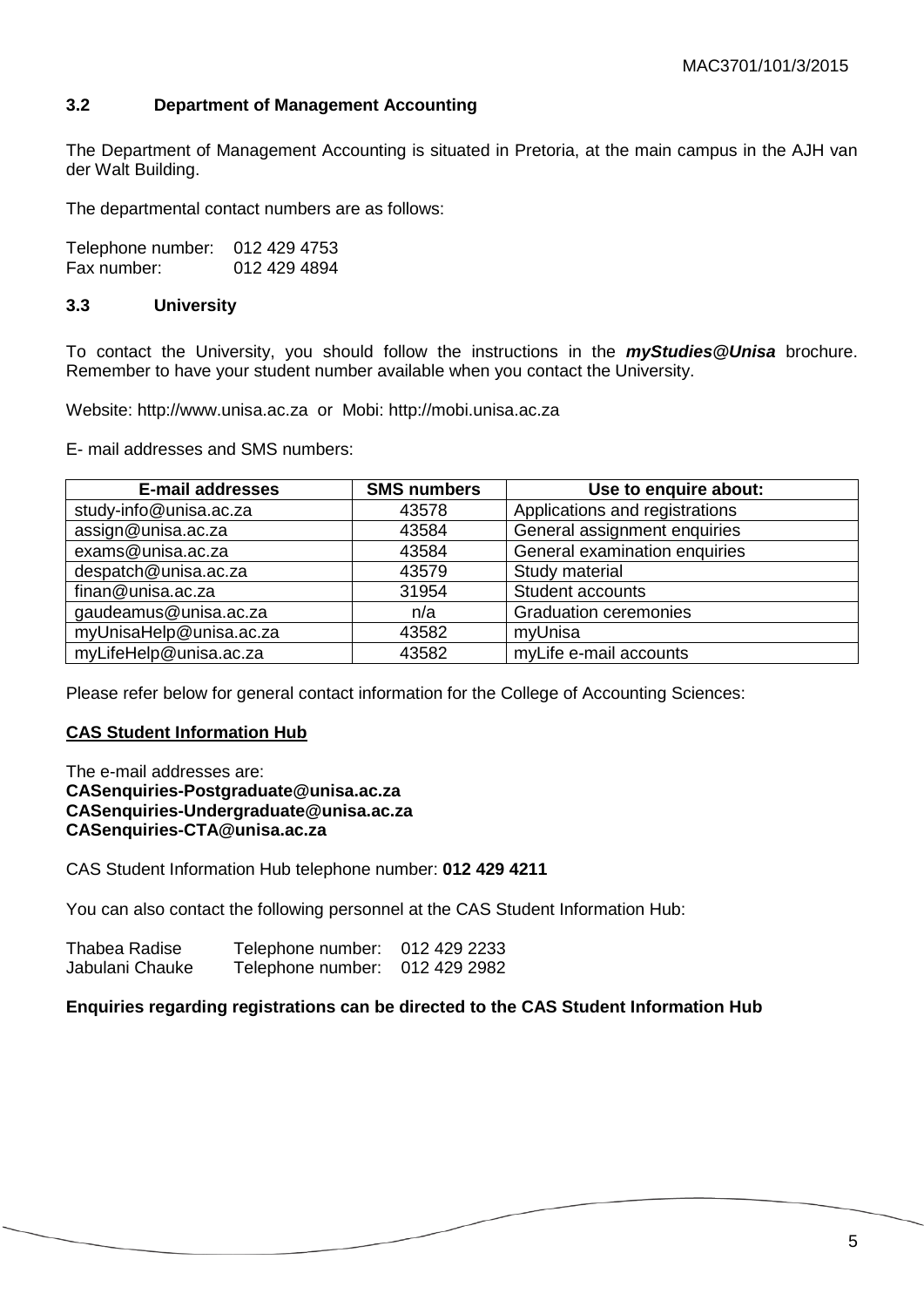### 3.2 Department of Management Accounting

The Department of Management Accounting is situated in Pretoria, at the main campus in the AJH van der Walt Building.

The departmental contact numbers are as follows:

Telephone number: 012 429 4753
Fax number: 012 429 4894

### 3.3 University

To contact the University, you should follow the instructions in the ***myStudies@Unisa*** brochure. Remember to have your student number available when you contact the University.

Website: http://www.unisa.ac.za or Mobi: http://mobi.unisa.ac.za

E- mail addresses and SMS numbers:

| E-mail addresses | SMS numbers | Use to enquire about: |
|---|---|---|
| study-info@unisa.ac.za | 43578 | Applications and registrations |
| assign@unisa.ac.za | 43584 | General assignment enquiries |
| exams@unisa.ac.za | 43584 | General examination enquiries |
| despatch@unisa.ac.za | 43579 | Study material |
| finan@unisa.ac.za | 31954 | Student accounts |
| gaudeamus@unisa.ac.za | n/a | Graduation ceremonies |
| myUnisaHelp@unisa.ac.za | 43582 | myUnisa |
| myLifeHelp@unisa.ac.za | 43582 | myLife e-mail accounts |

Please refer below for general contact information for the College of Accounting Sciences:

**CAS Student Information Hub**

The e-mail addresses are:
**CASenquiries-Postgraduate@unisa.ac.za**
**CASenquiries-Undergraduate@unisa.ac.za**
**CASenquiries-CTA@unisa.ac.za**

CAS Student Information Hub telephone number: **012 429 4211**

You can also contact the following personnel at the CAS Student Information Hub:

Thabea Radise Telephone number: 012 429 2233
Jabulani Chauke Telephone number: 012 429 2982

**Enquiries regarding registrations can be directed to the CAS Student Information Hub**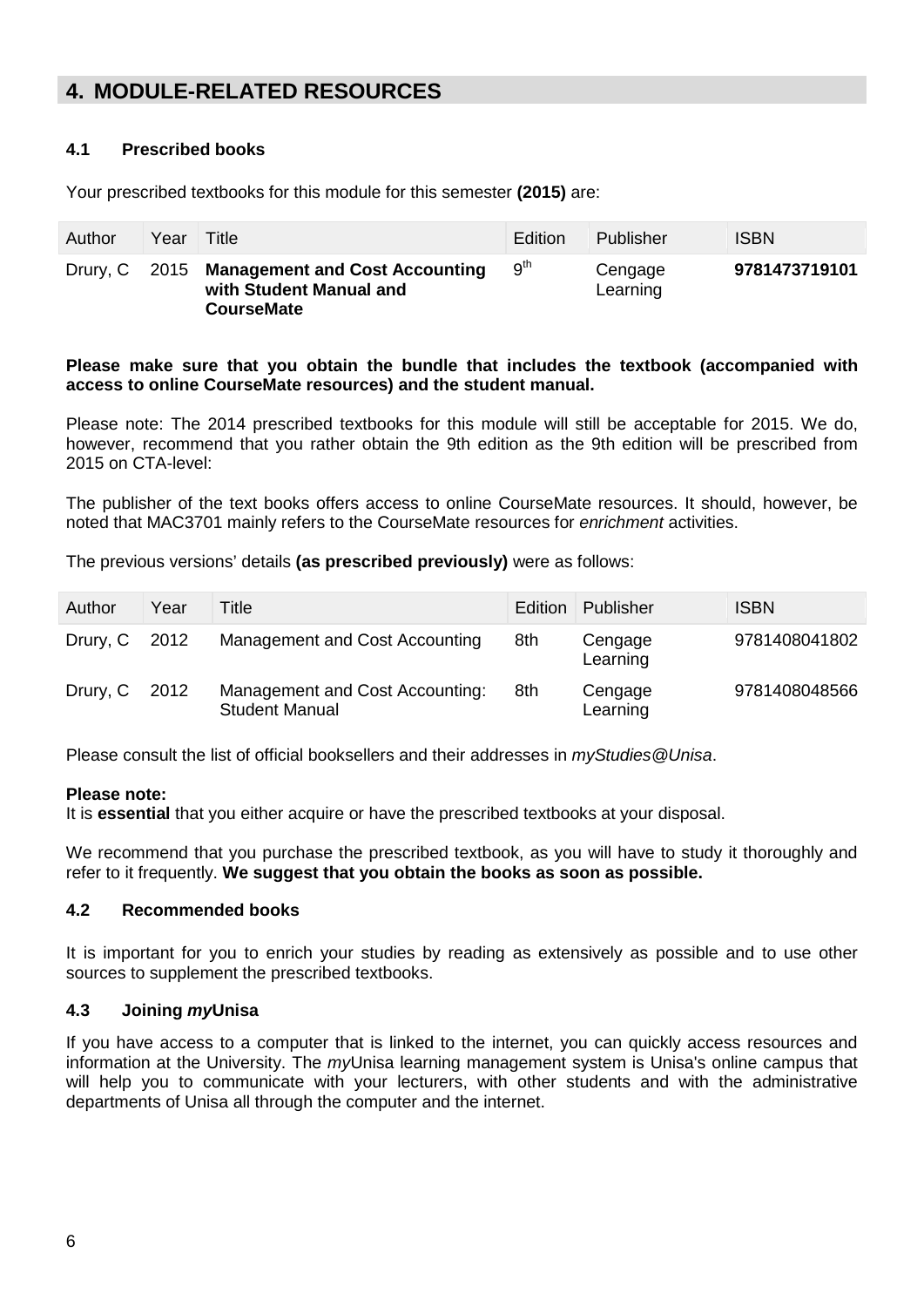## 4. MODULE-RELATED RESOURCES

### 4.1 Prescribed books

Your prescribed textbooks for this module for this semester **(2015)** are:

| Author | Year | Title | Edition | Publisher | ISBN |
|---|---|---|---|---|---|
| Drury, C | 2015 | **Management and Cost Accounting with Student Manual and CourseMate** | 9th | Cengage Learning | **9781473719101** |

**Please make sure that you obtain the bundle that includes the textbook (accompanied with access to online CourseMate resources) and the student manual.**

Please note: The 2014 prescribed textbooks for this module will still be acceptable for 2015. We do, however, recommend that you rather obtain the 9th edition as the 9th edition will be prescribed from 2015 on CTA-level:

The publisher of the text books offers access to online CourseMate resources. It should, however, be noted that MAC3701 mainly refers to the CourseMate resources for *enrichment* activities.

The previous versions' details **(as prescribed previously)** were as follows:

| Author | Year | Title | Edition | Publisher | ISBN |
|---|---|---|---|---|---|
| Drury, C | 2012 | Management and Cost Accounting | 8th | Cengage Learning | 9781408041802 |
| Drury, C | 2012 | Management and Cost Accounting: Student Manual | 8th | Cengage Learning | 9781408048566 |

Please consult the list of official booksellers and their addresses in *myStudies@Unisa*.

**Please note:**
It is **essential** that you either acquire or have the prescribed textbooks at your disposal.

We recommend that you purchase the prescribed textbook, as you will have to study it thoroughly and refer to it frequently. **We suggest that you obtain the books as soon as possible.**

### 4.2 Recommended books

It is important for you to enrich your studies by reading as extensively as possible and to use other sources to supplement the prescribed textbooks.

### 4.3 Joining *my*Unisa

If you have access to a computer that is linked to the internet, you can quickly access resources and information at the University. The *my*Unisa learning management system is Unisa's online campus that will help you to communicate with your lecturers, with other students and with the administrative departments of Unisa all through the computer and the internet.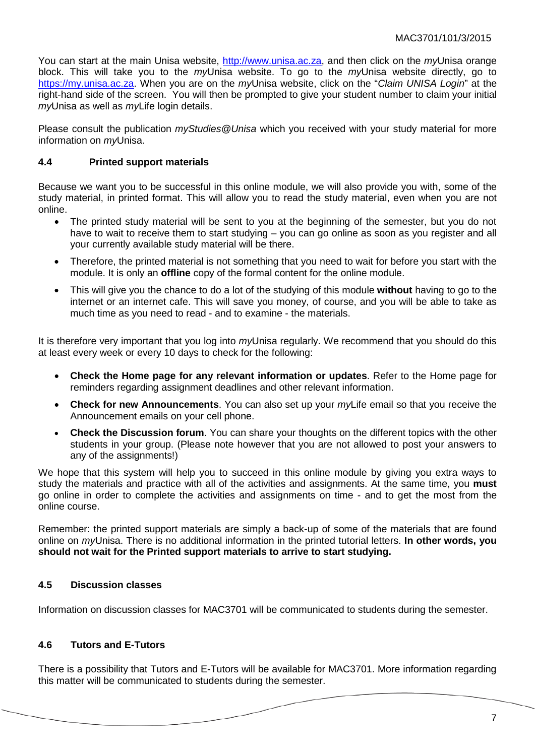You can start at the main Unisa website, http://www.unisa.ac.za, and then click on the *my*Unisa orange block. This will take you to the *my*Unisa website. To go to the *my*Unisa website directly, go to https://my.unisa.ac.za. When you are on the *my*Unisa website, click on the "*Claim UNISA Login*" at the right-hand side of the screen. You will then be prompted to give your student number to claim your initial *my*Unisa as well as *my*Life login details.

Please consult the publication *myStudies@Unisa* which you received with your study material for more information on *my*Unisa.

### 4.4 Printed support materials

Because we want you to be successful in this online module, we will also provide you with, some of the study material, in printed format. This will allow you to read the study material, even when you are not online.

- The printed study material will be sent to you at the beginning of the semester, but you do not have to wait to receive them to start studying – you can go online as soon as you register and all your currently available study material will be there.
- Therefore, the printed material is not something that you need to wait for before you start with the module. It is only an **offline** copy of the formal content for the online module.
- This will give you the chance to do a lot of the studying of this module **without** having to go to the internet or an internet cafe. This will save you money, of course, and you will be able to take as much time as you need to read - and to examine - the materials.

It is therefore very important that you log into *my*Unisa regularly. We recommend that you should do this at least every week or every 10 days to check for the following:

- **Check the Home page for any relevant information or updates**. Refer to the Home page for reminders regarding assignment deadlines and other relevant information.
- **Check for new Announcements**. You can also set up your *my*Life email so that you receive the Announcement emails on your cell phone.
- **Check the Discussion forum**. You can share your thoughts on the different topics with the other students in your group. (Please note however that you are not allowed to post your answers to any of the assignments!)

We hope that this system will help you to succeed in this online module by giving you extra ways to study the materials and practice with all of the activities and assignments. At the same time, you **must** go online in order to complete the activities and assignments on time - and to get the most from the online course.

Remember: the printed support materials are simply a back-up of some of the materials that are found online on *my*Unisa. There is no additional information in the printed tutorial letters. **In other words, you should not wait for the Printed support materials to arrive to start studying.**

### 4.5 Discussion classes

Information on discussion classes for MAC3701 will be communicated to students during the semester.

### 4.6 Tutors and E-Tutors

There is a possibility that Tutors and E-Tutors will be available for MAC3701. More information regarding this matter will be communicated to students during the semester.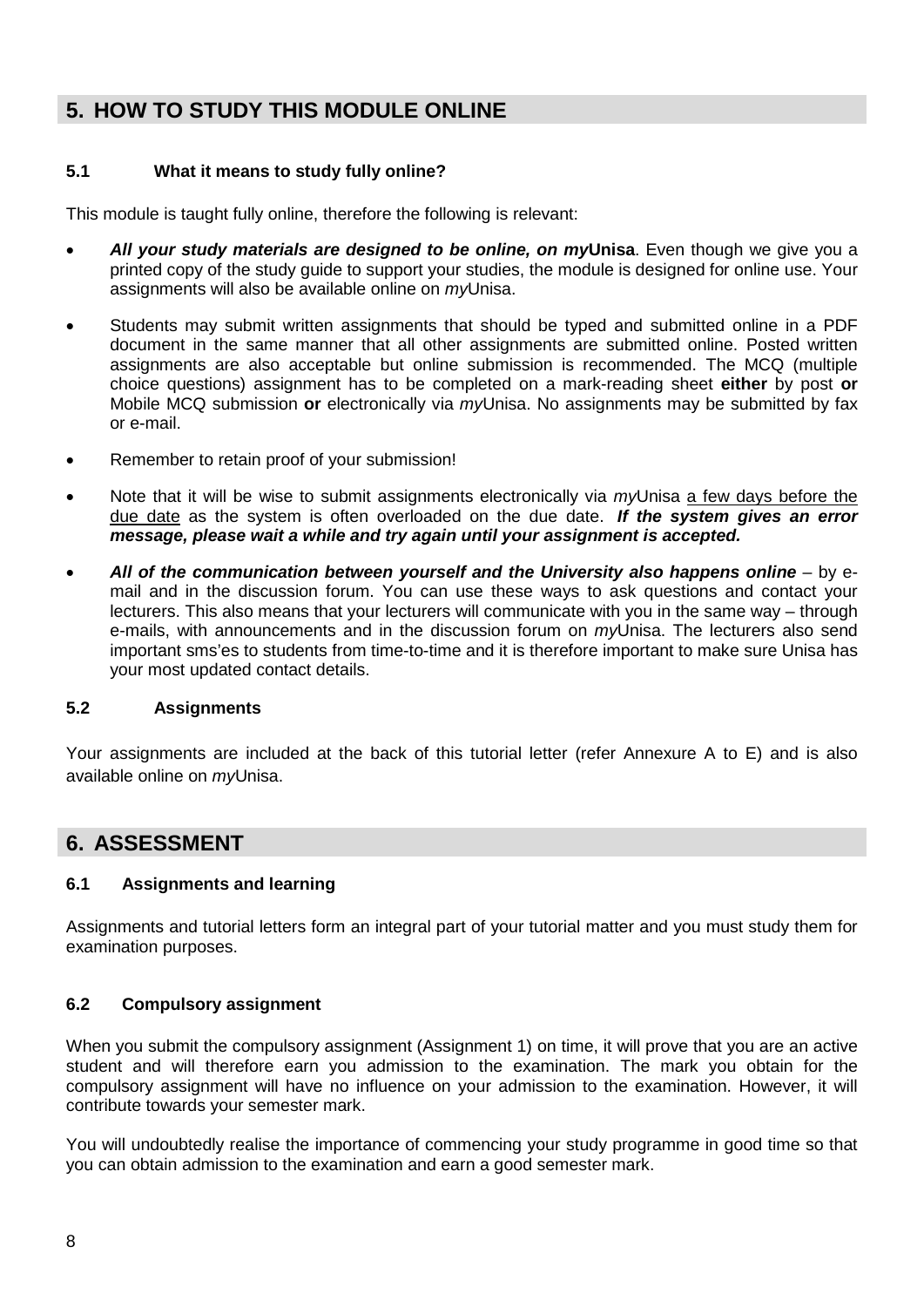## 5. HOW TO STUDY THIS MODULE ONLINE

### 5.1 What it means to study fully online?

This module is taught fully online, therefore the following is relevant:

- ***All your study materials are designed to be online, on my*Unisa**. Even though we give you a printed copy of the study guide to support your studies, the module is designed for online use. Your assignments will also be available online on *my*Unisa.
- Students may submit written assignments that should be typed and submitted online in a PDF document in the same manner that all other assignments are submitted online. Posted written assignments are also acceptable but online submission is recommended. The MCQ (multiple choice questions) assignment has to be completed on a mark-reading sheet **either** by post **or** Mobile MCQ submission **or** electronically via *my*Unisa. No assignments may be submitted by fax or e-mail.
- Remember to retain proof of your submission!
- Note that it will be wise to submit assignments electronically via *my*Unisa a few days before the due date as the system is often overloaded on the due date. ***If the system gives an error message, please wait a while and try again until your assignment is accepted.***
- ***All of the communication between yourself and the University also happens online*** – by e-mail and in the discussion forum. You can use these ways to ask questions and contact your lecturers. This also means that your lecturers will communicate with you in the same way – through e-mails, with announcements and in the discussion forum on *my*Unisa. The lecturers also send important sms'es to students from time-to-time and it is therefore important to make sure Unisa has your most updated contact details.

### 5.2 Assignments

Your assignments are included at the back of this tutorial letter (refer Annexure A to E) and is also available online on *my*Unisa.

## 6. ASSESSMENT

### 6.1 Assignments and learning

Assignments and tutorial letters form an integral part of your tutorial matter and you must study them for examination purposes.

### 6.2 Compulsory assignment

When you submit the compulsory assignment (Assignment 1) on time, it will prove that you are an active student and will therefore earn you admission to the examination. The mark you obtain for the compulsory assignment will have no influence on your admission to the examination. However, it will contribute towards your semester mark.

You will undoubtedly realise the importance of commencing your study programme in good time so that you can obtain admission to the examination and earn a good semester mark.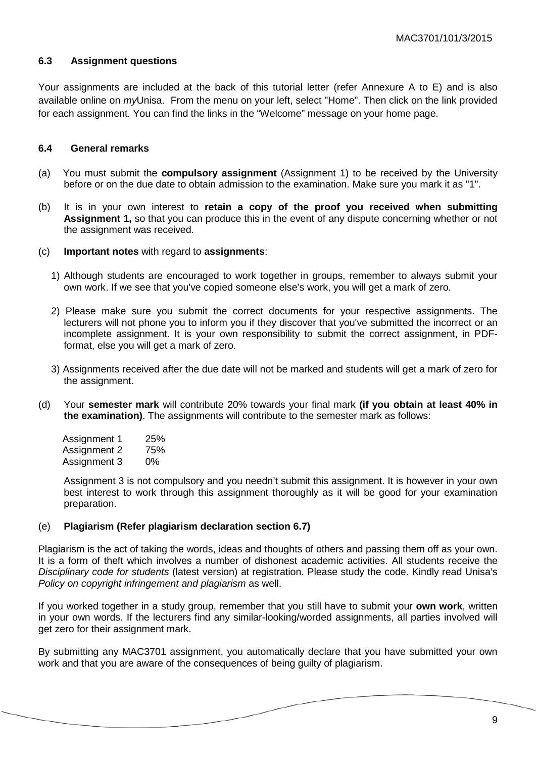### 6.3 Assignment questions

Your assignments are included at the back of this tutorial letter (refer Annexure A to E) and is also available online on *my*Unisa. From the menu on your left, select "Home". Then click on the link provided for each assignment. You can find the links in the "Welcome" message on your home page.

### 6.4 General remarks

(a) You must submit the **compulsory assignment** (Assignment 1) to be received by the University before or on the due date to obtain admission to the examination. Make sure you mark it as "1".

(b) It is in your own interest to **retain a copy of the proof you received when submitting Assignment 1,** so that you can produce this in the event of any dispute concerning whether or not the assignment was received.

(c) **Important notes** with regard to **assignments**:

1) Although students are encouraged to work together in groups, remember to always submit your own work. If we see that you've copied someone else's work, you will get a mark of zero.

2) Please make sure you submit the correct documents for your respective assignments. The lecturers will not phone you to inform you if they discover that you've submitted the incorrect or an incomplete assignment. It is your own responsibility to submit the correct assignment, in PDF-format, else you will get a mark of zero.

3) Assignments received after the due date will not be marked and students will get a mark of zero for the assignment.

(d) Your **semester mark** will contribute 20% towards your final mark **(if you obtain at least 40% in the examination)**. The assignments will contribute to the semester mark as follows:

| | |
|---|---|
| Assignment 1 | 25% |
| Assignment 2 | 75% |
| Assignment 3 | 0% |

Assignment 3 is not compulsory and you needn't submit this assignment. It is however in your own best interest to work through this assignment thoroughly as it will be good for your examination preparation.

(e) **Plagiarism (Refer plagiarism declaration section 6.7)**

Plagiarism is the act of taking the words, ideas and thoughts of others and passing them off as your own. It is a form of theft which involves a number of dishonest academic activities. All students receive the *Disciplinary code for students* (latest version) at registration. Please study the code. Kindly read Unisa's *Policy on copyright infringement and plagiarism* as well.

If you worked together in a study group, remember that you still have to submit your **own work**, written in your own words. If the lecturers find any similar-looking/worded assignments, all parties involved will get zero for their assignment mark.

By submitting any MAC3701 assignment, you automatically declare that you have submitted your own work and that you are aware of the consequences of being guilty of plagiarism.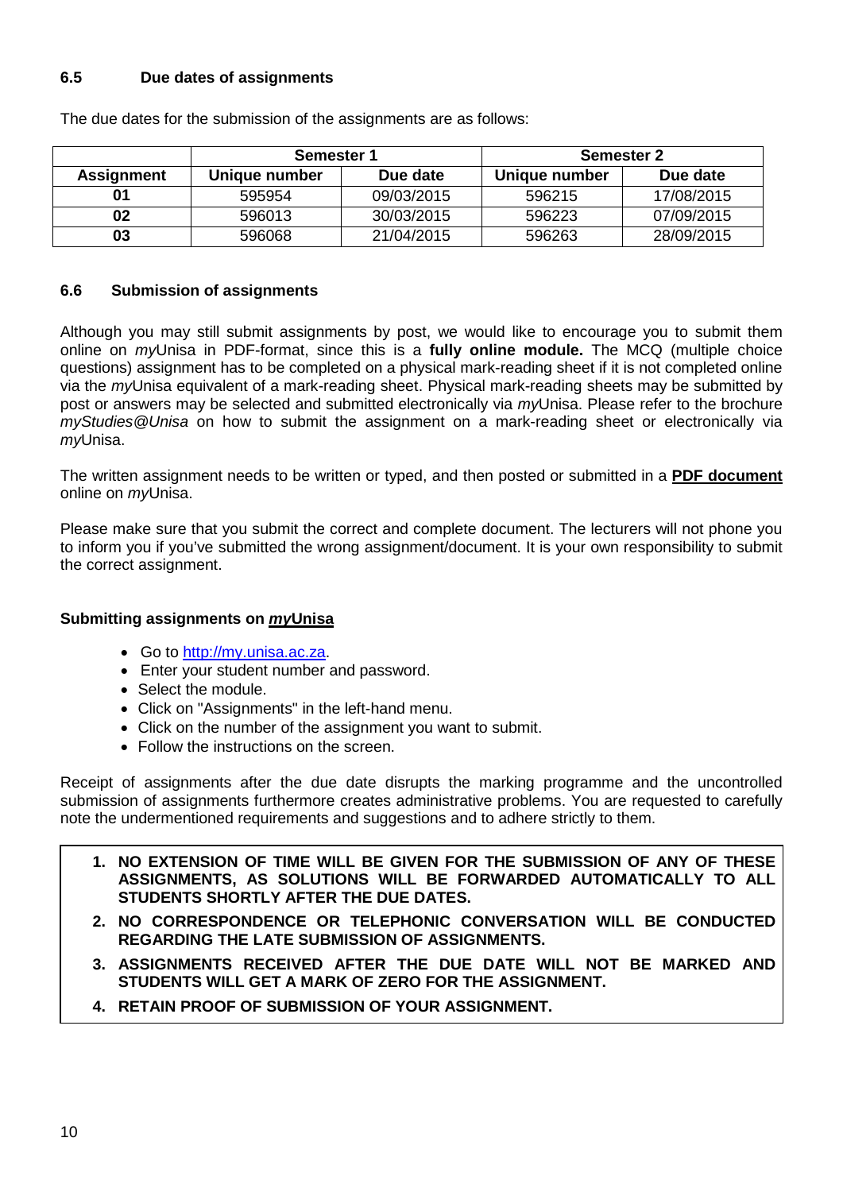### 6.5 Due dates of assignments

The due dates for the submission of the assignments are as follows:

| | Semester 1 | | Semester 2 | |
|---|---|---|---|---|
| **Assignment** | **Unique number** | **Due date** | **Unique number** | **Due date** |
| **01** | 595954 | 09/03/2015 | 596215 | 17/08/2015 |
| **02** | 596013 | 30/03/2015 | 596223 | 07/09/2015 |
| **03** | 596068 | 21/04/2015 | 596263 | 28/09/2015 |

### 6.6 Submission of assignments

Although you may still submit assignments by post, we would like to encourage you to submit them online on *my*Unisa in PDF-format, since this is a **fully online module.** The MCQ (multiple choice questions) assignment has to be completed on a physical mark-reading sheet if it is not completed online via the *my*Unisa equivalent of a mark-reading sheet. Physical mark-reading sheets may be submitted by post or answers may be selected and submitted electronically via *my*Unisa. Please refer to the brochure *myStudies@Unisa* on how to submit the assignment on a mark-reading sheet or electronically via *my*Unisa.

The written assignment needs to be written or typed, and then posted or submitted in a **PDF document** online on *my*Unisa.

Please make sure that you submit the correct and complete document. The lecturers will not phone you to inform you if you've submitted the wrong assignment/document. It is your own responsibility to submit the correct assignment.

**Submitting assignments on *my*Unisa**

- Go to http://my.unisa.ac.za.
- Enter your student number and password.
- Select the module.
- Click on "Assignments" in the left-hand menu.
- Click on the number of the assignment you want to submit.
- Follow the instructions on the screen.

Receipt of assignments after the due date disrupts the marking programme and the uncontrolled submission of assignments furthermore creates administrative problems. You are requested to carefully note the undermentioned requirements and suggestions and to adhere strictly to them.

1. **NO EXTENSION OF TIME WILL BE GIVEN FOR THE SUBMISSION OF ANY OF THESE ASSIGNMENTS, AS SOLUTIONS WILL BE FORWARDED AUTOMATICALLY TO ALL STUDENTS SHORTLY AFTER THE DUE DATES.**
2. **NO CORRESPONDENCE OR TELEPHONIC CONVERSATION WILL BE CONDUCTED REGARDING THE LATE SUBMISSION OF ASSIGNMENTS.**
3. **ASSIGNMENTS RECEIVED AFTER THE DUE DATE WILL NOT BE MARKED AND STUDENTS WILL GET A MARK OF ZERO FOR THE ASSIGNMENT.**
4. **RETAIN PROOF OF SUBMISSION OF YOUR ASSIGNMENT.**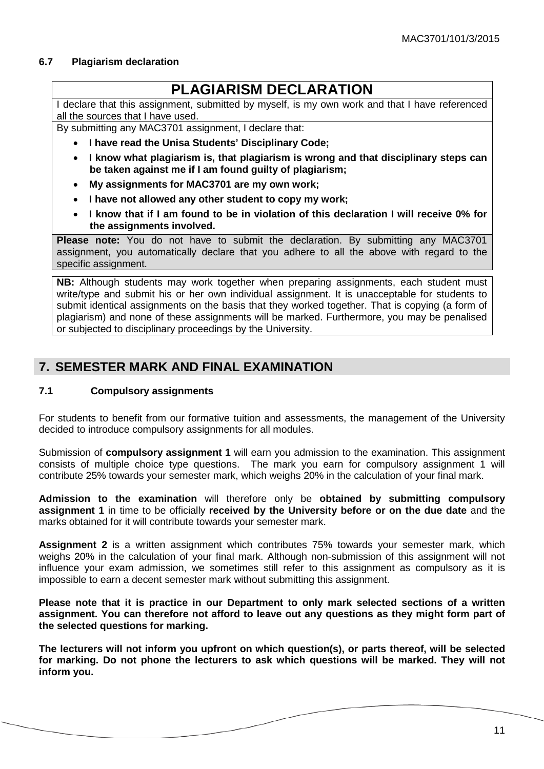### 6.7 Plagiarism declaration

## PLAGIARISM DECLARATION

I declare that this assignment, submitted by myself, is my own work and that I have referenced all the sources that I have used.

By submitting any MAC3701 assignment, I declare that:

- **I have read the Unisa Students' Disciplinary Code;**
- **I know what plagiarism is, that plagiarism is wrong and that disciplinary steps can be taken against me if I am found guilty of plagiarism;**
- **My assignments for MAC3701 are my own work;**
- **I have not allowed any other student to copy my work;**
- **I know that if I am found to be in violation of this declaration I will receive 0% for the assignments involved.**

**Please note:** You do not have to submit the declaration. By submitting any MAC3701 assignment, you automatically declare that you adhere to all the above with regard to the specific assignment.

**NB:** Although students may work together when preparing assignments, each student must write/type and submit his or her own individual assignment. It is unacceptable for students to submit identical assignments on the basis that they worked together. That is copying (a form of plagiarism) and none of these assignments will be marked. Furthermore, you may be penalised or subjected to disciplinary proceedings by the University.

## 7. SEMESTER MARK AND FINAL EXAMINATION

### 7.1 Compulsory assignments

For students to benefit from our formative tuition and assessments, the management of the University decided to introduce compulsory assignments for all modules.

Submission of **compulsory assignment 1** will earn you admission to the examination. This assignment consists of multiple choice type questions. The mark you earn for compulsory assignment 1 will contribute 25% towards your semester mark, which weighs 20% in the calculation of your final mark.

**Admission to the examination** will therefore only be **obtained by submitting compulsory assignment 1** in time to be officially **received by the University before or on the due date** and the marks obtained for it will contribute towards your semester mark.

**Assignment 2** is a written assignment which contributes 75% towards your semester mark, which weighs 20% in the calculation of your final mark. Although non-submission of this assignment will not influence your exam admission, we sometimes still refer to this assignment as compulsory as it is impossible to earn a decent semester mark without submitting this assignment.

**Please note that it is practice in our Department to only mark selected sections of a written assignment. You can therefore not afford to leave out any questions as they might form part of the selected questions for marking.**

**The lecturers will not inform you upfront on which question(s), or parts thereof, will be selected for marking. Do not phone the lecturers to ask which questions will be marked. They will not inform you.**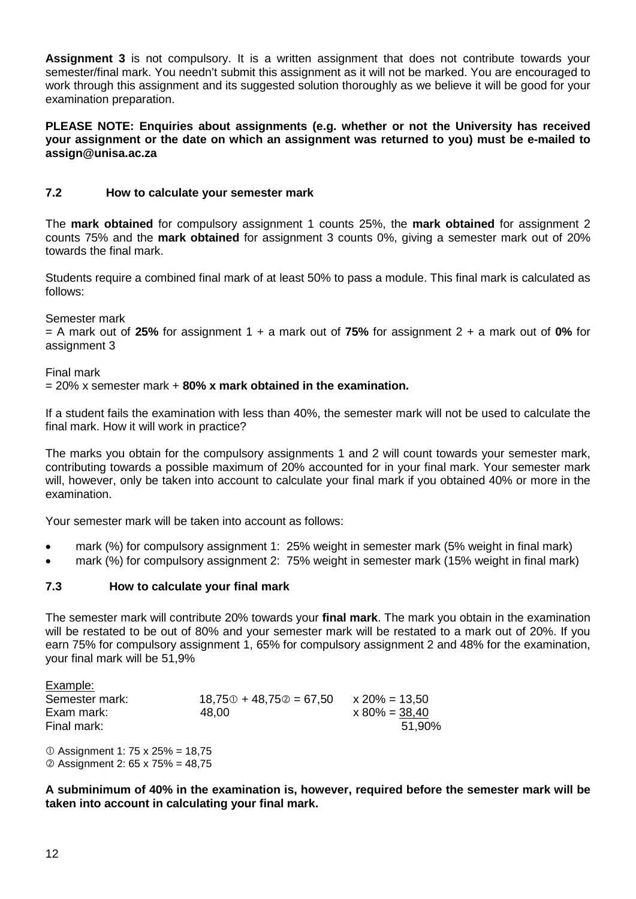**Assignment 3** is not compulsory. It is a written assignment that does not contribute towards your semester/final mark. You needn't submit this assignment as it will not be marked. You are encouraged to work through this assignment and its suggested solution thoroughly as we believe it will be good for your examination preparation.

**PLEASE NOTE: Enquiries about assignments (e.g. whether or not the University has received your assignment or the date on which an assignment was returned to you) must be e-mailed to assign@unisa.ac.za**

### 7.2 How to calculate your semester mark

The **mark obtained** for compulsory assignment 1 counts 25%, the **mark obtained** for assignment 2 counts 75% and the **mark obtained** for assignment 3 counts 0%, giving a semester mark out of 20% towards the final mark.

Students require a combined final mark of at least 50% to pass a module. This final mark is calculated as follows:

Semester mark
= A mark out of **25%** for assignment 1 + a mark out of **75%** for assignment 2 + a mark out of **0%** for assignment 3

Final mark
= 20% x semester mark + **80% x mark obtained in the examination.**

If a student fails the examination with less than 40%, the semester mark will not be used to calculate the final mark. How it will work in practice?

The marks you obtain for the compulsory assignments 1 and 2 will count towards your semester mark, contributing towards a possible maximum of 20% accounted for in your final mark. Your semester mark will, however, only be taken into account to calculate your final mark if you obtained 40% or more in the examination.

Your semester mark will be taken into account as follows:

- mark (%) for compulsory assignment 1: 25% weight in semester mark (5% weight in final mark)
- mark (%) for compulsory assignment 2: 75% weight in semester mark (15% weight in final mark)

### 7.3 How to calculate your final mark

The semester mark will contribute 20% towards your **final mark**. The mark you obtain in the examination will be restated to be out of 80% and your semester mark will be restated to a mark out of 20%. If you earn 75% for compulsory assignment 1, 65% for compulsory assignment 2 and 48% for the examination, your final mark will be 51,9%

Example:

| | | |
|---|---|---|
| Semester mark: | 18,75① + 48,75② = 67,50 | x 20% = 13,50 |
| Exam mark: | 48,00 | x 80% = 38,40 |
| Final mark: | | 51,90% |

① Assignment 1: 75 x 25% = 18,75
② Assignment 2: 65 x 75% = 48,75

**A subminimum of 40% in the examination is, however, required before the semester mark will be taken into account in calculating your final mark.**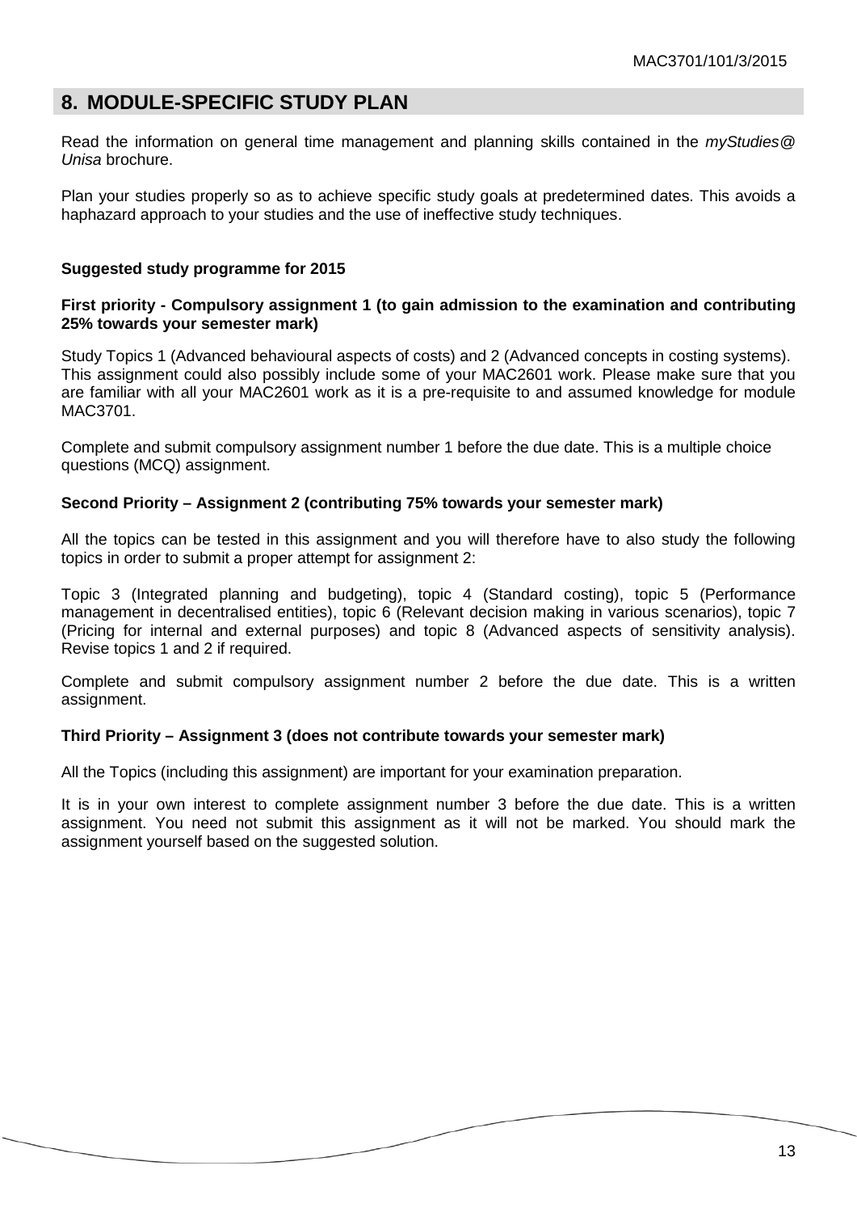## 8. MODULE-SPECIFIC STUDY PLAN

Read the information on general time management and planning skills contained in the *myStudies@ Unisa* brochure.

Plan your studies properly so as to achieve specific study goals at predetermined dates. This avoids a haphazard approach to your studies and the use of ineffective study techniques.

**Suggested study programme for 2015**

**First priority - Compulsory assignment 1 (to gain admission to the examination and contributing 25% towards your semester mark)**

Study Topics 1 (Advanced behavioural aspects of costs) and 2 (Advanced concepts in costing systems). This assignment could also possibly include some of your MAC2601 work. Please make sure that you are familiar with all your MAC2601 work as it is a pre-requisite to and assumed knowledge for module MAC3701.

Complete and submit compulsory assignment number 1 before the due date. This is a multiple choice questions (MCQ) assignment.

**Second Priority – Assignment 2 (contributing 75% towards your semester mark)**

All the topics can be tested in this assignment and you will therefore have to also study the following topics in order to submit a proper attempt for assignment 2:

Topic 3 (Integrated planning and budgeting), topic 4 (Standard costing), topic 5 (Performance management in decentralised entities), topic 6 (Relevant decision making in various scenarios), topic 7 (Pricing for internal and external purposes) and topic 8 (Advanced aspects of sensitivity analysis). Revise topics 1 and 2 if required.

Complete and submit compulsory assignment number 2 before the due date. This is a written assignment.

**Third Priority – Assignment 3 (does not contribute towards your semester mark)**

All the Topics (including this assignment) are important for your examination preparation.

It is in your own interest to complete assignment number 3 before the due date. This is a written assignment. You need not submit this assignment as it will not be marked. You should mark the assignment yourself based on the suggested solution.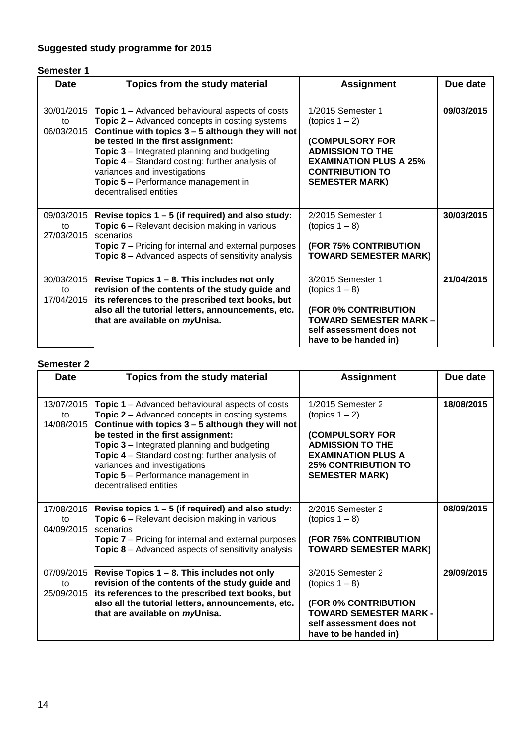**Suggested study programme for 2015**

**Semester 1**

| Date | Topics from the study material | Assignment | Due date |
|---|---|---|---|
| 30/01/2015 to 06/03/2015 | **Topic 1** – Advanced behavioural aspects of costs<br>**Topic 2** – Advanced concepts in costing systems<br>**Continue with topics 3 – 5 although they will not be tested in the first assignment:**<br>**Topic 3** – Integrated planning and budgeting<br>**Topic 4** – Standard costing: further analysis of variances and investigations<br>**Topic 5** – Performance management in decentralised entities | 1/2015 Semester 1<br>(topics 1 – 2)<br><br>**(COMPULSORY FOR ADMISSION TO THE EXAMINATION PLUS A 25% CONTRIBUTION TO SEMESTER MARK)** | **09/03/2015** |
| 09/03/2015 to 27/03/2015 | **Revise topics 1 – 5 (if required) and also study:**<br>**Topic 6** – Relevant decision making in various scenarios<br>**Topic 7** – Pricing for internal and external purposes<br>**Topic 8** – Advanced aspects of sensitivity analysis | 2/2015 Semester 1<br>(topics 1 – 8)<br><br>**(FOR 75% CONTRIBUTION TOWARD SEMESTER MARK)** | **30/03/2015** |
| 30/03/2015 to 17/04/2015 | **Revise Topics 1 – 8. This includes not only revision of the contents of the study guide and its references to the prescribed text books, but also all the tutorial letters, announcements, etc. that are available on *my*Unisa.** | 3/2015 Semester 1<br>(topics 1 – 8)<br><br>**(FOR 0% CONTRIBUTION TOWARD SEMESTER MARK – self assessment does not have to be handed in)** | **21/04/2015** |

**Semester 2**

| Date | Topics from the study material | Assignment | Due date |
|---|---|---|---|
| 13/07/2015 to 14/08/2015 | **Topic 1** – Advanced behavioural aspects of costs<br>**Topic 2** – Advanced concepts in costing systems<br>**Continue with topics 3 – 5 although they will not be tested in the first assignment:**<br>**Topic 3** – Integrated planning and budgeting<br>**Topic 4** – Standard costing: further analysis of variances and investigations<br>**Topic 5** – Performance management in decentralised entities | 1/2015 Semester 2<br>(topics 1 – 2)<br><br>**(COMPULSORY FOR ADMISSION TO THE EXAMINATION PLUS A 25% CONTRIBUTION TO SEMESTER MARK)** | **18/08/2015** |
| 17/08/2015 to 04/09/2015 | **Revise topics 1 – 5 (if required) and also study:**<br>**Topic 6** – Relevant decision making in various scenarios<br>**Topic 7** – Pricing for internal and external purposes<br>**Topic 8** – Advanced aspects of sensitivity analysis | 2/2015 Semester 2<br>(topics 1 – 8)<br><br>**(FOR 75% CONTRIBUTION TOWARD SEMESTER MARK)** | **08/09/2015** |
| 07/09/2015 to 25/09/2015 | **Revise Topics 1 – 8. This includes not only revision of the contents of the study guide and its references to the prescribed text books, but also all the tutorial letters, announcements, etc. that are available on *my*Unisa.** | 3/2015 Semester 2<br>(topics 1 – 8)<br><br>**(FOR 0% CONTRIBUTION TOWARD SEMESTER MARK - self assessment does not have to be handed in)** | **29/09/2015** |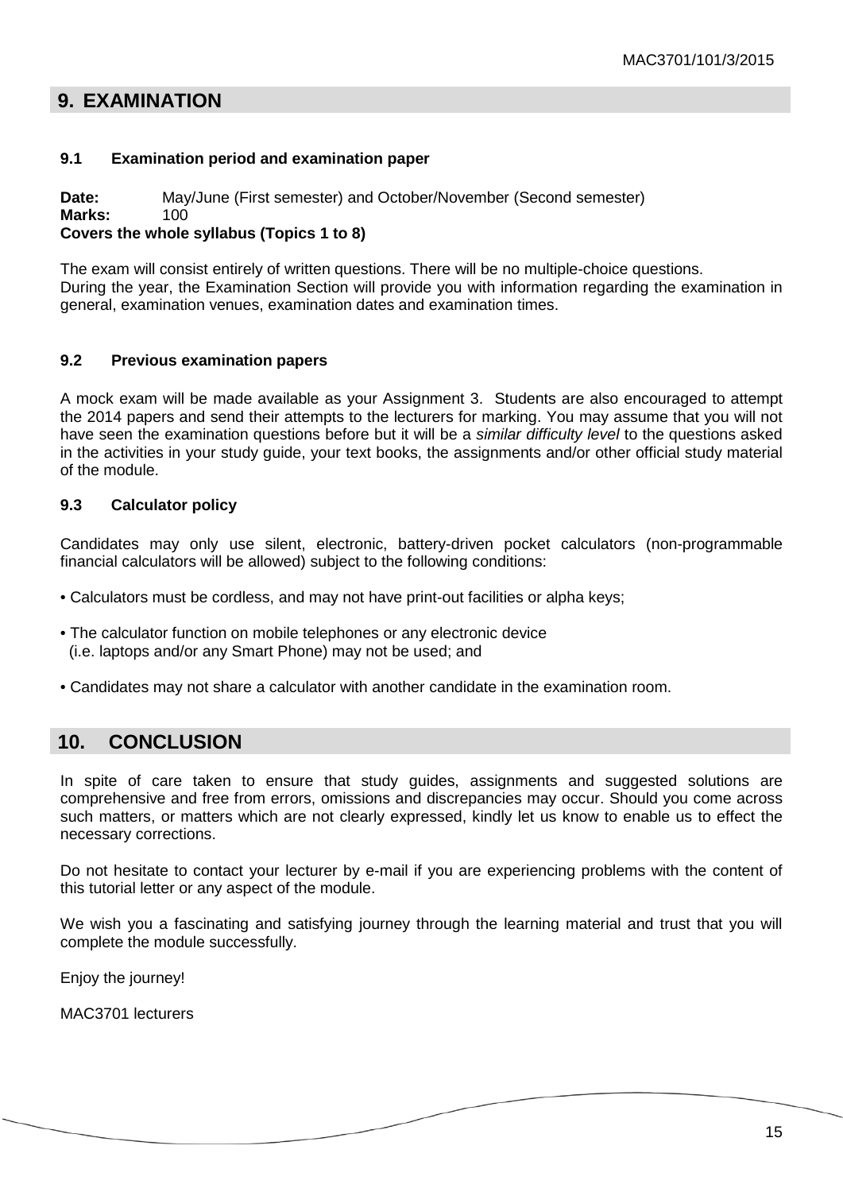## 9. EXAMINATION

### 9.1 Examination period and examination paper

**Date:** May/June (First semester) and October/November (Second semester)
**Marks:** 100
**Covers the whole syllabus (Topics 1 to 8)**

The exam will consist entirely of written questions. There will be no multiple-choice questions.
During the year, the Examination Section will provide you with information regarding the examination in general, examination venues, examination dates and examination times.

### 9.2 Previous examination papers

A mock exam will be made available as your Assignment 3. Students are also encouraged to attempt the 2014 papers and send their attempts to the lecturers for marking. You may assume that you will not have seen the examination questions before but it will be a *similar difficulty level* to the questions asked in the activities in your study guide, your text books, the assignments and/or other official study material of the module.

### 9.3 Calculator policy

Candidates may only use silent, electronic, battery-driven pocket calculators (non-programmable financial calculators will be allowed) subject to the following conditions:

- Calculators must be cordless, and may not have print-out facilities or alpha keys;
- The calculator function on mobile telephones or any electronic device (i.e. laptops and/or any Smart Phone) may not be used; and
- Candidates may not share a calculator with another candidate in the examination room.

## 10. CONCLUSION

In spite of care taken to ensure that study guides, assignments and suggested solutions are comprehensive and free from errors, omissions and discrepancies may occur. Should you come across such matters, or matters which are not clearly expressed, kindly let us know to enable us to effect the necessary corrections.

Do not hesitate to contact your lecturer by e-mail if you are experiencing problems with the content of this tutorial letter or any aspect of the module.

We wish you a fascinating and satisfying journey through the learning material and trust that you will complete the module successfully.

Enjoy the journey!

MAC3701 lecturers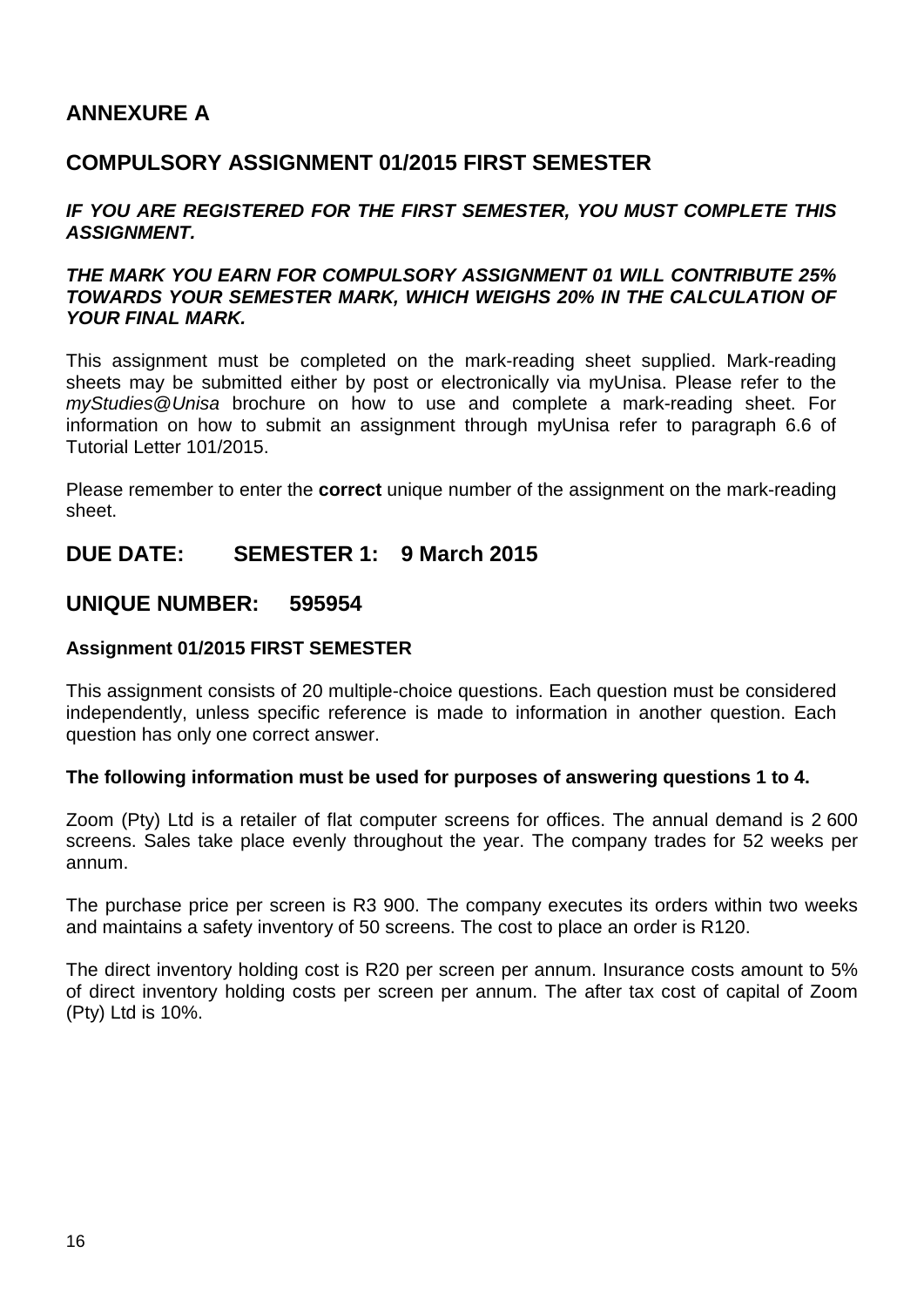## ANNEXURE A

## COMPULSORY ASSIGNMENT 01/2015 FIRST SEMESTER

***IF YOU ARE REGISTERED FOR THE FIRST SEMESTER, YOU MUST COMPLETE THIS ASSIGNMENT.***

***THE MARK YOU EARN FOR COMPULSORY ASSIGNMENT 01 WILL CONTRIBUTE 25% TOWARDS YOUR SEMESTER MARK, WHICH WEIGHS 20% IN THE CALCULATION OF YOUR FINAL MARK.***

This assignment must be completed on the mark-reading sheet supplied. Mark-reading sheets may be submitted either by post or electronically via myUnisa. Please refer to the *myStudies@Unisa* brochure on how to use and complete a mark-reading sheet. For information on how to submit an assignment through myUnisa refer to paragraph 6.6 of Tutorial Letter 101/2015.

Please remember to enter the **correct** unique number of the assignment on the mark-reading sheet.

## DUE DATE: SEMESTER 1: 9 March 2015

## UNIQUE NUMBER: 595954

**Assignment 01/2015 FIRST SEMESTER**

This assignment consists of 20 multiple-choice questions. Each question must be considered independently, unless specific reference is made to information in another question. Each question has only one correct answer.

**The following information must be used for purposes of answering questions 1 to 4.**

Zoom (Pty) Ltd is a retailer of flat computer screens for offices. The annual demand is 2 600 screens. Sales take place evenly throughout the year. The company trades for 52 weeks per annum.

The purchase price per screen is R3 900. The company executes its orders within two weeks and maintains a safety inventory of 50 screens. The cost to place an order is R120.

The direct inventory holding cost is R20 per screen per annum. Insurance costs amount to 5% of direct inventory holding costs per screen per annum. The after tax cost of capital of Zoom (Pty) Ltd is 10%.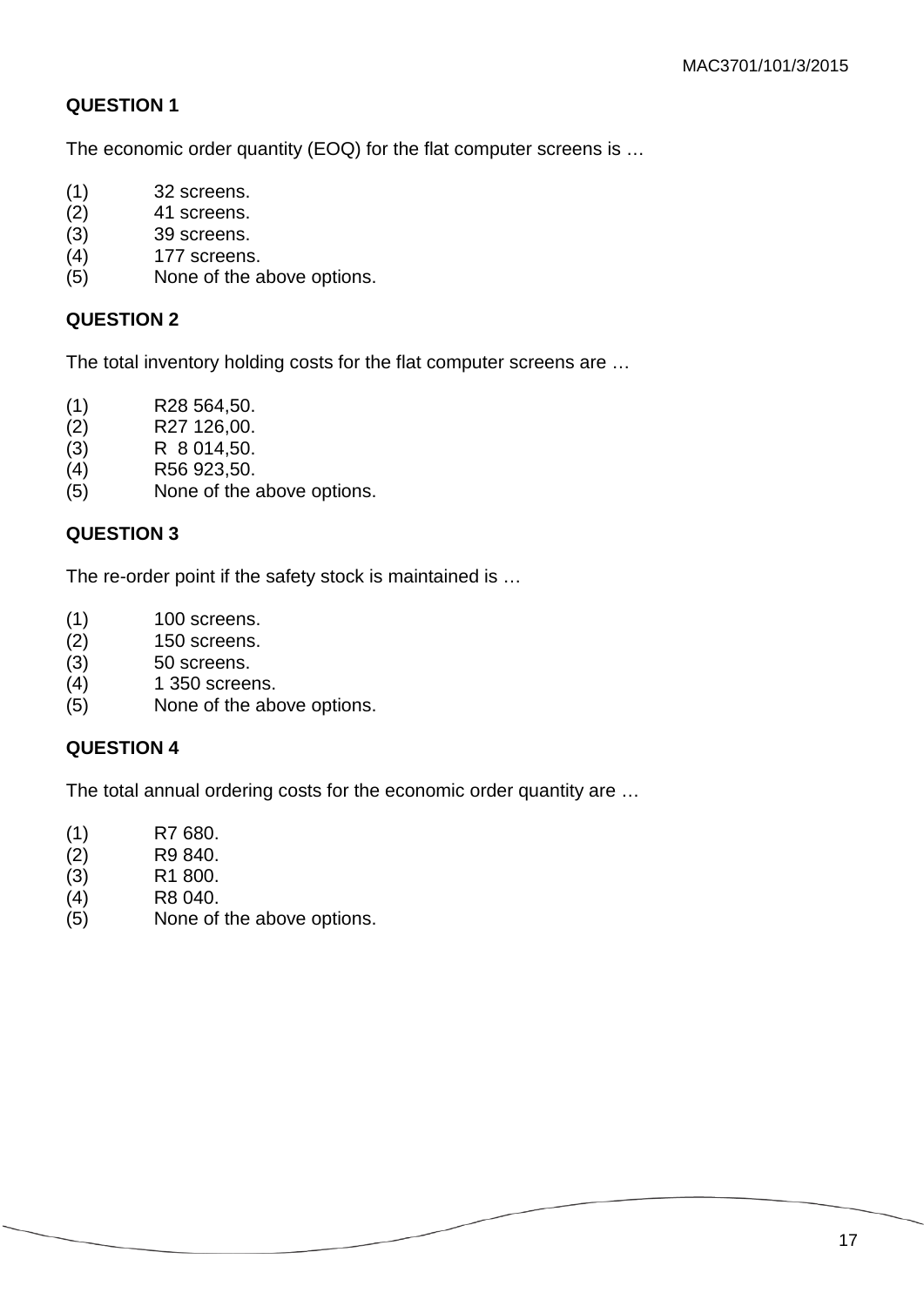**QUESTION 1**

The economic order quantity (EOQ) for the flat computer screens is …

(1) 32 screens.
(2) 41 screens.
(3) 39 screens.
(4) 177 screens.
(5) None of the above options.

**QUESTION 2**

The total inventory holding costs for the flat computer screens are …

(1) R28 564,50.
(2) R27 126,00.
(3) R 8 014,50.
(4) R56 923,50.
(5) None of the above options.

**QUESTION 3**

The re-order point if the safety stock is maintained is …

(1) 100 screens.
(2) 150 screens.
(3) 50 screens.
(4) 1 350 screens.
(5) None of the above options.

**QUESTION 4**

The total annual ordering costs for the economic order quantity are …

(1) R7 680.
(2) R9 840.
(3) R1 800.
(4) R8 040.
(5) None of the above options.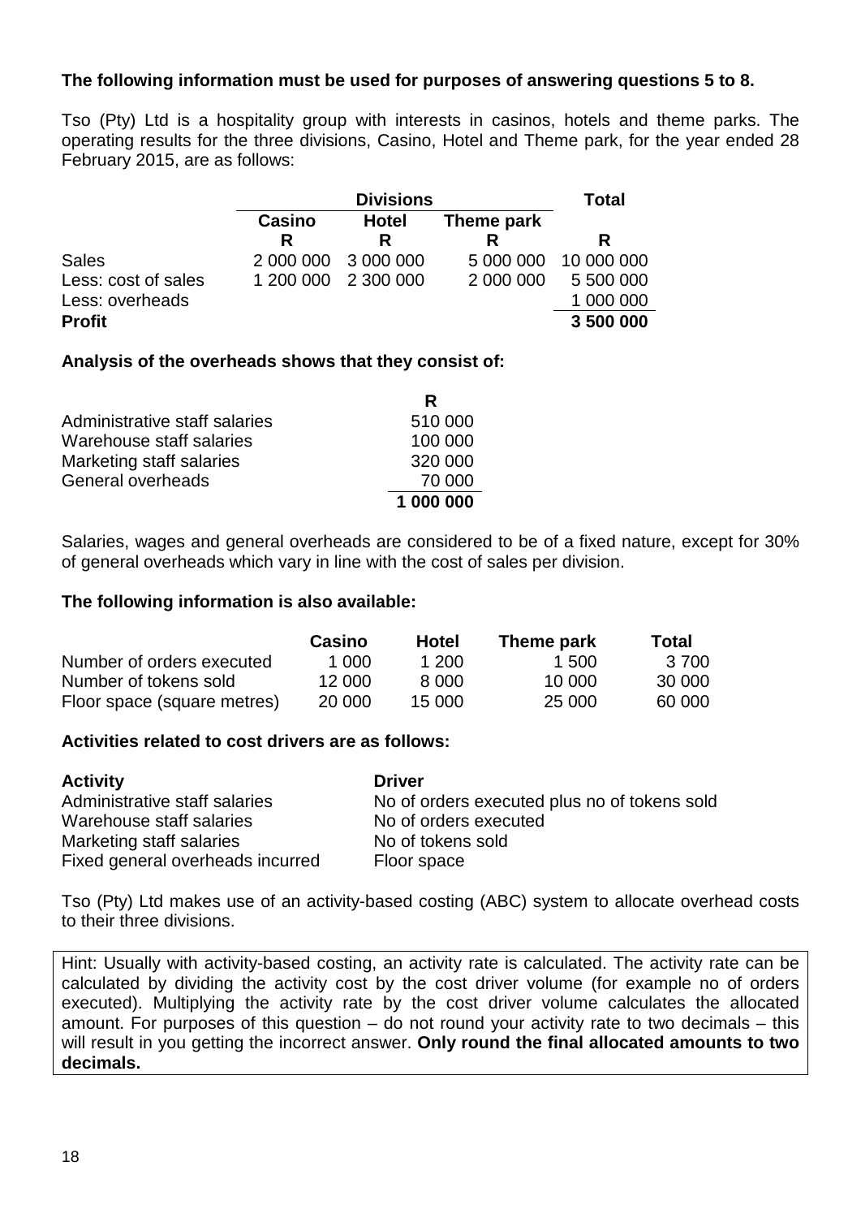**The following information must be used for purposes of answering questions 5 to 8.**

Tso (Pty) Ltd is a hospitality group with interests in casinos, hotels and theme parks. The operating results for the three divisions, Casino, Hotel and Theme park, for the year ended 28 February 2015, are as follows:

| | Divisions | | | Total |
|---|---|---|---|---|
| | Casino | Hotel | Theme park | |
| | R | R | R | R |
| Sales | 2 000 000 | 3 000 000 | 5 000 000 | 10 000 000 |
| Less: cost of sales | 1 200 000 | 2 300 000 | 2 000 000 | 5 500 000 |
| Less: overheads | | | | 1 000 000 |
| **Profit** | | | | **3 500 000** |

**Analysis of the overheads shows that they consist of:**

| | R |
|---|---|
| Administrative staff salaries | 510 000 |
| Warehouse staff salaries | 100 000 |
| Marketing staff salaries | 320 000 |
| General overheads | 70 000 |
| | **1 000 000** |

Salaries, wages and general overheads are considered to be of a fixed nature, except for 30% of general overheads which vary in line with the cost of sales per division.

**The following information is also available:**

| | Casino | Hotel | Theme park | Total |
|---|---|---|---|---|
| Number of orders executed | 1 000 | 1 200 | 1 500 | 3 700 |
| Number of tokens sold | 12 000 | 8 000 | 10 000 | 30 000 |
| Floor space (square metres) | 20 000 | 15 000 | 25 000 | 60 000 |

**Activities related to cost drivers are as follows:**

| Activity | Driver |
|---|---|
| Administrative staff salaries | No of orders executed plus no of tokens sold |
| Warehouse staff salaries | No of orders executed |
| Marketing staff salaries | No of tokens sold |
| Fixed general overheads incurred | Floor space |

Tso (Pty) Ltd makes use of an activity-based costing (ABC) system to allocate overhead costs to their three divisions.

Hint: Usually with activity-based costing, an activity rate is calculated. The activity rate can be calculated by dividing the activity cost by the cost driver volume (for example no of orders executed). Multiplying the activity rate by the cost driver volume calculates the allocated amount. For purposes of this question – do not round your activity rate to two decimals – this will result in you getting the incorrect answer. **Only round the final allocated amounts to two decimals.**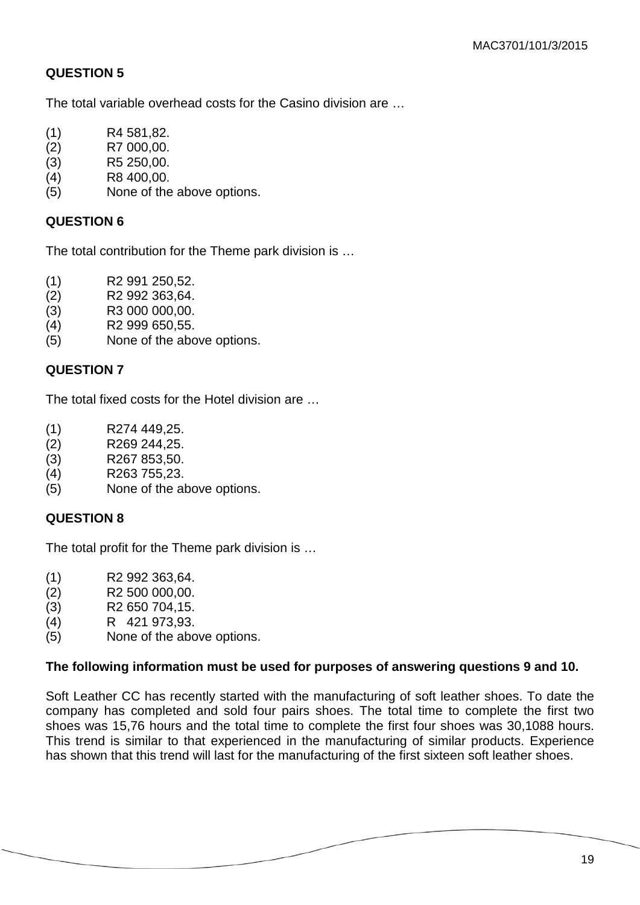**QUESTION 5**

The total variable overhead costs for the Casino division are …

(1) R4 581,82.
(2) R7 000,00.
(3) R5 250,00.
(4) R8 400,00.
(5) None of the above options.

**QUESTION 6**

The total contribution for the Theme park division is …

(1) R2 991 250,52.
(2) R2 992 363,64.
(3) R3 000 000,00.
(4) R2 999 650,55.
(5) None of the above options.

**QUESTION 7**

The total fixed costs for the Hotel division are …

(1) R274 449,25.
(2) R269 244,25.
(3) R267 853,50.
(4) R263 755,23.
(5) None of the above options.

**QUESTION 8**

The total profit for the Theme park division is …

(1) R2 992 363,64.
(2) R2 500 000,00.
(3) R2 650 704,15.
(4) R 421 973,93.
(5) None of the above options.

**The following information must be used for purposes of answering questions 9 and 10.**

Soft Leather CC has recently started with the manufacturing of soft leather shoes. To date the company has completed and sold four pairs shoes. The total time to complete the first two shoes was 15,76 hours and the total time to complete the first four shoes was 30,1088 hours. This trend is similar to that experienced in the manufacturing of similar products. Experience has shown that this trend will last for the manufacturing of the first sixteen soft leather shoes.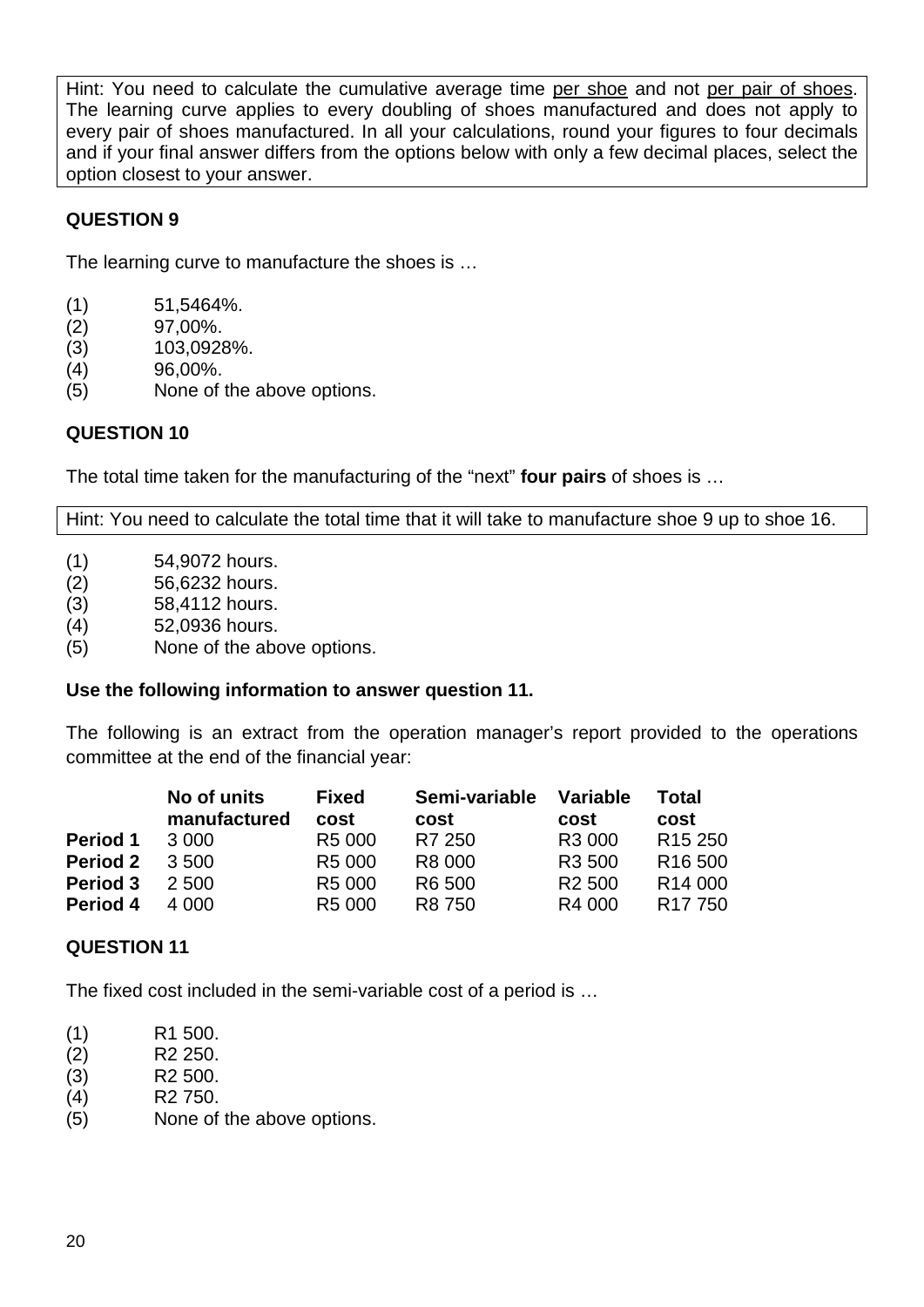Hint: You need to calculate the cumulative average time per shoe and not per pair of shoes. The learning curve applies to every doubling of shoes manufactured and does not apply to every pair of shoes manufactured. In all your calculations, round your figures to four decimals and if your final answer differs from the options below with only a few decimal places, select the option closest to your answer.

**QUESTION 9**

The learning curve to manufacture the shoes is …

(1) 51,5464%.
(2) 97,00%.
(3) 103,0928%.
(4) 96,00%.
(5) None of the above options.

**QUESTION 10**

The total time taken for the manufacturing of the "next" **four pairs** of shoes is …

Hint: You need to calculate the total time that it will take to manufacture shoe 9 up to shoe 16.

(1) 54,9072 hours.
(2) 56,6232 hours.
(3) 58,4112 hours.
(4) 52,0936 hours.
(5) None of the above options.

**Use the following information to answer question 11.**

The following is an extract from the operation manager's report provided to the operations committee at the end of the financial year:

| | No of units manufactured | Fixed cost | Semi-variable cost | Variable cost | Total cost |
|---|---|---|---|---|---|
| **Period 1** | 3 000 | R5 000 | R7 250 | R3 000 | R15 250 |
| **Period 2** | 3 500 | R5 000 | R8 000 | R3 500 | R16 500 |
| **Period 3** | 2 500 | R5 000 | R6 500 | R2 500 | R14 000 |
| **Period 4** | 4 000 | R5 000 | R8 750 | R4 000 | R17 750 |

**QUESTION 11**

The fixed cost included in the semi-variable cost of a period is …

(1) R1 500.
(2) R2 250.
(3) R2 500.
(4) R2 750.
(5) None of the above options.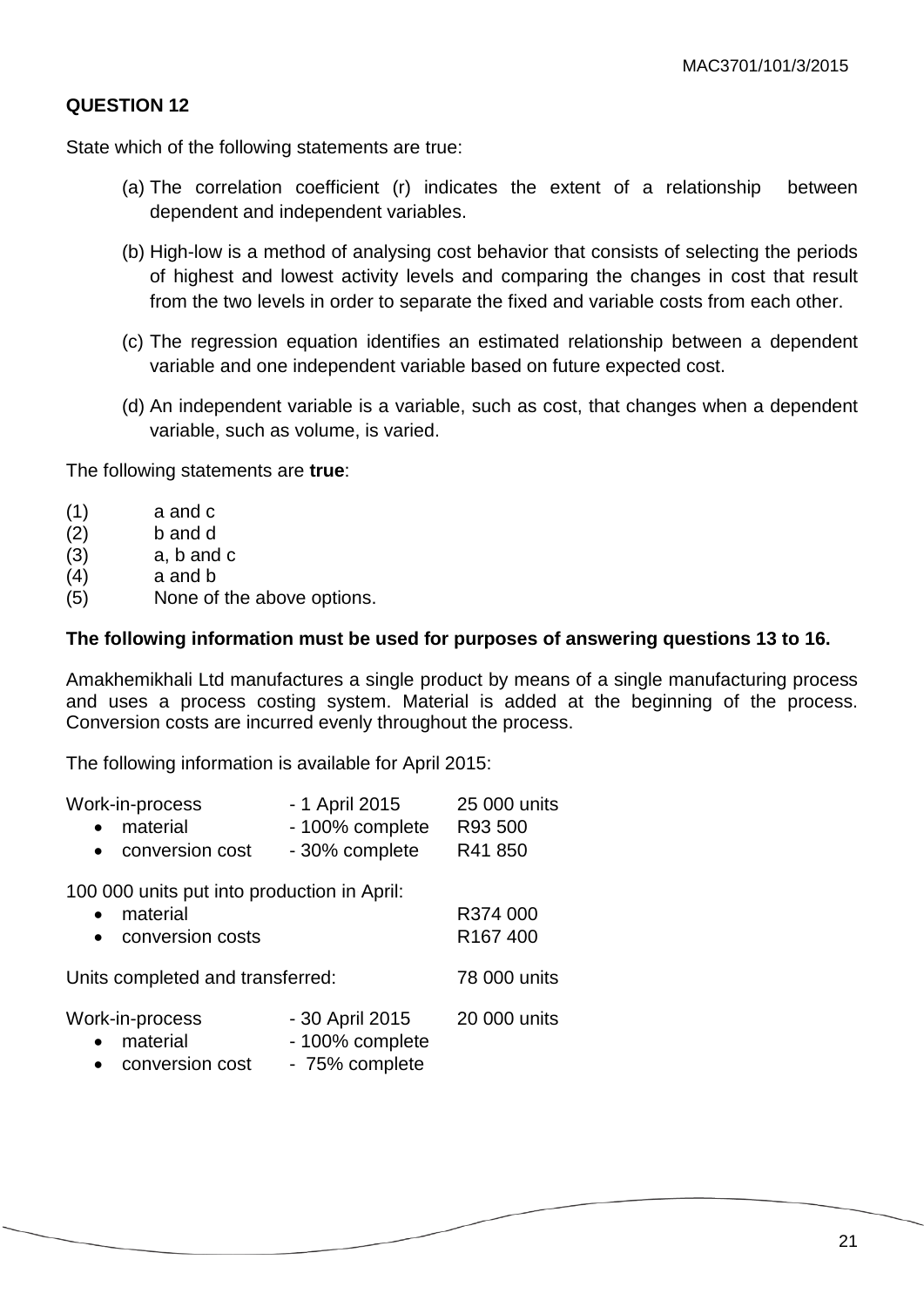### QUESTION 12

State which of the following statements are true:

(a) The correlation coefficient (r) indicates the extent of a relationship between dependent and independent variables.

(b) High-low is a method of analysing cost behavior that consists of selecting the periods of highest and lowest activity levels and comparing the changes in cost that result from the two levels in order to separate the fixed and variable costs from each other.

(c) The regression equation identifies an estimated relationship between a dependent variable and one independent variable based on future expected cost.

(d) An independent variable is a variable, such as cost, that changes when a dependent variable, such as volume, is varied.

The following statements are **true**:

(1) a and c
(2) b and d
(3) a, b and c
(4) a and b
(5) None of the above options.

**The following information must be used for purposes of answering questions 13 to 16.**

Amakhemikhali Ltd manufactures a single product by means of a single manufacturing process and uses a process costing system. Material is added at the beginning of the process. Conversion costs are incurred evenly throughout the process.

The following information is available for April 2015:

| | | |
|---|---|---|
| Work-in-process | - 1 April 2015 | 25 000 units |
| • material | - 100% complete | R93 500 |
| • conversion cost | - 30% complete | R41 850 |
| | | |
| 100 000 units put into production in April: | | |
| • material | | R374 000 |
| • conversion costs | | R167 400 |
| | | |
| Units completed and transferred: | | 78 000 units |
| | | |
| Work-in-process | - 30 April 2015 | 20 000 units |
| • material | - 100% complete | |
| • conversion cost | - 75% complete | |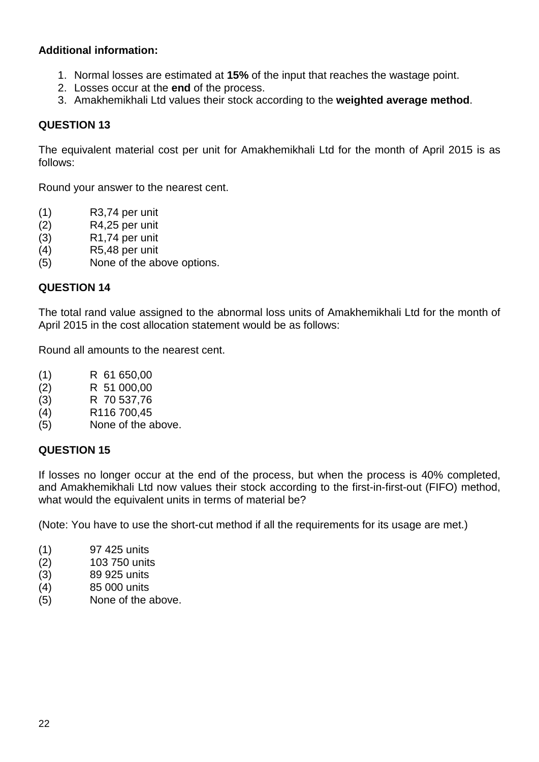**Additional information:**

1. Normal losses are estimated at **15%** of the input that reaches the wastage point.
2. Losses occur at the **end** of the process.
3. Amakhemikhali Ltd values their stock according to the **weighted average method**.

**QUESTION 13**

The equivalent material cost per unit for Amakhemikhali Ltd for the month of April 2015 is as follows:

Round your answer to the nearest cent.

(1) R3,74 per unit
(2) R4,25 per unit
(3) R1,74 per unit
(4) R5,48 per unit
(5) None of the above options.

**QUESTION 14**

The total rand value assigned to the abnormal loss units of Amakhemikhali Ltd for the month of April 2015 in the cost allocation statement would be as follows:

Round all amounts to the nearest cent.

(1) R 61 650,00
(2) R 51 000,00
(3) R 70 537,76
(4) R116 700,45
(5) None of the above.

**QUESTION 15**

If losses no longer occur at the end of the process, but when the process is 40% completed, and Amakhemikhali Ltd now values their stock according to the first-in-first-out (FIFO) method, what would the equivalent units in terms of material be?

(Note: You have to use the short-cut method if all the requirements for its usage are met.)

(1) 97 425 units
(2) 103 750 units
(3) 89 925 units
(4) 85 000 units
(5) None of the above.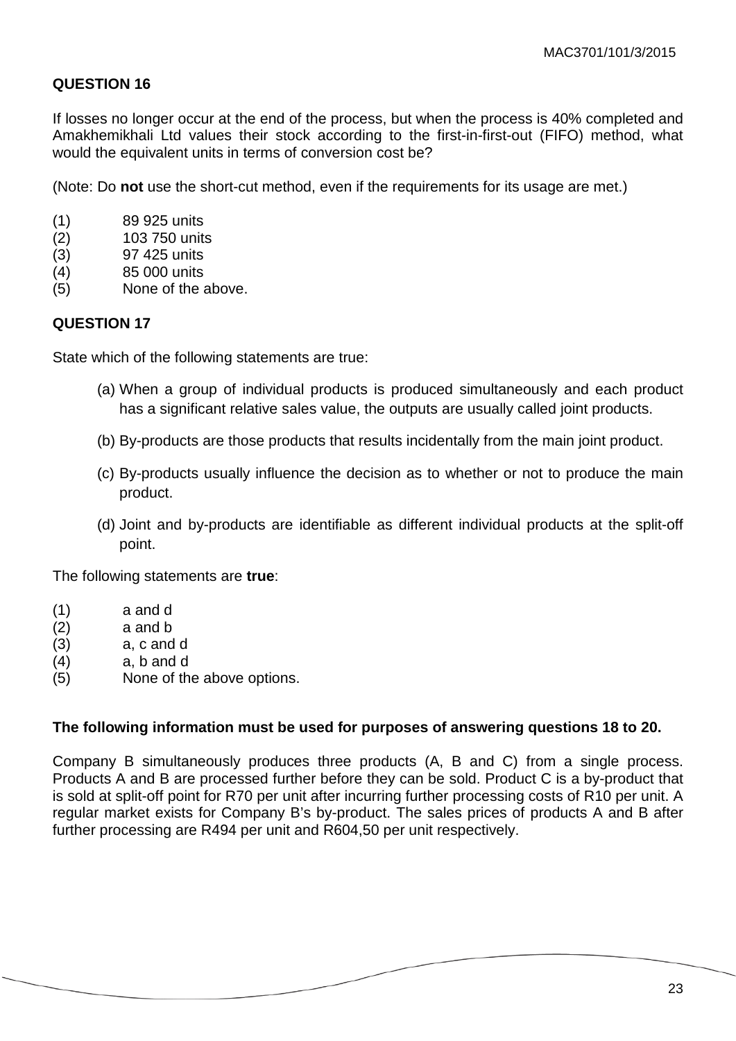**QUESTION 16**

If losses no longer occur at the end of the process, but when the process is 40% completed and Amakhemikhali Ltd values their stock according to the first-in-first-out (FIFO) method, what would the equivalent units in terms of conversion cost be?

(Note: Do **not** use the short-cut method, even if the requirements for its usage are met.)

(1) 89 925 units
(2) 103 750 units
(3) 97 425 units
(4) 85 000 units
(5) None of the above.

**QUESTION 17**

State which of the following statements are true:

(a) When a group of individual products is produced simultaneously and each product has a significant relative sales value, the outputs are usually called joint products.

(b) By-products are those products that results incidentally from the main joint product.

(c) By-products usually influence the decision as to whether or not to produce the main product.

(d) Joint and by-products are identifiable as different individual products at the split-off point.

The following statements are **true**:

(1) a and d
(2) a and b
(3) a, c and d
(4) a, b and d
(5) None of the above options.

**The following information must be used for purposes of answering questions 18 to 20.**

Company B simultaneously produces three products (A, B and C) from a single process. Products A and B are processed further before they can be sold. Product C is a by-product that is sold at split-off point for R70 per unit after incurring further processing costs of R10 per unit. A regular market exists for Company B's by-product. The sales prices of products A and B after further processing are R494 per unit and R604,50 per unit respectively.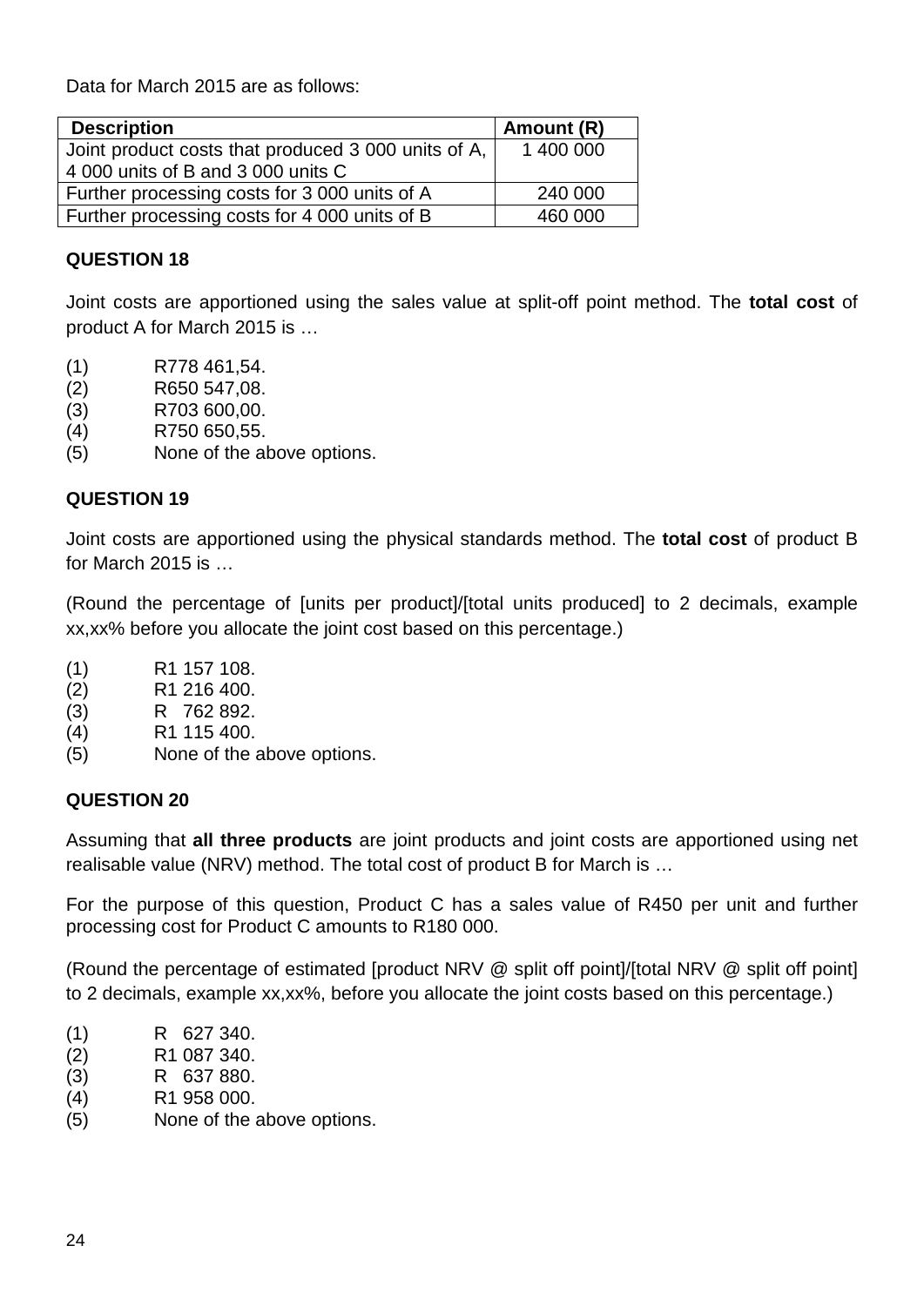Data for March 2015 are as follows:

| Description | Amount (R) |
|---|---|
| Joint product costs that produced 3 000 units of A, 4 000 units of B and 3 000 units C | 1 400 000 |
| Further processing costs for 3 000 units of A | 240 000 |
| Further processing costs for 4 000 units of B | 460 000 |

### QUESTION 18

Joint costs are apportioned using the sales value at split-off point method. The **total cost** of product A for March 2015 is …

(1) R778 461,54.
(2) R650 547,08.
(3) R703 600,00.
(4) R750 650,55.
(5) None of the above options.

### QUESTION 19

Joint costs are apportioned using the physical standards method. The **total cost** of product B for March 2015 is …

(Round the percentage of [units per product]/[total units produced] to 2 decimals, example xx,xx% before you allocate the joint cost based on this percentage.)

(1) R1 157 108.
(2) R1 216 400.
(3) R 762 892.
(4) R1 115 400.
(5) None of the above options.

### QUESTION 20

Assuming that **all three products** are joint products and joint costs are apportioned using net realisable value (NRV) method. The total cost of product B for March is …

For the purpose of this question, Product C has a sales value of R450 per unit and further processing cost for Product C amounts to R180 000.

(Round the percentage of estimated [product NRV @ split off point]/[total NRV @ split off point] to 2 decimals, example xx,xx%, before you allocate the joint costs based on this percentage.)

(1) R 627 340.
(2) R1 087 340.
(3) R 637 880.
(4) R1 958 000.
(5) None of the above options.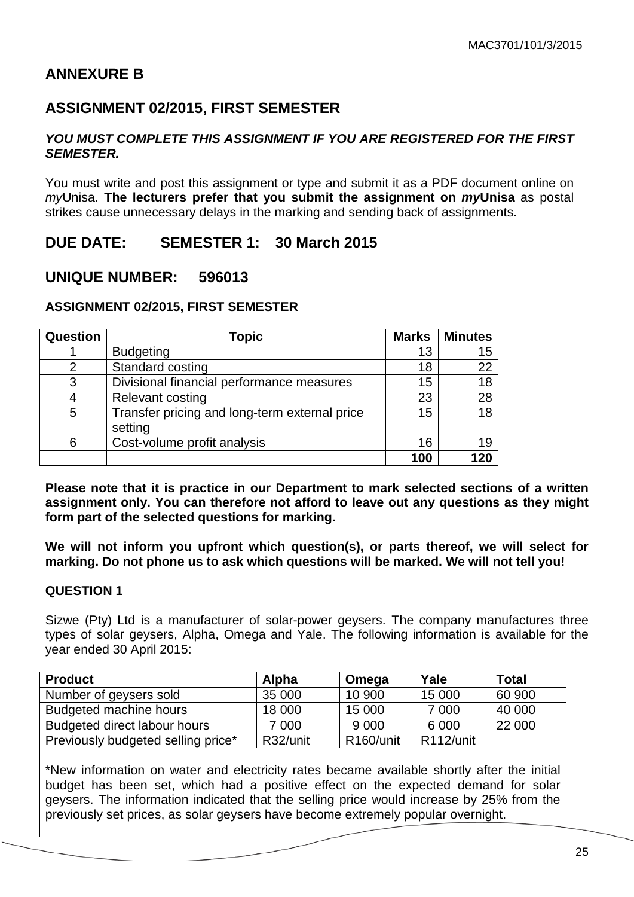## ANNEXURE B

## ASSIGNMENT 02/2015, FIRST SEMESTER

***YOU MUST COMPLETE THIS ASSIGNMENT IF YOU ARE REGISTERED FOR THE FIRST SEMESTER.***

You must write and post this assignment or type and submit it as a PDF document online on *my*Unisa. **The lecturers prefer that you submit the assignment on *my*Unisa** as postal strikes cause unnecessary delays in the marking and sending back of assignments.

## DUE DATE: SEMESTER 1: 30 March 2015

## UNIQUE NUMBER: 596013

**ASSIGNMENT 02/2015, FIRST SEMESTER**

| Question | Topic | Marks | Minutes |
|---|---|---|---|
| 1 | Budgeting | 13 | 15 |
| 2 | Standard costing | 18 | 22 |
| 3 | Divisional financial performance measures | 15 | 18 |
| 4 | Relevant costing | 23 | 28 |
| 5 | Transfer pricing and long-term external price setting | 15 | 18 |
| 6 | Cost-volume profit analysis | 16 | 19 |
| | | **100** | **120** |

**Please note that it is practice in our Department to mark selected sections of a written assignment only. You can therefore not afford to leave out any questions as they might form part of the selected questions for marking.**

**We will not inform you upfront which question(s), or parts thereof, we will select for marking. Do not phone us to ask which questions will be marked. We will not tell you!**

**QUESTION 1**

Sizwe (Pty) Ltd is a manufacturer of solar-power geysers. The company manufactures three types of solar geysers, Alpha, Omega and Yale. The following information is available for the year ended 30 April 2015:

| Product | Alpha | Omega | Yale | Total |
|---|---|---|---|---|
| Number of geysers sold | 35 000 | 10 900 | 15 000 | 60 900 |
| Budgeted machine hours | 18 000 | 15 000 | 7 000 | 40 000 |
| Budgeted direct labour hours | 7 000 | 9 000 | 6 000 | 22 000 |
| Previously budgeted selling price* | R32/unit | R160/unit | R112/unit | |

*New information on water and electricity rates became available shortly after the initial budget has been set, which had a positive effect on the expected demand for solar geysers. The information indicated that the selling price would increase by 25% from the previously set prices, as solar geysers have become extremely popular overnight.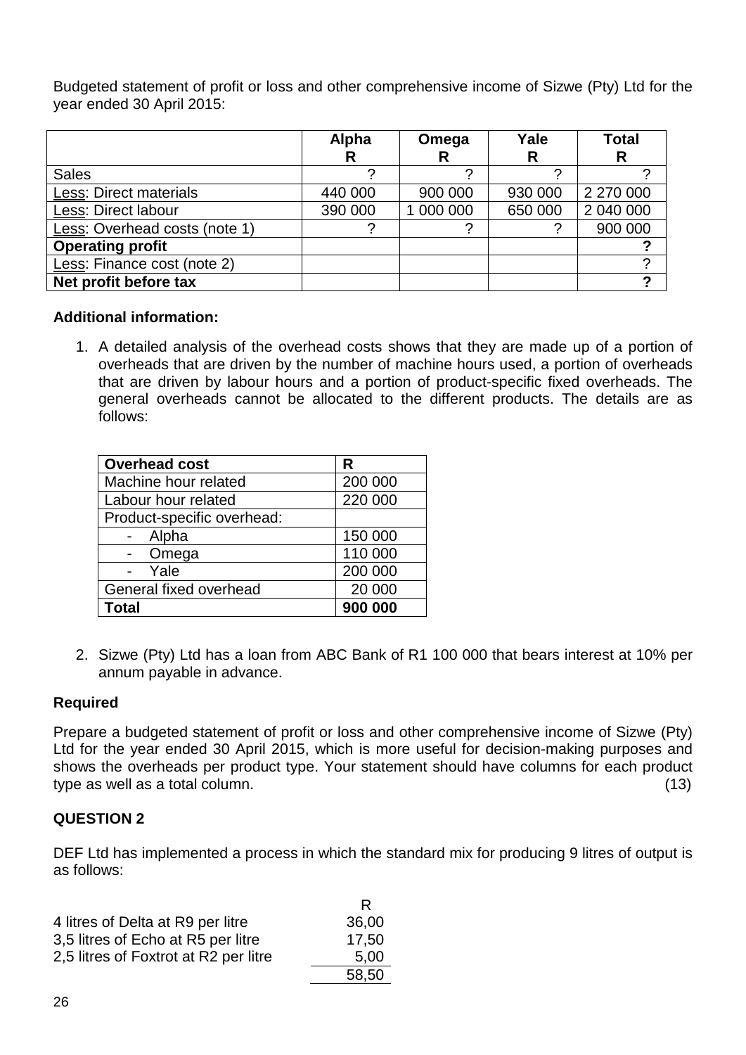Budgeted statement of profit or loss and other comprehensive income of Sizwe (Pty) Ltd for the year ended 30 April 2015:

| | Alpha R | Omega R | Yale R | Total R |
|---|---|---|---|---|
| Sales | ? | ? | ? | ? |
| Less: Direct materials | 440 000 | 900 000 | 930 000 | 2 270 000 |
| Less: Direct labour | 390 000 | 1 000 000 | 650 000 | 2 040 000 |
| Less: Overhead costs (note 1) | ? | ? | ? | 900 000 |
| **Operating profit** | | | | **?** |
| Less: Finance cost (note 2) | | | | ? |
| **Net profit before tax** | | | | **?** |

**Additional information:**

1. A detailed analysis of the overhead costs shows that they are made up of a portion of overheads that are driven by the number of machine hours used, a portion of overheads that are driven by labour hours and a portion of product-specific fixed overheads. The general overheads cannot be allocated to the different products. The details are as follows:

| Overhead cost | R |
|---|---|
| Machine hour related | 200 000 |
| Labour hour related | 220 000 |
| Product-specific overhead: | |
| - Alpha | 150 000 |
| - Omega | 110 000 |
| - Yale | 200 000 |
| General fixed overhead | 20 000 |
| **Total** | **900 000** |

2. Sizwe (Pty) Ltd has a loan from ABC Bank of R1 100 000 that bears interest at 10% per annum payable in advance.

**Required**

Prepare a budgeted statement of profit or loss and other comprehensive income of Sizwe (Pty) Ltd for the year ended 30 April 2015, which is more useful for decision-making purposes and shows the overheads per product type. Your statement should have columns for each product type as well as a total column. (13)

## QUESTION 2

DEF Ltd has implemented a process in which the standard mix for producing 9 litres of output is as follows:

| | R |
|---|---|
| 4 litres of Delta at R9 per litre | 36,00 |
| 3,5 litres of Echo at R5 per litre | 17,50 |
| 2,5 litres of Foxtrot at R2 per litre | 5,00 |
| | 58,50 |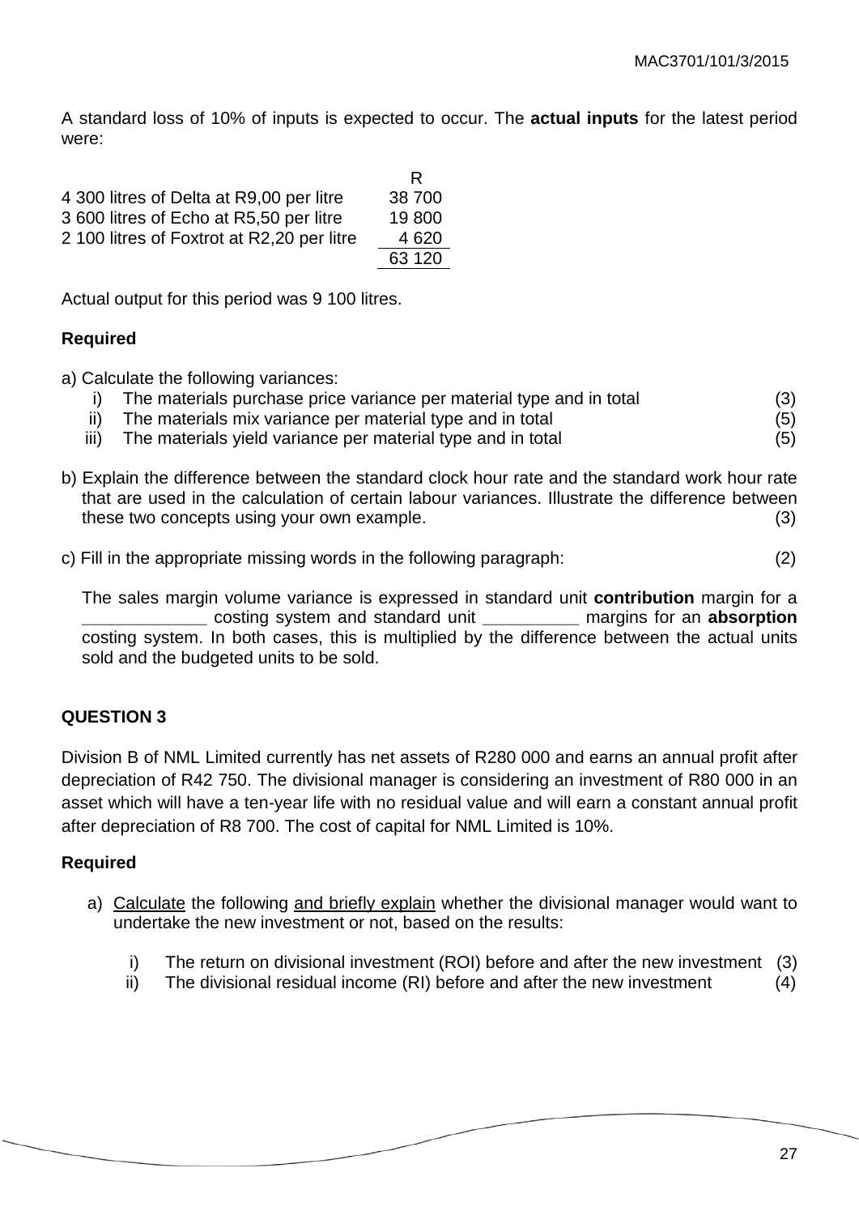A standard loss of 10% of inputs is expected to occur. The **actual inputs** for the latest period were:

| | R |
|---|---|
| 4 300 litres of Delta at R9,00 per litre | 38 700 |
| 3 600 litres of Echo at R5,50 per litre | 19 800 |
| 2 100 litres of Foxtrot at R2,20 per litre | 4 620 |
| | 63 120 |

Actual output for this period was 9 100 litres.

**Required**

a) Calculate the following variances:

i) The materials purchase price variance per material type and in total (3)

ii) The materials mix variance per material type and in total (5)

iii) The materials yield variance per material type and in total (5)

b) Explain the difference between the standard clock hour rate and the standard work hour rate that are used in the calculation of certain labour variances. Illustrate the difference between these two concepts using your own example. (3)

c) Fill in the appropriate missing words in the following paragraph: (2)

The sales margin volume variance is expressed in standard unit **contribution** margin for a _____________ costing system and standard unit __________ margins for an **absorption** costing system. In both cases, this is multiplied by the difference between the actual units sold and the budgeted units to be sold.

**QUESTION 3**

Division B of NML Limited currently has net assets of R280 000 and earns an annual profit after depreciation of R42 750. The divisional manager is considering an investment of R80 000 in an asset which will have a ten-year life with no residual value and will earn a constant annual profit after depreciation of R8 700. The cost of capital for NML Limited is 10%.

**Required**

a) Calculate the following and briefly explain whether the divisional manager would want to undertake the new investment or not, based on the results:

i) The return on divisional investment (ROI) before and after the new investment (3)

ii) The divisional residual income (RI) before and after the new investment (4)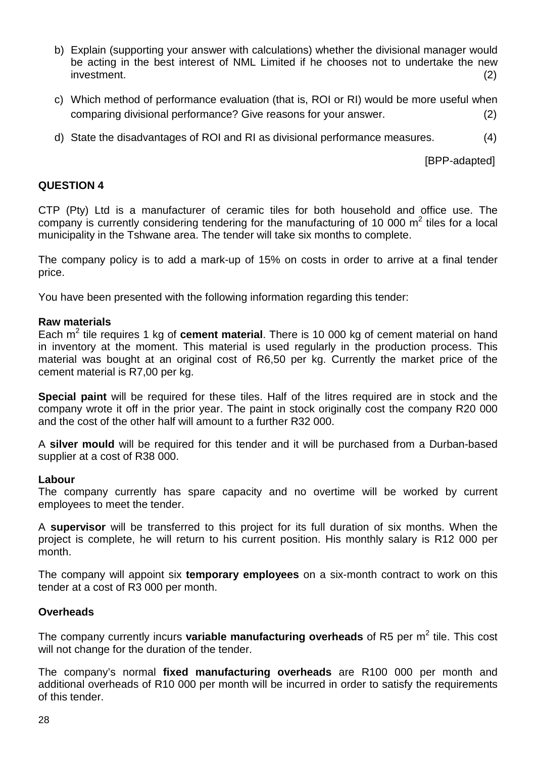b) Explain (supporting your answer with calculations) whether the divisional manager would be acting in the best interest of NML Limited if he chooses not to undertake the new investment. (2)

c) Which method of performance evaluation (that is, ROI or RI) would be more useful when comparing divisional performance? Give reasons for your answer. (2)

d) State the disadvantages of ROI and RI as divisional performance measures. (4)

[BPP-adapted]

## QUESTION 4

CTP (Pty) Ltd is a manufacturer of ceramic tiles for both household and office use. The company is currently considering tendering for the manufacturing of 10 000 $m^2$ tiles for a local municipality in the Tshwane area. The tender will take six months to complete.

The company policy is to add a mark-up of 15% on costs in order to arrive at a final tender price.

You have been presented with the following information regarding this tender:

**Raw materials**

Each $m^2$ tile requires 1 kg of **cement material**. There is 10 000 kg of cement material on hand in inventory at the moment. This material is used regularly in the production process. This material was bought at an original cost of R6,50 per kg. Currently the market price of the cement material is R7,00 per kg.

**Special paint** will be required for these tiles. Half of the litres required are in stock and the company wrote it off in the prior year. The paint in stock originally cost the company R20 000 and the cost of the other half will amount to a further R32 000.

A **silver mould** will be required for this tender and it will be purchased from a Durban-based supplier at a cost of R38 000.

**Labour**

The company currently has spare capacity and no overtime will be worked by current employees to meet the tender.

A **supervisor** will be transferred to this project for its full duration of six months. When the project is complete, he will return to his current position. His monthly salary is R12 000 per month.

The company will appoint six **temporary employees** on a six-month contract to work on this tender at a cost of R3 000 per month.

**Overheads**

The company currently incurs **variable manufacturing overheads** of R5 per $m^2$ tile. This cost will not change for the duration of the tender.

The company's normal **fixed manufacturing overheads** are R100 000 per month and additional overheads of R10 000 per month will be incurred in order to satisfy the requirements of this tender.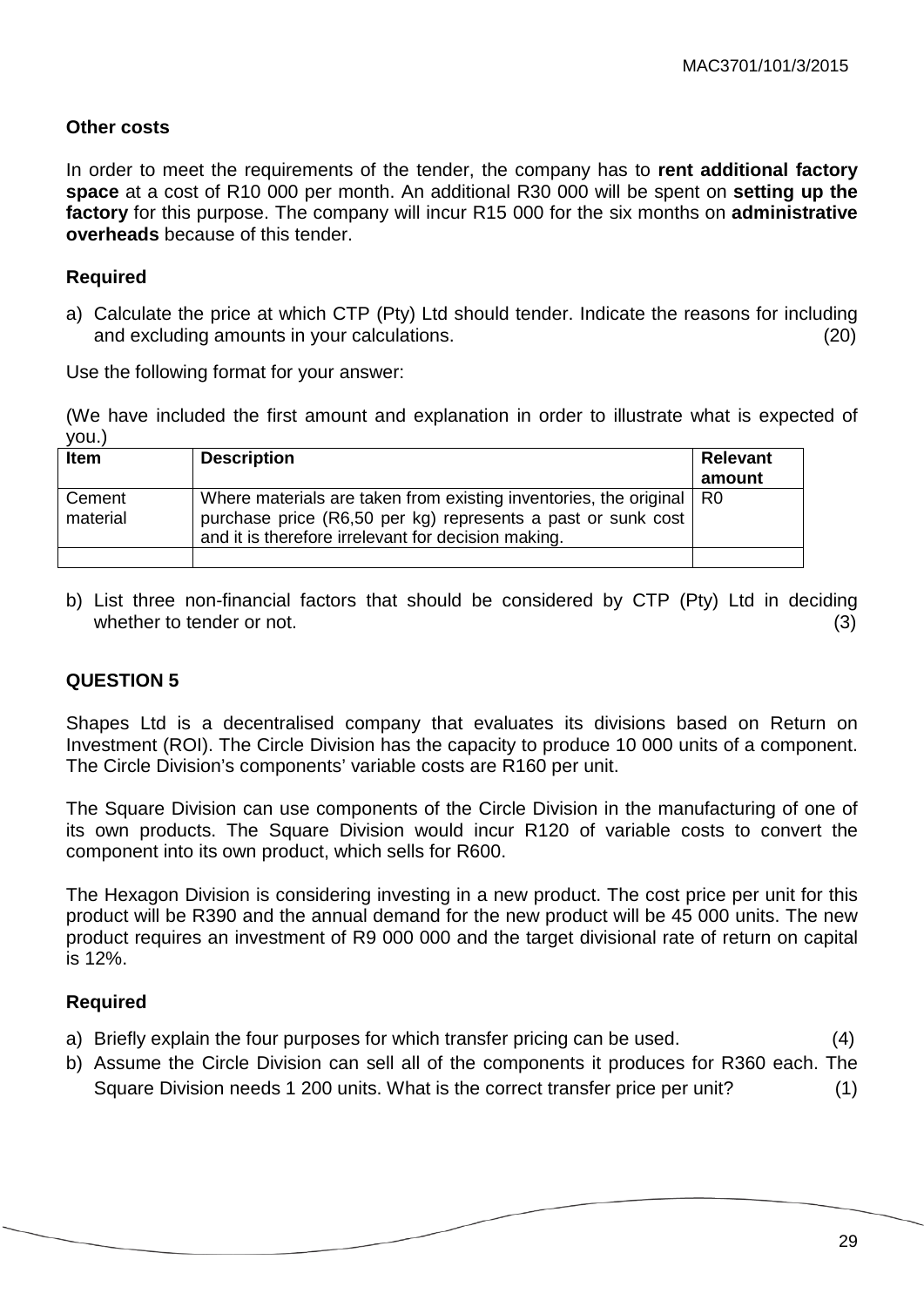**Other costs**

In order to meet the requirements of the tender, the company has to **rent additional factory space** at a cost of R10 000 per month. An additional R30 000 will be spent on **setting up the factory** for this purpose. The company will incur R15 000 for the six months on **administrative overheads** because of this tender.

**Required**

a) Calculate the price at which CTP (Pty) Ltd should tender. Indicate the reasons for including and excluding amounts in your calculations. (20)

Use the following format for your answer:

(We have included the first amount and explanation in order to illustrate what is expected of you.)

| Item | Description | Relevant amount |
|---|---|---|
| Cement material | Where materials are taken from existing inventories, the original purchase price (R6,50 per kg) represents a past or sunk cost and it is therefore irrelevant for decision making. | R0 |
| | | |

b) List three non-financial factors that should be considered by CTP (Pty) Ltd in deciding whether to tender or not. (3)

**QUESTION 5**

Shapes Ltd is a decentralised company that evaluates its divisions based on Return on Investment (ROI). The Circle Division has the capacity to produce 10 000 units of a component. The Circle Division's components' variable costs are R160 per unit.

The Square Division can use components of the Circle Division in the manufacturing of one of its own products. The Square Division would incur R120 of variable costs to convert the component into its own product, which sells for R600.

The Hexagon Division is considering investing in a new product. The cost price per unit for this product will be R390 and the annual demand for the new product will be 45 000 units. The new product requires an investment of R9 000 000 and the target divisional rate of return on capital is 12%.

**Required**

a) Briefly explain the four purposes for which transfer pricing can be used. (4)

b) Assume the Circle Division can sell all of the components it produces for R360 each. The Square Division needs 1 200 units. What is the correct transfer price per unit? (1)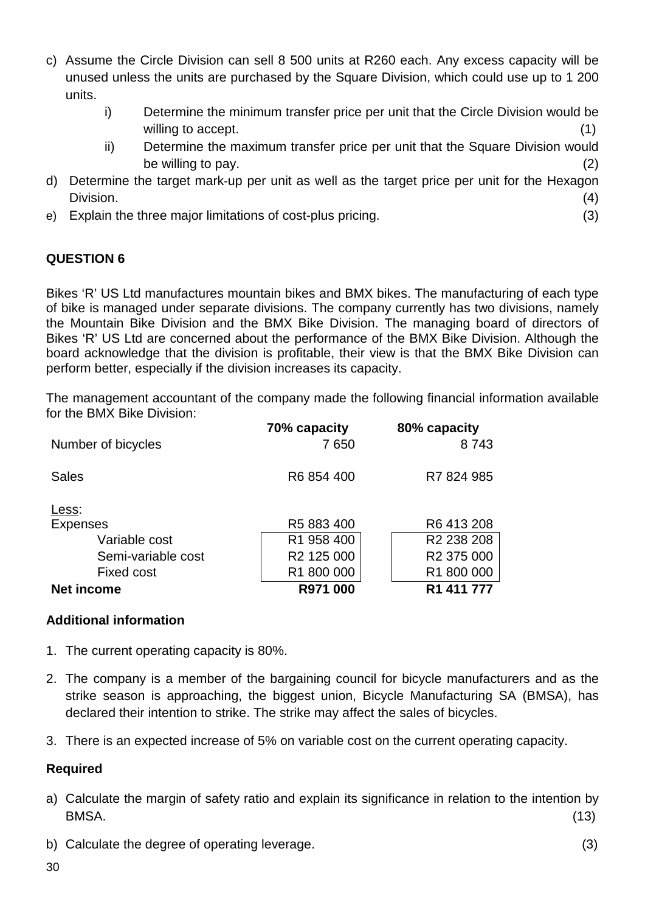c) Assume the Circle Division can sell 8 500 units at R260 each. Any excess capacity will be unused unless the units are purchased by the Square Division, which could use up to 1 200 units.

   i) Determine the minimum transfer price per unit that the Circle Division would be willing to accept. (1)

   ii) Determine the maximum transfer price per unit that the Square Division would be willing to pay. (2)

d) Determine the target mark-up per unit as well as the target price per unit for the Hexagon Division. (4)

e) Explain the three major limitations of cost-plus pricing. (3)

## QUESTION 6

Bikes 'R' US Ltd manufactures mountain bikes and BMX bikes. The manufacturing of each type of bike is managed under separate divisions. The company currently has two divisions, namely the Mountain Bike Division and the BMX Bike Division. The managing board of directors of Bikes 'R' US Ltd are concerned about the performance of the BMX Bike Division. Although the board acknowledge that the division is profitable, their view is that the BMX Bike Division can perform better, especially if the division increases its capacity.

The management accountant of the company made the following financial information available for the BMX Bike Division:

| | **70% capacity** | **80% capacity** |
|---|---|---|
| Number of bicycles | 7 650 | 8 743 |
| Sales | R6 854 400 | R7 824 985 |
| Less: | | |
| Expenses | R5 883 400 | R6 413 208 |
| Variable cost | R1 958 400 | R2 238 208 |
| Semi-variable cost | R2 125 000 | R2 375 000 |
| Fixed cost | R1 800 000 | R1 800 000 |
| **Net income** | **R971 000** | **R1 411 777** |

**Additional information**

1. The current operating capacity is 80%.
2. The company is a member of the bargaining council for bicycle manufacturers and as the strike season is approaching, the biggest union, Bicycle Manufacturing SA (BMSA), has declared their intention to strike. The strike may affect the sales of bicycles.
3. There is an expected increase of 5% on variable cost on the current operating capacity.

**Required**

a) Calculate the margin of safety ratio and explain its significance in relation to the intention by BMSA. (13)

b) Calculate the degree of operating leverage. (3)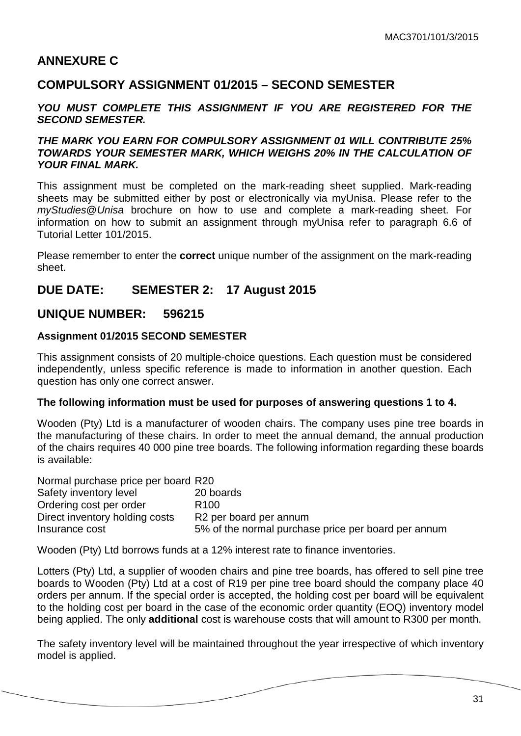## ANNEXURE C

## COMPULSORY ASSIGNMENT 01/2015 – SECOND SEMESTER

***YOU MUST COMPLETE THIS ASSIGNMENT IF YOU ARE REGISTERED FOR THE SECOND SEMESTER.***

***THE MARK YOU EARN FOR COMPULSORY ASSIGNMENT 01 WILL CONTRIBUTE 25% TOWARDS YOUR SEMESTER MARK, WHICH WEIGHS 20% IN THE CALCULATION OF YOUR FINAL MARK.***

This assignment must be completed on the mark-reading sheet supplied. Mark-reading sheets may be submitted either by post or electronically via myUnisa. Please refer to the *myStudies@Unisa* brochure on how to use and complete a mark-reading sheet. For information on how to submit an assignment through myUnisa refer to paragraph 6.6 of Tutorial Letter 101/2015.

Please remember to enter the **correct** unique number of the assignment on the mark-reading sheet.

## DUE DATE: SEMESTER 2: 17 August 2015

## UNIQUE NUMBER: 596215

**Assignment 01/2015 SECOND SEMESTER**

This assignment consists of 20 multiple-choice questions. Each question must be considered independently, unless specific reference is made to information in another question. Each question has only one correct answer.

**The following information must be used for purposes of answering questions 1 to 4.**

Wooden (Pty) Ltd is a manufacturer of wooden chairs. The company uses pine tree boards in the manufacturing of these chairs. In order to meet the annual demand, the annual production of the chairs requires 40 000 pine tree boards. The following information regarding these boards is available:

| | |
|---|---|
| Normal purchase price per board | R20 |
| Safety inventory level | 20 boards |
| Ordering cost per order | R100 |
| Direct inventory holding costs | R2 per board per annum |
| Insurance cost | 5% of the normal purchase price per board per annum |

Wooden (Pty) Ltd borrows funds at a 12% interest rate to finance inventories.

Lotters (Pty) Ltd, a supplier of wooden chairs and pine tree boards, has offered to sell pine tree boards to Wooden (Pty) Ltd at a cost of R19 per pine tree board should the company place 40 orders per annum. If the special order is accepted, the holding cost per board will be equivalent to the holding cost per board in the case of the economic order quantity (EOQ) inventory model being applied. The only **additional** cost is warehouse costs that will amount to R300 per month.

The safety inventory level will be maintained throughout the year irrespective of which inventory model is applied.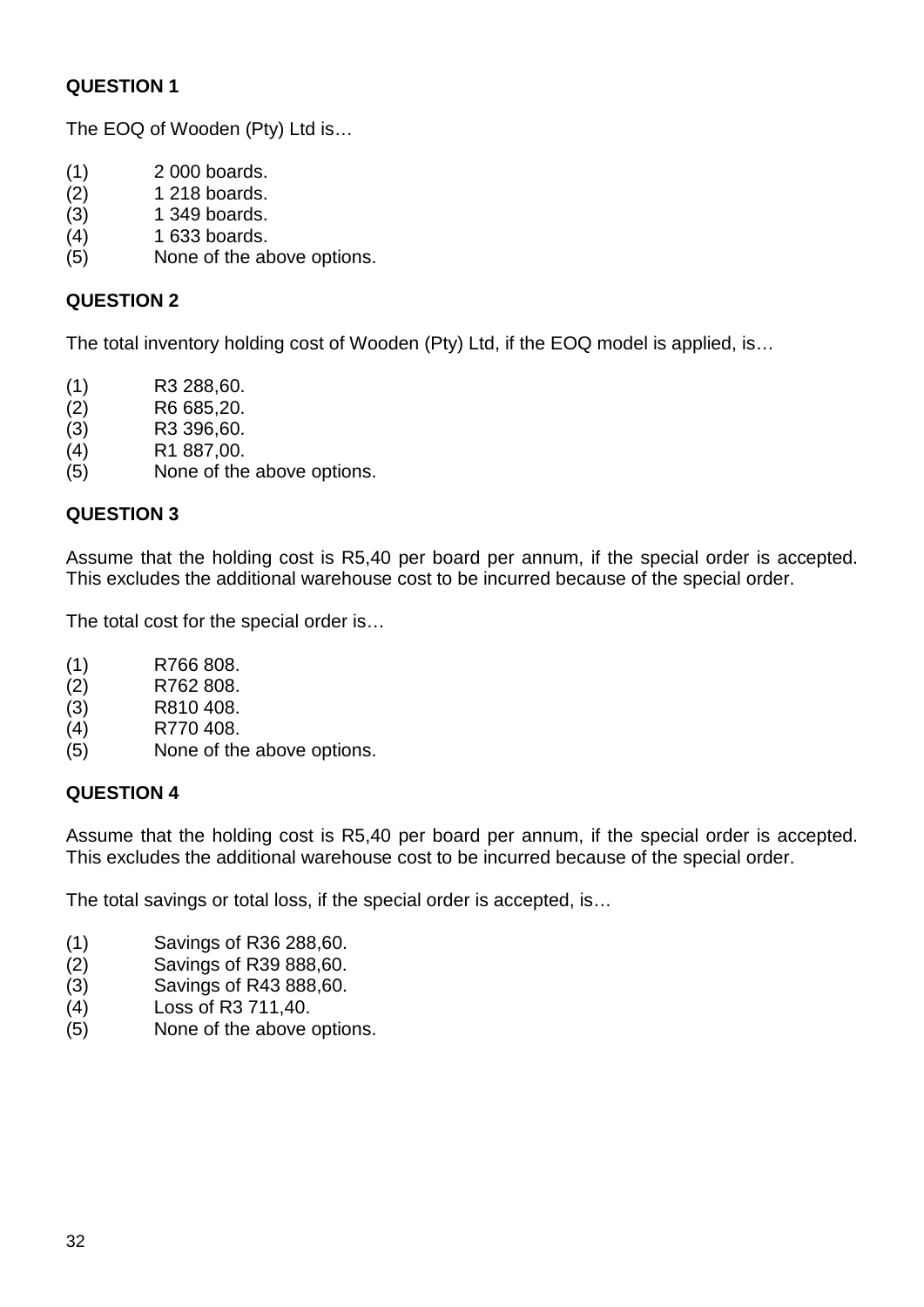**QUESTION 1**

The EOQ of Wooden (Pty) Ltd is…

(1) 2 000 boards.
(2) 1 218 boards.
(3) 1 349 boards.
(4) 1 633 boards.
(5) None of the above options.

**QUESTION 2**

The total inventory holding cost of Wooden (Pty) Ltd, if the EOQ model is applied, is…

(1) R3 288,60.
(2) R6 685,20.
(3) R3 396,60.
(4) R1 887,00.
(5) None of the above options.

**QUESTION 3**

Assume that the holding cost is R5,40 per board per annum, if the special order is accepted. This excludes the additional warehouse cost to be incurred because of the special order.

The total cost for the special order is…

(1) R766 808.
(2) R762 808.
(3) R810 408.
(4) R770 408.
(5) None of the above options.

**QUESTION 4**

Assume that the holding cost is R5,40 per board per annum, if the special order is accepted. This excludes the additional warehouse cost to be incurred because of the special order.

The total savings or total loss, if the special order is accepted, is…

(1) Savings of R36 288,60.
(2) Savings of R39 888,60.
(3) Savings of R43 888,60.
(4) Loss of R3 711,40.
(5) None of the above options.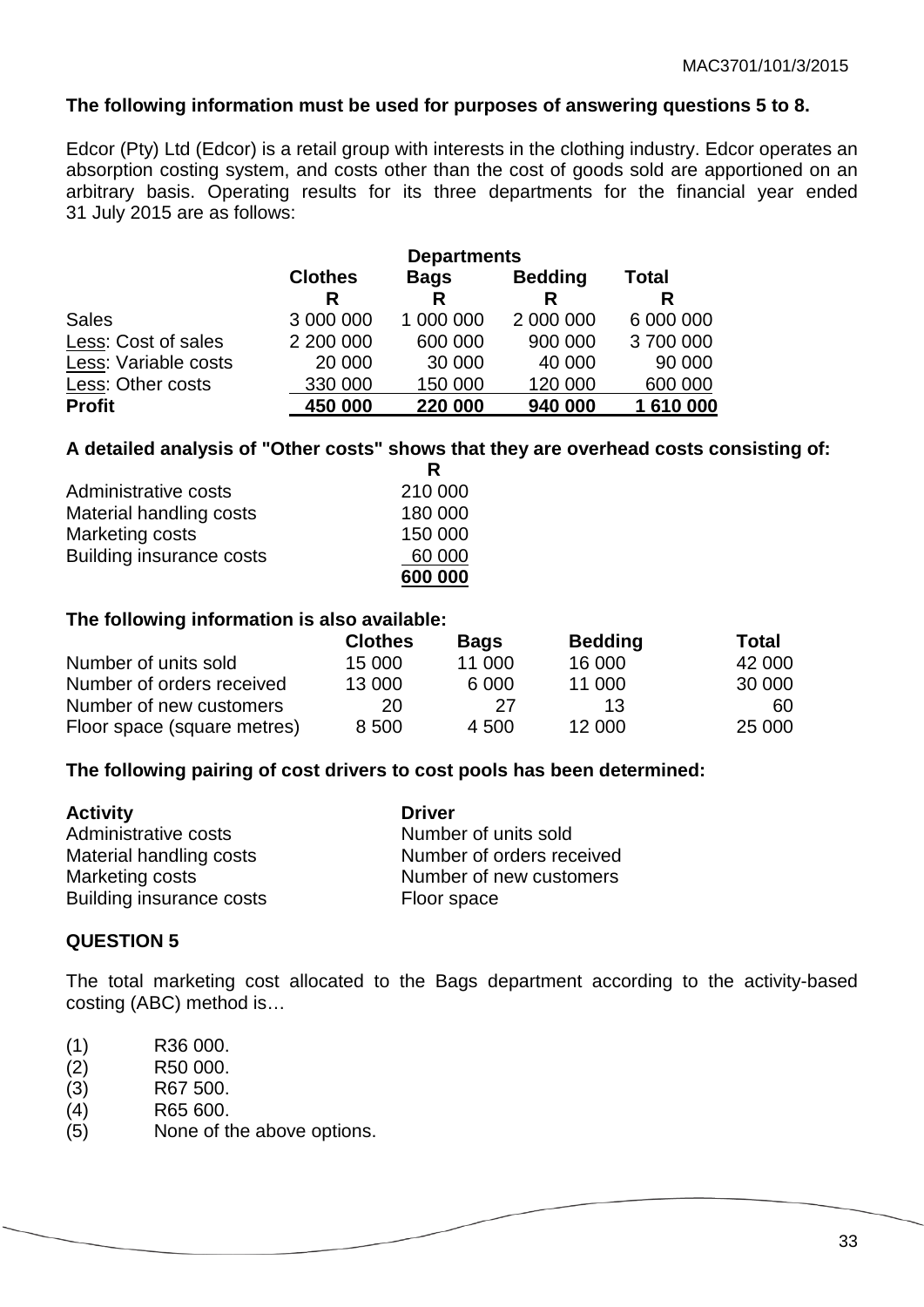**The following information must be used for purposes of answering questions 5 to 8.**

Edcor (Pty) Ltd (Edcor) is a retail group with interests in the clothing industry. Edcor operates an absorption costing system, and costs other than the cost of goods sold are apportioned on an arbitrary basis. Operating results for its three departments for the financial year ended 31 July 2015 are as follows:

| | Departments | | | |
|---|---|---|---|---|
| | **Clothes** | **Bags** | **Bedding** | **Total** |
| | **R** | **R** | **R** | **R** |
| Sales | 3 000 000 | 1 000 000 | 2 000 000 | 6 000 000 |
| Less: Cost of sales | 2 200 000 | 600 000 | 900 000 | 3 700 000 |
| Less: Variable costs | 20 000 | 30 000 | 40 000 | 90 000 |
| Less: Other costs | 330 000 | 150 000 | 120 000 | 600 000 |
| **Profit** | **450 000** | **220 000** | **940 000** | **1 610 000** |

**A detailed analysis of "Other costs" shows that they are overhead costs consisting of:**

| | **R** |
|---|---|
| Administrative costs | 210 000 |
| Material handling costs | 180 000 |
| Marketing costs | 150 000 |
| Building insurance costs | 60 000 |
| | **600 000** |

**The following information is also available:**

| | **Clothes** | **Bags** | **Bedding** | **Total** |
|---|---|---|---|---|
| Number of units sold | 15 000 | 11 000 | 16 000 | 42 000 |
| Number of orders received | 13 000 | 6 000 | 11 000 | 30 000 |
| Number of new customers | 20 | 27 | 13 | 60 |
| Floor space (square metres) | 8 500 | 4 500 | 12 000 | 25 000 |

**The following pairing of cost drivers to cost pools has been determined:**

| **Activity** | **Driver** |
|---|---|
| Administrative costs | Number of units sold |
| Material handling costs | Number of orders received |
| Marketing costs | Number of new customers |
| Building insurance costs | Floor space |

## QUESTION 5

The total marketing cost allocated to the Bags department according to the activity-based costing (ABC) method is…

(1) R36 000.
(2) R50 000.
(3) R67 500.
(4) R65 600.
(5) None of the above options.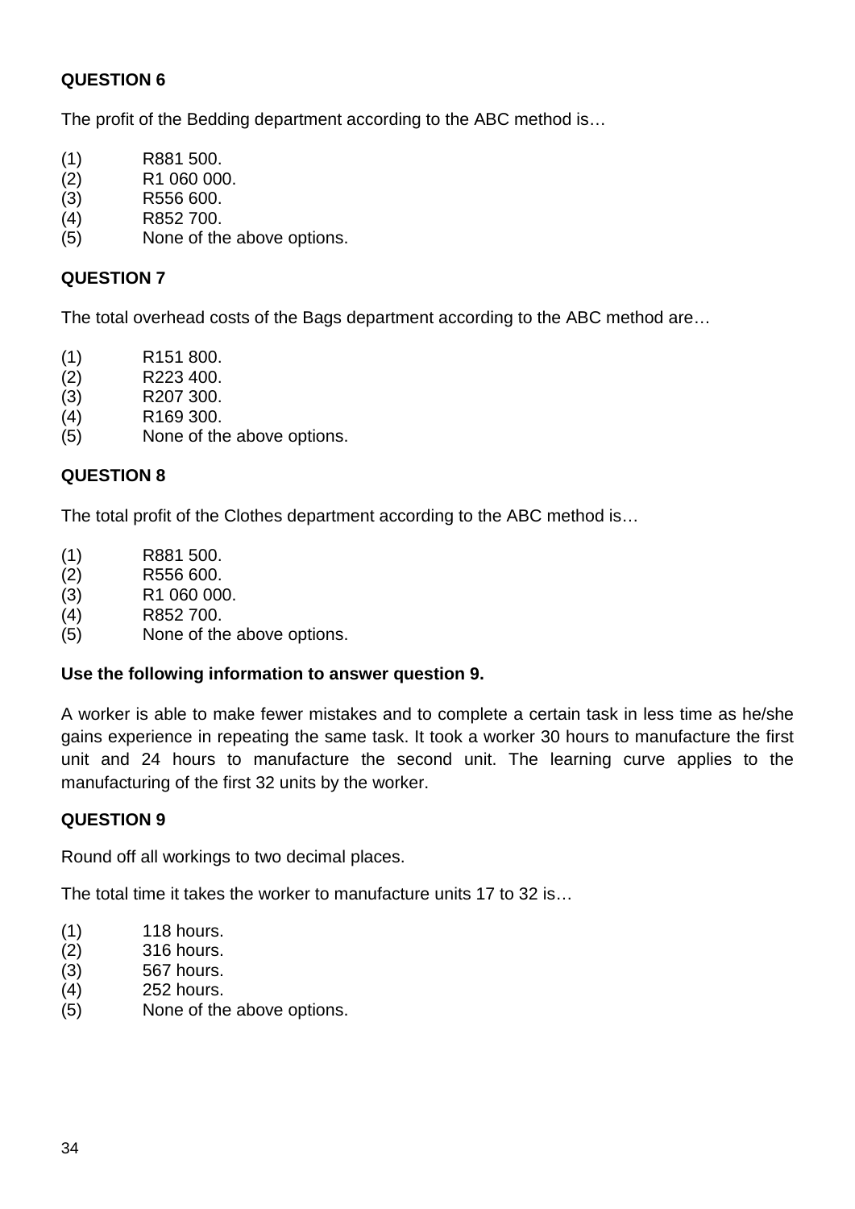**QUESTION 6**

The profit of the Bedding department according to the ABC method is…

(1) R881 500.
(2) R1 060 000.
(3) R556 600.
(4) R852 700.
(5) None of the above options.

**QUESTION 7**

The total overhead costs of the Bags department according to the ABC method are…

(1) R151 800.
(2) R223 400.
(3) R207 300.
(4) R169 300.
(5) None of the above options.

**QUESTION 8**

The total profit of the Clothes department according to the ABC method is…

(1) R881 500.
(2) R556 600.
(3) R1 060 000.
(4) R852 700.
(5) None of the above options.

**Use the following information to answer question 9.**

A worker is able to make fewer mistakes and to complete a certain task in less time as he/she gains experience in repeating the same task. It took a worker 30 hours to manufacture the first unit and 24 hours to manufacture the second unit. The learning curve applies to the manufacturing of the first 32 units by the worker.

**QUESTION 9**

Round off all workings to two decimal places.

The total time it takes the worker to manufacture units 17 to 32 is…

(1) 118 hours.
(2) 316 hours.
(3) 567 hours.
(4) 252 hours.
(5) None of the above options.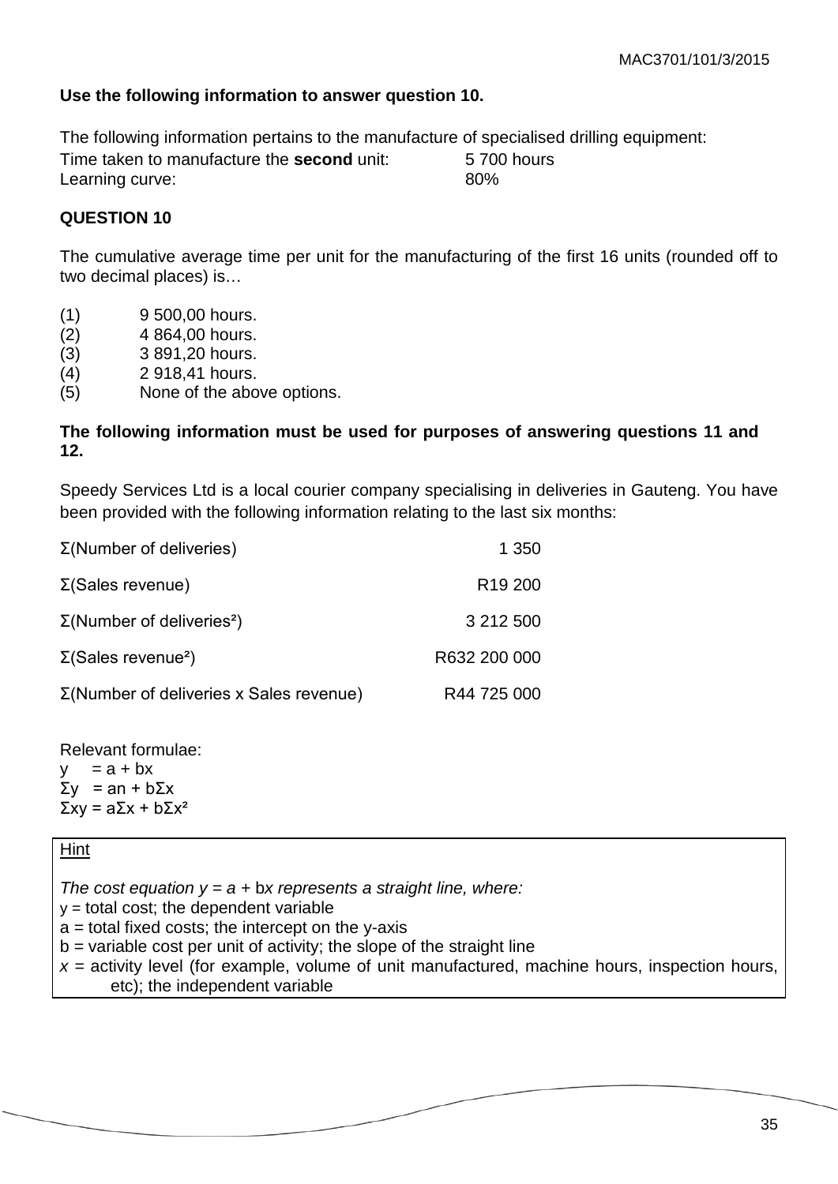**Use the following information to answer question 10.**

The following information pertains to the manufacture of specialised drilling equipment:

| | |
|---|---|
| Time taken to manufacture the **second** unit: | 5 700 hours |
| Learning curve: | 80% |

**QUESTION 10**

The cumulative average time per unit for the manufacturing of the first 16 units (rounded off to two decimal places) is…

(1) 9 500,00 hours.
(2) 4 864,00 hours.
(3) 3 891,20 hours.
(4) 2 918,41 hours.
(5) None of the above options.

**The following information must be used for purposes of answering questions 11 and 12.**

Speedy Services Ltd is a local courier company specialising in deliveries in Gauteng. You have been provided with the following information relating to the last six months:

| | |
|---|---|
| Σ(Number of deliveries) | 1 350 |
| Σ(Sales revenue) | R19 200 |
| Σ(Number of deliveries²) | 3 212 500 |
| Σ(Sales revenue²) | R632 200 000 |
| Σ(Number of deliveries x Sales revenue) | R44 725 000 |

Relevant formulae:

$y = a + bx$

$\Sigma y = an + b\Sigma x$

$\Sigma xy = a\Sigma x + b\Sigma x^2$

<u>Hint</u>

*The cost equation $y = a + bx$ represents a straight line, where:*

y = total cost; the dependent variable

a = total fixed costs; the intercept on the y-axis

b = variable cost per unit of activity; the slope of the straight line

*x* = activity level (for example, volume of unit manufactured, machine hours, inspection hours, etc); the independent variable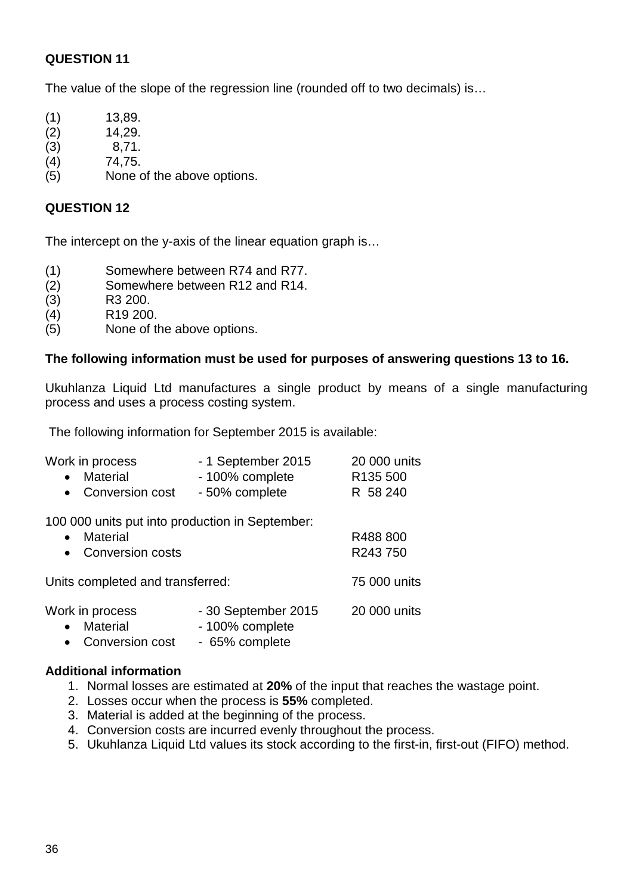**QUESTION 11**

The value of the slope of the regression line (rounded off to two decimals) is…

(1) 13,89.
(2) 14,29.
(3) 8,71.
(4) 74,75.
(5) None of the above options.

**QUESTION 12**

The intercept on the y-axis of the linear equation graph is…

(1) Somewhere between R74 and R77.
(2) Somewhere between R12 and R14.
(3) R3 200.
(4) R19 200.
(5) None of the above options.

**The following information must be used for purposes of answering questions 13 to 16.**

Ukuhlanza Liquid Ltd manufactures a single product by means of a single manufacturing process and uses a process costing system.

The following information for September 2015 is available:

| | | |
|---|---|---|
| Work in process | - 1 September 2015 | 20 000 units |
| • Material | - 100% complete | R135 500 |
| • Conversion cost | - 50% complete | R 58 240 |
| | | |
| 100 000 units put into production in September: | | |
| • Material | | R488 800 |
| • Conversion costs | | R243 750 |
| | | |
| Units completed and transferred: | | 75 000 units |
| | | |
| Work in process | - 30 September 2015 | 20 000 units |
| • Material | - 100% complete | |
| • Conversion cost | - 65% complete | |

**Additional information**

1. Normal losses are estimated at **20%** of the input that reaches the wastage point.
2. Losses occur when the process is **55%** completed.
3. Material is added at the beginning of the process.
4. Conversion costs are incurred evenly throughout the process.
5. Ukuhlanza Liquid Ltd values its stock according to the first-in, first-out (FIFO) method.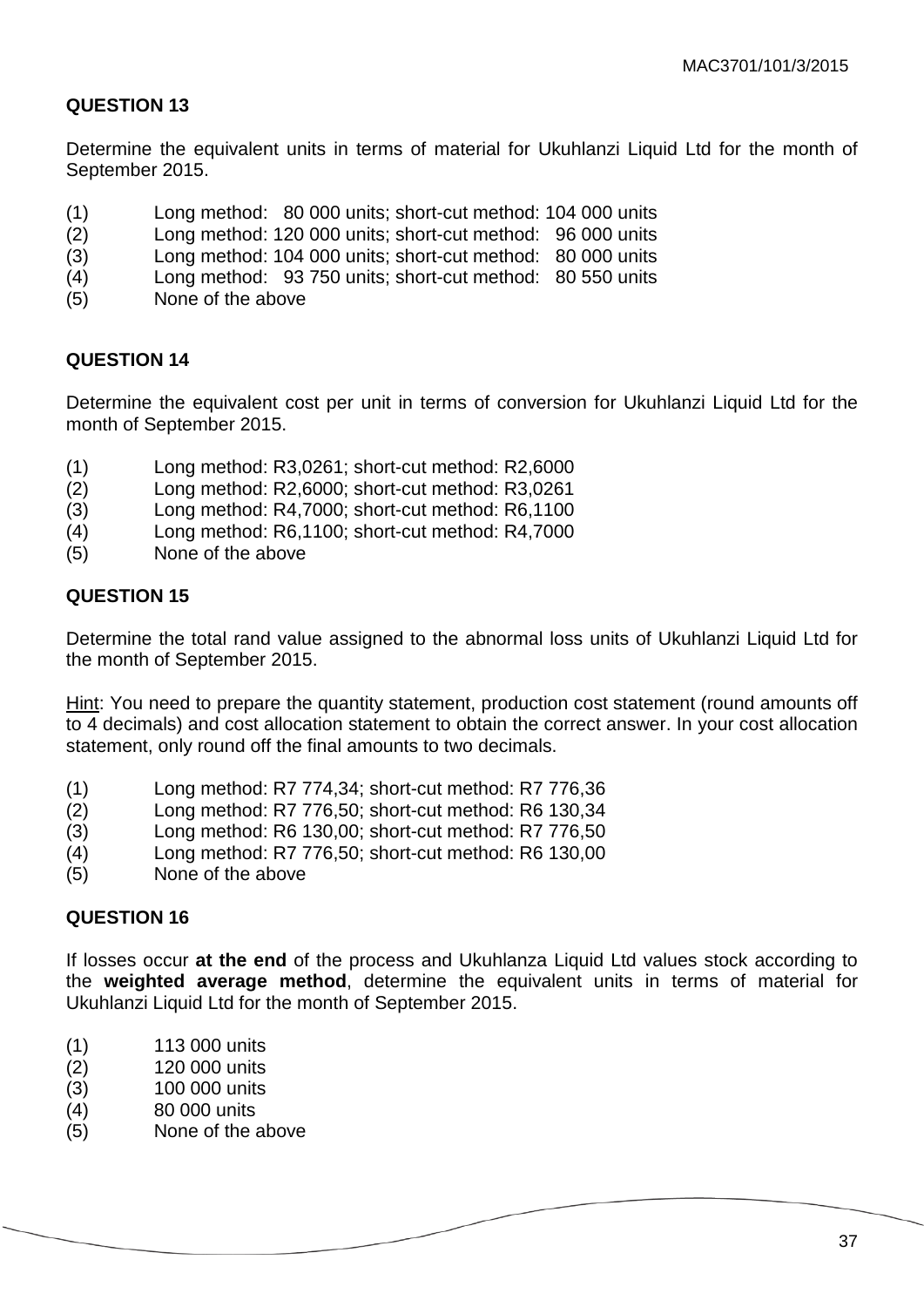**QUESTION 13**

Determine the equivalent units in terms of material for Ukuhlanzi Liquid Ltd for the month of September 2015.

(1) Long method: 80 000 units; short-cut method: 104 000 units
(2) Long method: 120 000 units; short-cut method: 96 000 units
(3) Long method: 104 000 units; short-cut method: 80 000 units
(4) Long method: 93 750 units; short-cut method: 80 550 units
(5) None of the above

**QUESTION 14**

Determine the equivalent cost per unit in terms of conversion for Ukuhlanzi Liquid Ltd for the month of September 2015.

(1) Long method: R3,0261; short-cut method: R2,6000
(2) Long method: R2,6000; short-cut method: R3,0261
(3) Long method: R4,7000; short-cut method: R6,1100
(4) Long method: R6,1100; short-cut method: R4,7000
(5) None of the above

**QUESTION 15**

Determine the total rand value assigned to the abnormal loss units of Ukuhlanzi Liquid Ltd for the month of September 2015.

Hint: You need to prepare the quantity statement, production cost statement (round amounts off to 4 decimals) and cost allocation statement to obtain the correct answer. In your cost allocation statement, only round off the final amounts to two decimals.

(1) Long method: R7 774,34; short-cut method: R7 776,36
(2) Long method: R7 776,50; short-cut method: R6 130,34
(3) Long method: R6 130,00; short-cut method: R7 776,50
(4) Long method: R7 776,50; short-cut method: R6 130,00
(5) None of the above

**QUESTION 16**

If losses occur **at the end** of the process and Ukuhlanza Liquid Ltd values stock according to the **weighted average method**, determine the equivalent units in terms of material for Ukuhlanzi Liquid Ltd for the month of September 2015.

(1) 113 000 units
(2) 120 000 units
(3) 100 000 units
(4) 80 000 units
(5) None of the above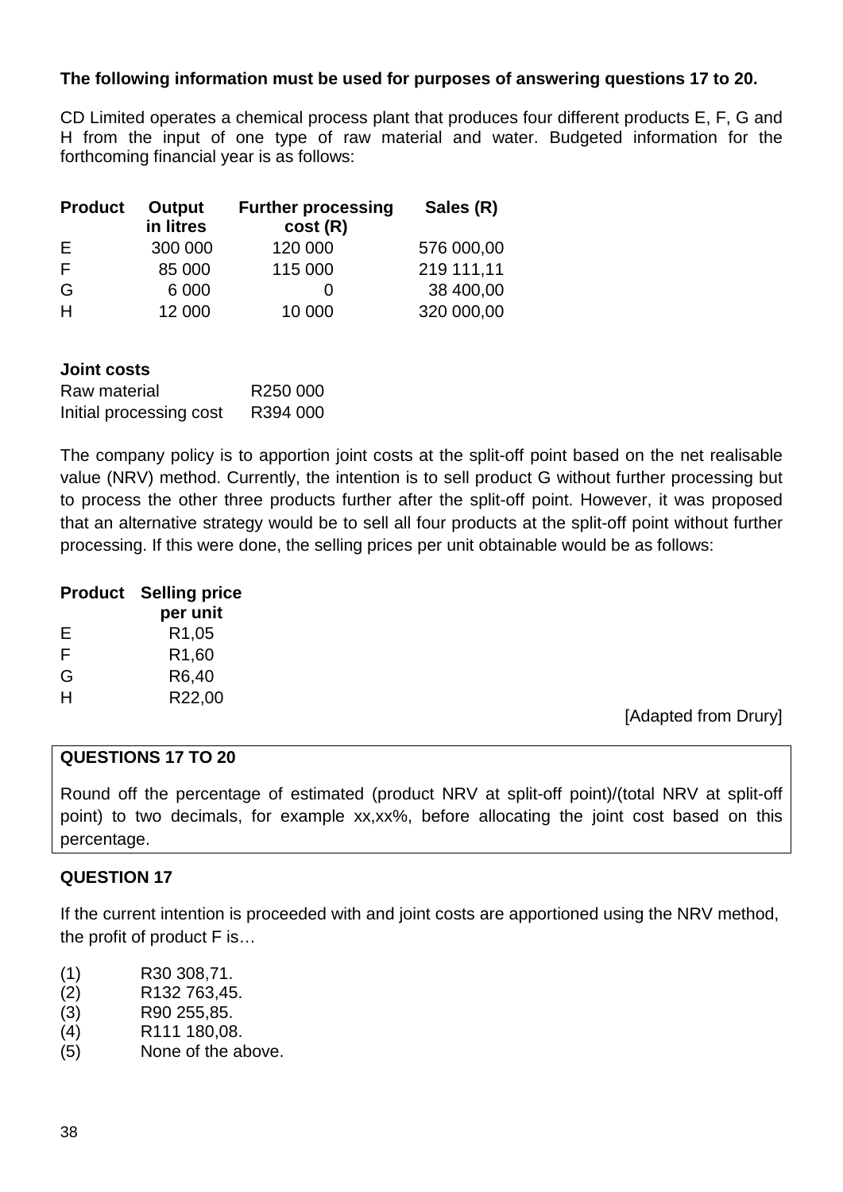**The following information must be used for purposes of answering questions 17 to 20.**

CD Limited operates a chemical process plant that produces four different products E, F, G and H from the input of one type of raw material and water. Budgeted information for the forthcoming financial year is as follows:

| Product | Output in litres | Further processing cost (R) | Sales (R) |
|---|---|---|---|
| E | 300 000 | 120 000 | 576 000,00 |
| F | 85 000 | 115 000 | 219 111,11 |
| G | 6 000 | 0 | 38 400,00 |
| H | 12 000 | 10 000 | 320 000,00 |

**Joint costs**

| | |
|---|---|
| Raw material | R250 000 |
| Initial processing cost | R394 000 |

The company policy is to apportion joint costs at the split-off point based on the net realisable value (NRV) method. Currently, the intention is to sell product G without further processing but to process the other three products further after the split-off point. However, it was proposed that an alternative strategy would be to sell all four products at the split-off point without further processing. If this were done, the selling prices per unit obtainable would be as follows:

| Product | Selling price per unit |
|---|---|
| E | R1,05 |
| F | R1,60 |
| G | R6,40 |
| H | R22,00 |

[Adapted from Drury]

**QUESTIONS 17 TO 20**

Round off the percentage of estimated (product NRV at split-off point)/(total NRV at split-off point) to two decimals, for example xx,xx%, before allocating the joint cost based on this percentage.

**QUESTION 17**

If the current intention is proceeded with and joint costs are apportioned using the NRV method, the profit of product F is…

(1) R30 308,71.
(2) R132 763,45.
(3) R90 255,85.
(4) R111 180,08.
(5) None of the above.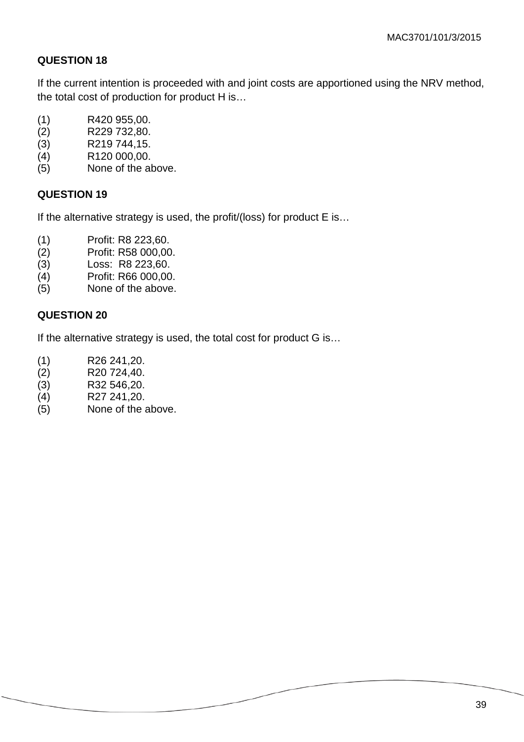**QUESTION 18**

If the current intention is proceeded with and joint costs are apportioned using the NRV method, the total cost of production for product H is…

(1) R420 955,00.
(2) R229 732,80.
(3) R219 744,15.
(4) R120 000,00.
(5) None of the above.

**QUESTION 19**

If the alternative strategy is used, the profit/(loss) for product E is…

(1) Profit: R8 223,60.
(2) Profit: R58 000,00.
(3) Loss: R8 223,60.
(4) Profit: R66 000,00.
(5) None of the above.

**QUESTION 20**

If the alternative strategy is used, the total cost for product G is…

(1) R26 241,20.
(2) R20 724,40.
(3) R32 546,20.
(4) R27 241,20.
(5) None of the above.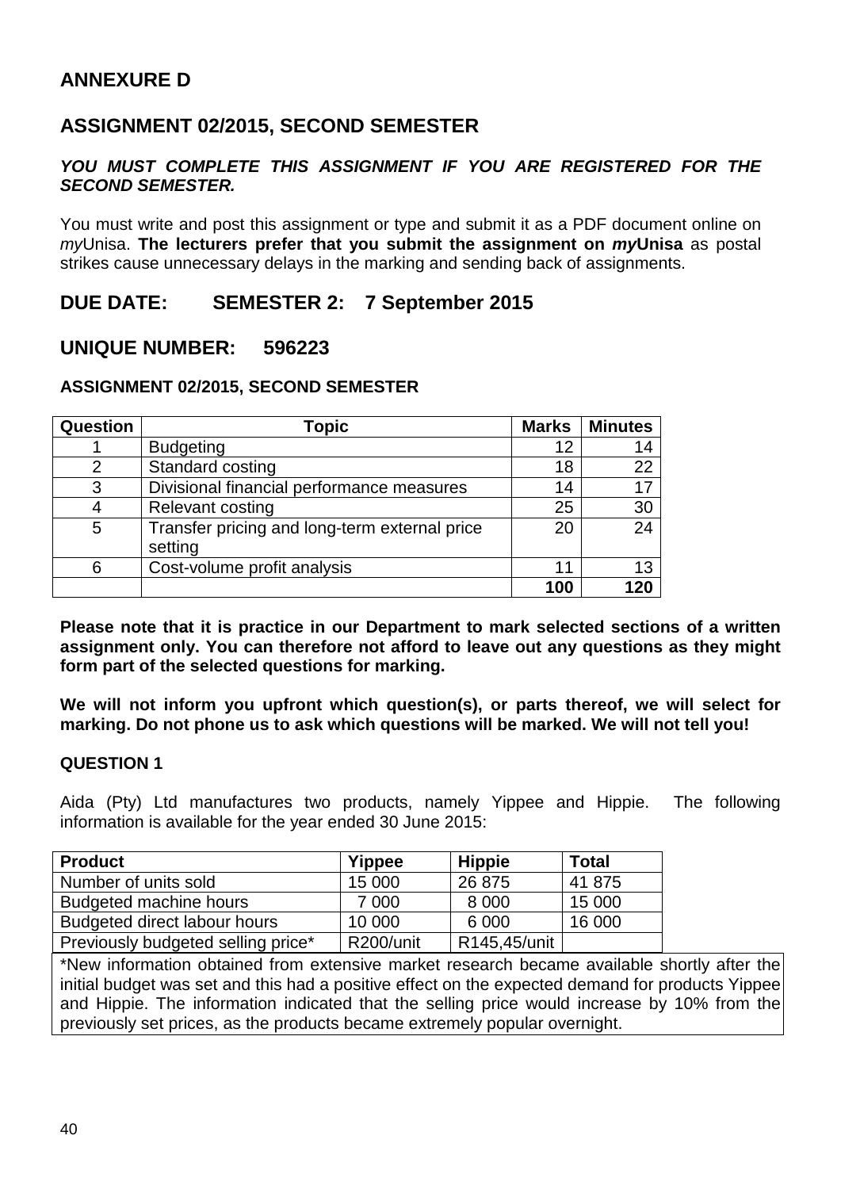## ANNEXURE D

## ASSIGNMENT 02/2015, SECOND SEMESTER

***YOU MUST COMPLETE THIS ASSIGNMENT IF YOU ARE REGISTERED FOR THE SECOND SEMESTER.***

You must write and post this assignment or type and submit it as a PDF document online on *my*Unisa. **The lecturers prefer that you submit the assignment on *my*Unisa** as postal strikes cause unnecessary delays in the marking and sending back of assignments.

## DUE DATE: SEMESTER 2: 7 September 2015

## UNIQUE NUMBER: 596223

**ASSIGNMENT 02/2015, SECOND SEMESTER**

| Question | Topic | Marks | Minutes |
|---|---|---|---|
| 1 | Budgeting | 12 | 14 |
| 2 | Standard costing | 18 | 22 |
| 3 | Divisional financial performance measures | 14 | 17 |
| 4 | Relevant costing | 25 | 30 |
| 5 | Transfer pricing and long-term external price setting | 20 | 24 |
| 6 | Cost-volume profit analysis | 11 | 13 |
| | | **100** | **120** |

**Please note that it is practice in our Department to mark selected sections of a written assignment only. You can therefore not afford to leave out any questions as they might form part of the selected questions for marking.**

**We will not inform you upfront which question(s), or parts thereof, we will select for marking. Do not phone us to ask which questions will be marked. We will not tell you!**

**QUESTION 1**

Aida (Pty) Ltd manufactures two products, namely Yippee and Hippie. The following information is available for the year ended 30 June 2015:

| Product | Yippee | Hippie | Total |
|---|---|---|---|
| Number of units sold | 15 000 | 26 875 | 41 875 |
| Budgeted machine hours | 7 000 | 8 000 | 15 000 |
| Budgeted direct labour hours | 10 000 | 6 000 | 16 000 |
| Previously budgeted selling price* | R200/unit | R145,45/unit | |

*New information obtained from extensive market research became available shortly after the initial budget was set and this had a positive effect on the expected demand for products Yippee and Hippie. The information indicated that the selling price would increase by 10% from the previously set prices, as the products became extremely popular overnight.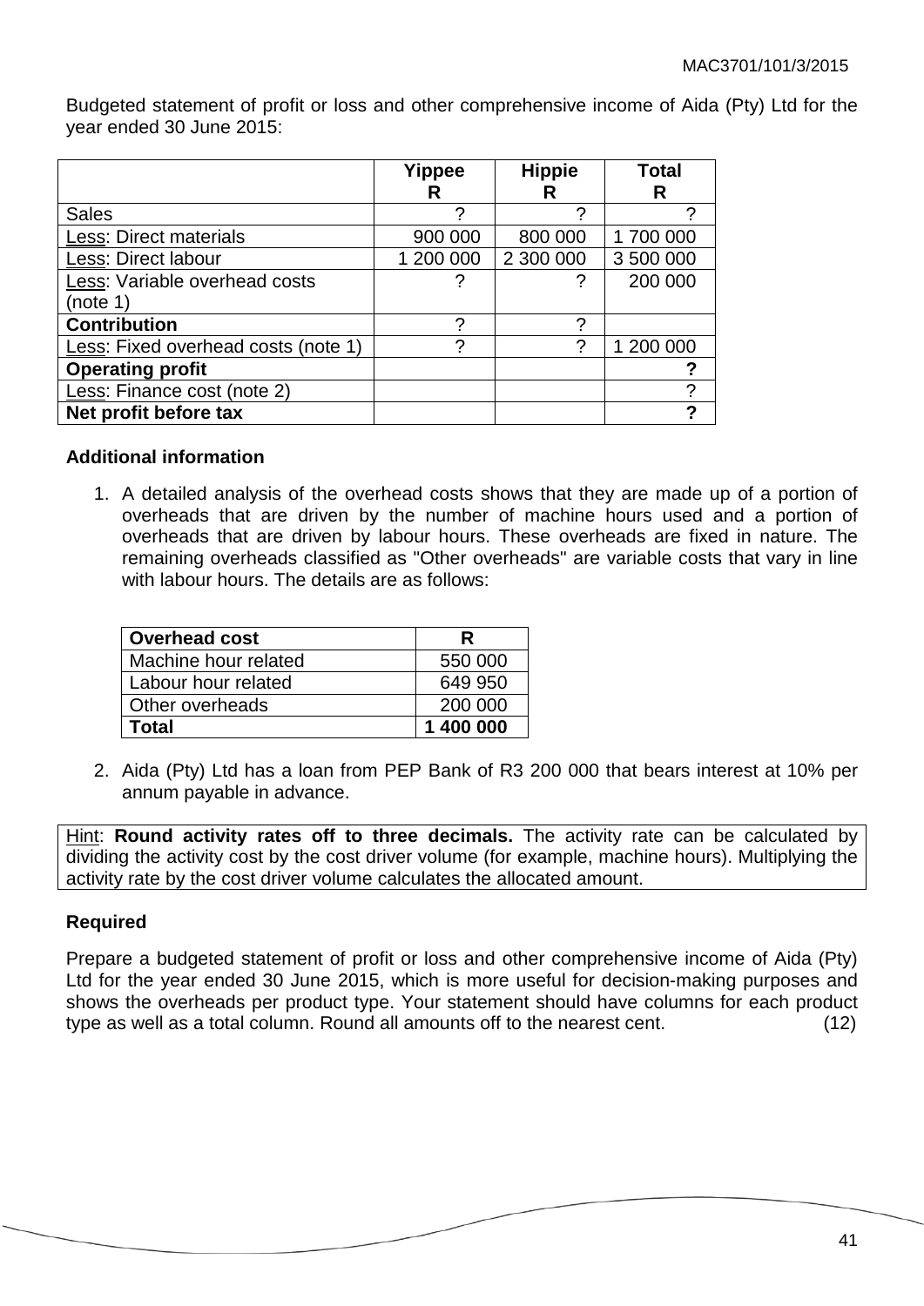Budgeted statement of profit or loss and other comprehensive income of Aida (Pty) Ltd for the year ended 30 June 2015:

| | **Yippee** R | **Hippie** R | **Total** R |
|---|---|---|---|
| Sales | ? | ? | ? |
| Less: Direct materials | 900 000 | 800 000 | 1 700 000 |
| Less: Direct labour | 1 200 000 | 2 300 000 | 3 500 000 |
| Less: Variable overhead costs (note 1) | ? | ? | 200 000 |
| **Contribution** | ? | ? | |
| Less: Fixed overhead costs (note 1) | ? | ? | 1 200 000 |
| **Operating profit** | | | **?** |
| Less: Finance cost (note 2) | | | ? |
| **Net profit before tax** | | | **?** |

**Additional information**

1. A detailed analysis of the overhead costs shows that they are made up of a portion of overheads that are driven by the number of machine hours used and a portion of overheads that are driven by labour hours. These overheads are fixed in nature. The remaining overheads classified as "Other overheads" are variable costs that vary in line with labour hours. The details are as follows:

| **Overhead cost** | **R** |
|---|---|
| Machine hour related | 550 000 |
| Labour hour related | 649 950 |
| Other overheads | 200 000 |
| **Total** | **1 400 000** |

2. Aida (Pty) Ltd has a loan from PEP Bank of R3 200 000 that bears interest at 10% per annum payable in advance.

Hint: **Round activity rates off to three decimals.** The activity rate can be calculated by dividing the activity cost by the cost driver volume (for example, machine hours). Multiplying the activity rate by the cost driver volume calculates the allocated amount.

**Required**

Prepare a budgeted statement of profit or loss and other comprehensive income of Aida (Pty) Ltd for the year ended 30 June 2015, which is more useful for decision-making purposes and shows the overheads per product type. Your statement should have columns for each product type as well as a total column. Round all amounts off to the nearest cent. (12)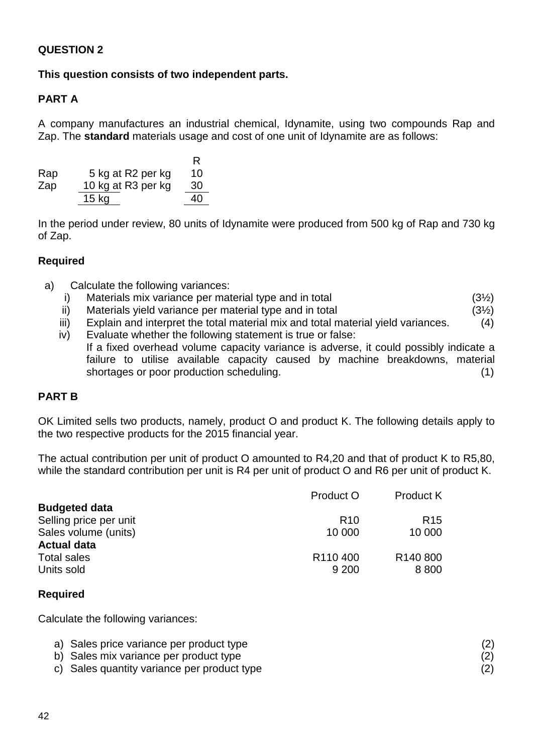**QUESTION 2**

**This question consists of two independent parts.**

**PART A**

A company manufactures an industrial chemical, Idynamite, using two compounds Rap and Zap. The **standard** materials usage and cost of one unit of Idynamite are as follows:

| | | R |
|---|---|---|
| Rap | 5 kg at R2 per kg | 10 |
| Zap | 10 kg at R3 per kg | 30 |
| | 15 kg | 40 |

In the period under review, 80 units of Idynamite were produced from 500 kg of Rap and 730 kg of Zap.

**Required**

a) Calculate the following variances:

i) Materials mix variance per material type and in total (3½)

ii) Materials yield variance per material type and in total (3½)

iii) Explain and interpret the total material mix and total material yield variances. (4)

iv) Evaluate whether the following statement is true or false:
If a fixed overhead volume capacity variance is adverse, it could possibly indicate a failure to utilise available capacity caused by machine breakdowns, material shortages or poor production scheduling. (1)

**PART B**

OK Limited sells two products, namely, product O and product K. The following details apply to the two respective products for the 2015 financial year.

The actual contribution per unit of product O amounted to R4,20 and that of product K to R5,80, while the standard contribution per unit is R4 per unit of product O and R6 per unit of product K.

| | Product O | Product K |
|---|---|---|
| **Budgeted data** | | |
| Selling price per unit | R10 | R15 |
| Sales volume (units) | 10 000 | 10 000 |
| **Actual data** | | |
| Total sales | R110 400 | R140 800 |
| Units sold | 9 200 | 8 800 |

**Required**

Calculate the following variances:

a) Sales price variance per product type (2)

b) Sales mix variance per product type (2)

c) Sales quantity variance per product type (2)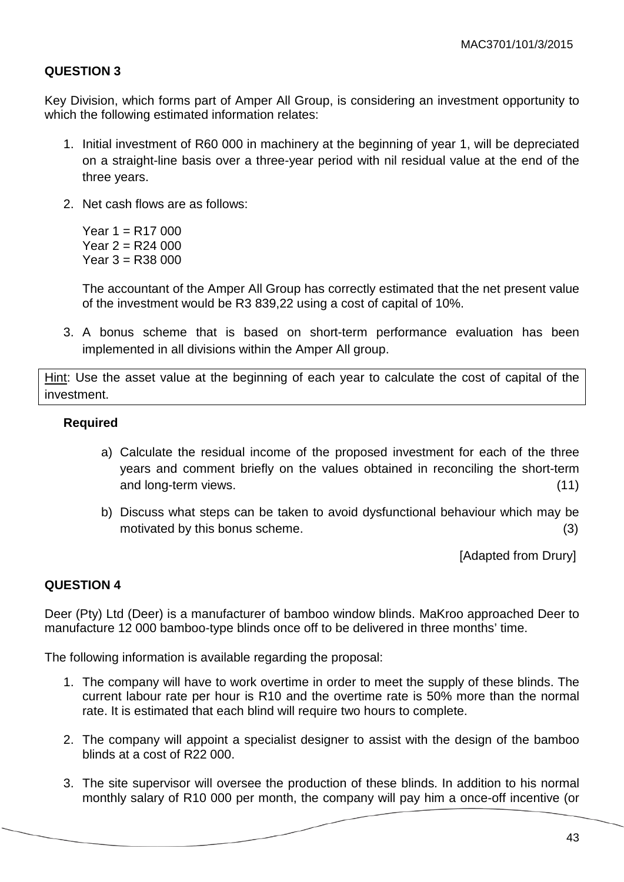## QUESTION 3

Key Division, which forms part of Amper All Group, is considering an investment opportunity to which the following estimated information relates:

1. Initial investment of R60 000 in machinery at the beginning of year 1, will be depreciated on a straight-line basis over a three-year period with nil residual value at the end of the three years.

2. Net cash flows are as follows:

   Year 1 = R17 000
   Year 2 = R24 000
   Year 3 = R38 000

   The accountant of the Amper All Group has correctly estimated that the net present value of the investment would be R3 839,22 using a cost of capital of 10%.

3. A bonus scheme that is based on short-term performance evaluation has been implemented in all divisions within the Amper All group.

Hint: Use the asset value at the beginning of each year to calculate the cost of capital of the investment.

**Required**

a) Calculate the residual income of the proposed investment for each of the three years and comment briefly on the values obtained in reconciling the short-term and long-term views. (11)

b) Discuss what steps can be taken to avoid dysfunctional behaviour which may be motivated by this bonus scheme. (3)

[Adapted from Drury]

## QUESTION 4

Deer (Pty) Ltd (Deer) is a manufacturer of bamboo window blinds. MaKroo approached Deer to manufacture 12 000 bamboo-type blinds once off to be delivered in three months' time.

The following information is available regarding the proposal:

1. The company will have to work overtime in order to meet the supply of these blinds. The current labour rate per hour is R10 and the overtime rate is 50% more than the normal rate. It is estimated that each blind will require two hours to complete.

2. The company will appoint a specialist designer to assist with the design of the bamboo blinds at a cost of R22 000.

3. The site supervisor will oversee the production of these blinds. In addition to his normal monthly salary of R10 000 per month, the company will pay him a once-off incentive (or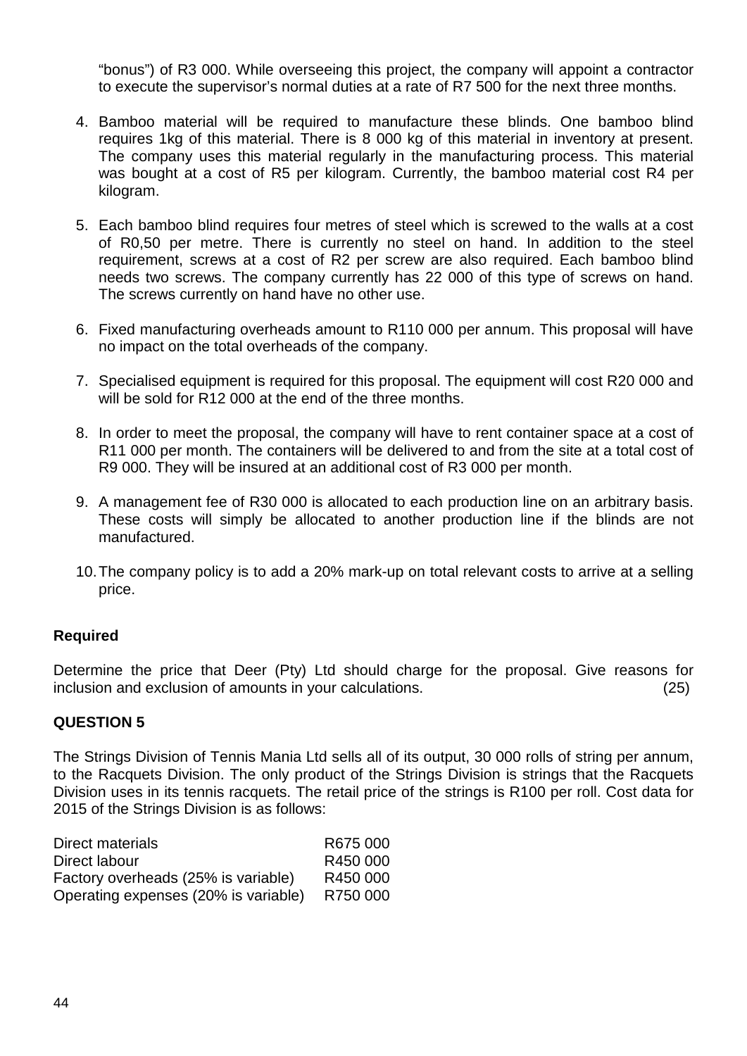“bonus”) of R3 000. While overseeing this project, the company will appoint a contractor to execute the supervisor’s normal duties at a rate of R7 500 for the next three months.

4. Bamboo material will be required to manufacture these blinds. One bamboo blind requires 1kg of this material. There is 8 000 kg of this material in inventory at present. The company uses this material regularly in the manufacturing process. This material was bought at a cost of R5 per kilogram. Currently, the bamboo material cost R4 per kilogram.

5. Each bamboo blind requires four metres of steel which is screwed to the walls at a cost of R0,50 per metre. There is currently no steel on hand. In addition to the steel requirement, screws at a cost of R2 per screw are also required. Each bamboo blind needs two screws. The company currently has 22 000 of this type of screws on hand. The screws currently on hand have no other use.

6. Fixed manufacturing overheads amount to R110 000 per annum. This proposal will have no impact on the total overheads of the company.

7. Specialised equipment is required for this proposal. The equipment will cost R20 000 and will be sold for R12 000 at the end of the three months.

8. In order to meet the proposal, the company will have to rent container space at a cost of R11 000 per month. The containers will be delivered to and from the site at a total cost of R9 000. They will be insured at an additional cost of R3 000 per month.

9. A management fee of R30 000 is allocated to each production line on an arbitrary basis. These costs will simply be allocated to another production line if the blinds are not manufactured.

10. The company policy is to add a 20% mark-up on total relevant costs to arrive at a selling price.

**Required**

Determine the price that Deer (Pty) Ltd should charge for the proposal. Give reasons for inclusion and exclusion of amounts in your calculations. (25)

**QUESTION 5**

The Strings Division of Tennis Mania Ltd sells all of its output, 30 000 rolls of string per annum, to the Racquets Division. The only product of the Strings Division is strings that the Racquets Division uses in its tennis racquets. The retail price of the strings is R100 per roll. Cost data for 2015 of the Strings Division is as follows:

| | |
|---|---|
| Direct materials | R675 000 |
| Direct labour | R450 000 |
| Factory overheads (25% is variable) | R450 000 |
| Operating expenses (20% is variable) | R750 000 |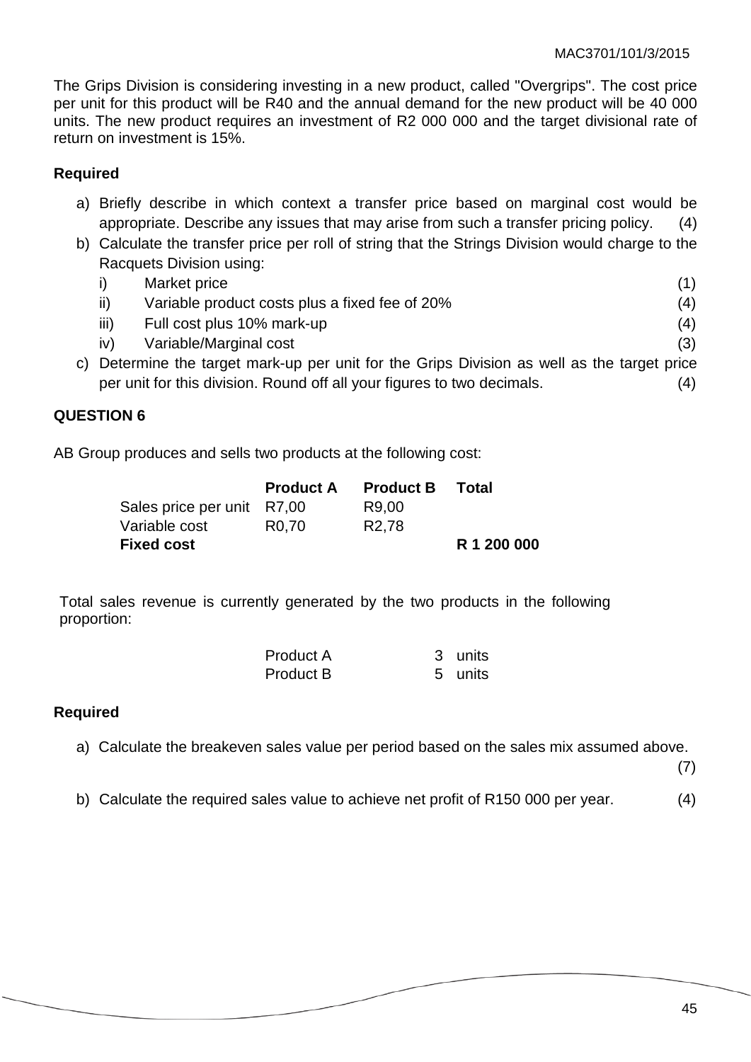The Grips Division is considering investing in a new product, called "Overgrips". The cost price per unit for this product will be R40 and the annual demand for the new product will be 40 000 units. The new product requires an investment of R2 000 000 and the target divisional rate of return on investment is 15%.

**Required**

a) Briefly describe in which context a transfer price based on marginal cost would be appropriate. Describe any issues that may arise from such a transfer pricing policy. (4)

b) Calculate the transfer price per roll of string that the Strings Division would charge to the Racquets Division using:

   i) Market price (1)

   ii) Variable product costs plus a fixed fee of 20% (4)

   iii) Full cost plus 10% mark-up (4)

   iv) Variable/Marginal cost (3)

c) Determine the target mark-up per unit for the Grips Division as well as the target price per unit for this division. Round off all your figures to two decimals. (4)

## QUESTION 6

AB Group produces and sells two products at the following cost:

| | **Product A** | **Product B** | **Total** |
|---|---|---|---|
| Sales price per unit | R7,00 | R9,00 | |
| Variable cost | R0,70 | R2,78 | |
| **Fixed cost** | | | **R 1 200 000** |

Total sales revenue is currently generated by the two products in the following proportion:

| | |
|---|---|
| Product A | 3 units |
| Product B | 5 units |

**Required**

a) Calculate the breakeven sales value per period based on the sales mix assumed above. (7)

b) Calculate the required sales value to achieve net profit of R150 000 per year. (4)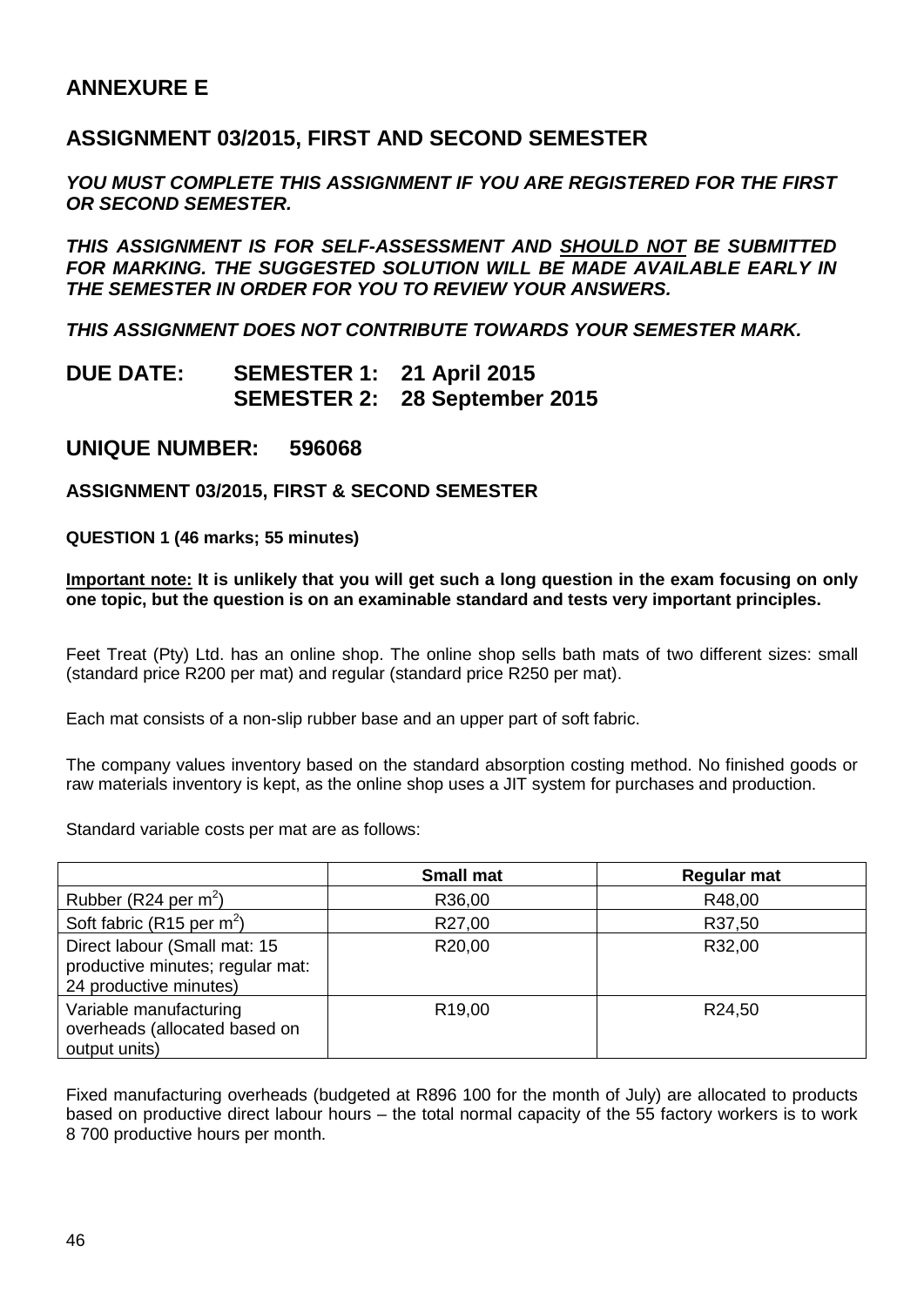# ANNEXURE E

## ASSIGNMENT 03/2015, FIRST AND SECOND SEMESTER

***YOU MUST COMPLETE THIS ASSIGNMENT IF YOU ARE REGISTERED FOR THE FIRST OR SECOND SEMESTER.***

***THIS ASSIGNMENT IS FOR SELF-ASSESSMENT AND SHOULD NOT BE SUBMITTED FOR MARKING. THE SUGGESTED SOLUTION WILL BE MADE AVAILABLE EARLY IN THE SEMESTER IN ORDER FOR YOU TO REVIEW YOUR ANSWERS.***

***THIS ASSIGNMENT DOES NOT CONTRIBUTE TOWARDS YOUR SEMESTER MARK.***

## DUE DATE: SEMESTER 1: 21 April 2015
## SEMESTER 2: 28 September 2015

## UNIQUE NUMBER: 596068

**ASSIGNMENT 03/2015, FIRST & SECOND SEMESTER**

**QUESTION 1 (46 marks; 55 minutes)**

**Important note: It is unlikely that you will get such a long question in the exam focusing on only one topic, but the question is on an examinable standard and tests very important principles.**

Feet Treat (Pty) Ltd. has an online shop. The online shop sells bath mats of two different sizes: small (standard price R200 per mat) and regular (standard price R250 per mat).

Each mat consists of a non-slip rubber base and an upper part of soft fabric.

The company values inventory based on the standard absorption costing method. No finished goods or raw materials inventory is kept, as the online shop uses a JIT system for purchases and production.

Standard variable costs per mat are as follows:

| | Small mat | Regular mat |
|---|---|---|
| Rubber (R24 per $m^2$) | R36,00 | R48,00 |
| Soft fabric (R15 per $m^2$) | R27,00 | R37,50 |
| Direct labour (Small mat: 15 productive minutes; regular mat: 24 productive minutes) | R20,00 | R32,00 |
| Variable manufacturing overheads (allocated based on output units) | R19,00 | R24,50 |

Fixed manufacturing overheads (budgeted at R896 100 for the month of July) are allocated to products based on productive direct labour hours – the total normal capacity of the 55 factory workers is to work 8 700 productive hours per month.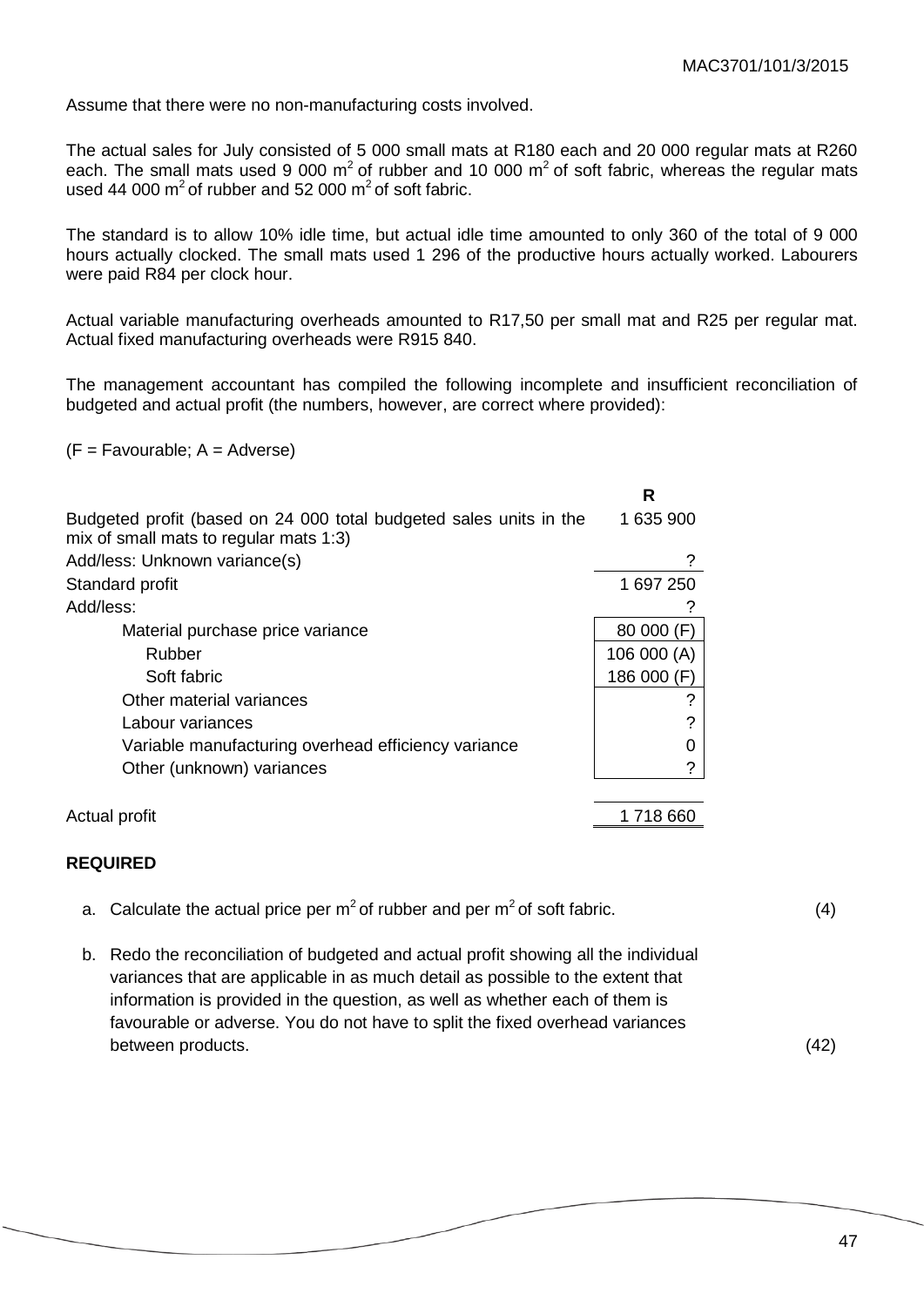Assume that there were no non-manufacturing costs involved.

The actual sales for July consisted of 5 000 small mats at R180 each and 20 000 regular mats at R260 each. The small mats used 9 000 $m^2$ of rubber and 10 000 $m^2$ of soft fabric, whereas the regular mats used 44 000 $m^2$ of rubber and 52 000 $m^2$ of soft fabric.

The standard is to allow 10% idle time, but actual idle time amounted to only 360 of the total of 9 000 hours actually clocked. The small mats used 1 296 of the productive hours actually worked. Labourers were paid R84 per clock hour.

Actual variable manufacturing overheads amounted to R17,50 per small mat and R25 per regular mat. Actual fixed manufacturing overheads were R915 840.

The management accountant has compiled the following incomplete and insufficient reconciliation of budgeted and actual profit (the numbers, however, are correct where provided):

(F = Favourable; A = Adverse)

| | R |
|---|---|
| Budgeted profit (based on 24 000 total budgeted sales units in the mix of small mats to regular mats 1:3) | 1 635 900 |
| Add/less: Unknown variance(s) | ? |
| Standard profit | 1 697 250 |
| Add/less: | ? |
| Material purchase price variance | 80 000 (F) |
| Rubber | 106 000 (A) |
| Soft fabric | 186 000 (F) |
| Other material variances | ? |
| Labour variances | ? |
| Variable manufacturing overhead efficiency variance | 0 |
| Other (unknown) variances | ? |
| Actual profit | 1 718 660 |

**REQUIRED**

a. Calculate the actual price per $m^2$ of rubber and per $m^2$ of soft fabric. (4)

b. Redo the reconciliation of budgeted and actual profit showing all the individual variances that are applicable in as much detail as possible to the extent that information is provided in the question, as well as whether each of them is favourable or adverse. You do not have to split the fixed overhead variances between products. (42)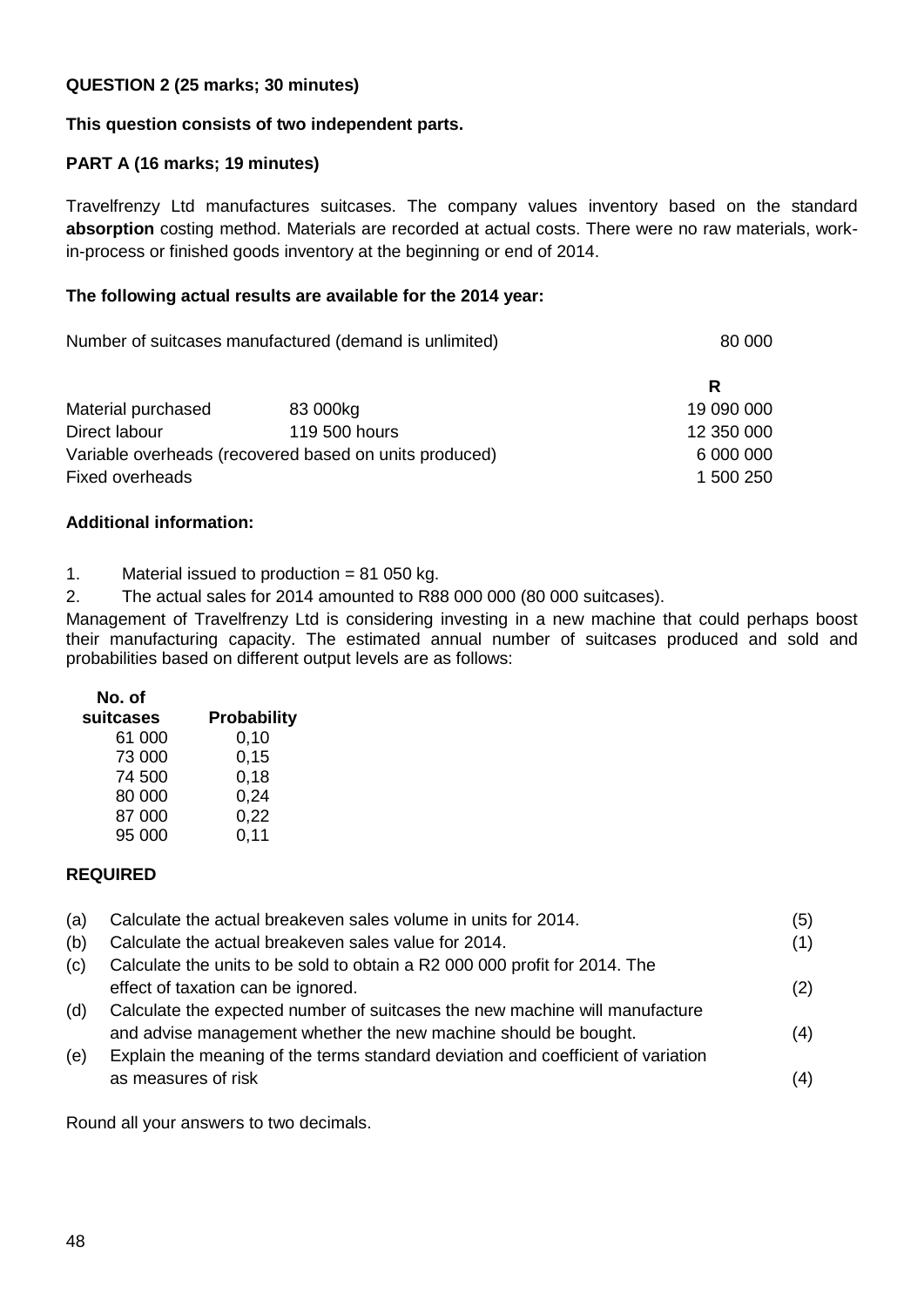**QUESTION 2 (25 marks; 30 minutes)**

**This question consists of two independent parts.**

**PART A (16 marks; 19 minutes)**

Travelfrenzy Ltd manufactures suitcases. The company values inventory based on the standard **absorption** costing method. Materials are recorded at actual costs. There were no raw materials, work-in-process or finished goods inventory at the beginning or end of 2014.

**The following actual results are available for the 2014 year:**

| | | |
|---|---|---|
| Number of suitcases manufactured (demand is unlimited) | | 80 000 |
| | | **R** |
| Material purchased | 83 000kg | 19 090 000 |
| Direct labour | 119 500 hours | 12 350 000 |
| Variable overheads (recovered based on units produced) | | 6 000 000 |
| Fixed overheads | | 1 500 250 |

**Additional information:**

1. Material issued to production = 81 050 kg.
2. The actual sales for 2014 amounted to R88 000 000 (80 000 suitcases).

Management of Travelfrenzy Ltd is considering investing in a new machine that could perhaps boost their manufacturing capacity. The estimated annual number of suitcases produced and sold and probabilities based on different output levels are as follows:

| No. of suitcases | Probability |
|---|---|
| 61 000 | 0,10 |
| 73 000 | 0,15 |
| 74 500 | 0,18 |
| 80 000 | 0,24 |
| 87 000 | 0,22 |
| 95 000 | 0,11 |

**REQUIRED**

| | | |
|---|---|---|
| (a) | Calculate the actual breakeven sales volume in units for 2014. | (5) |
| (b) | Calculate the actual breakeven sales value for 2014. | (1) |
| (c) | Calculate the units to be sold to obtain a R2 000 000 profit for 2014. The effect of taxation can be ignored. | (2) |
| (d) | Calculate the expected number of suitcases the new machine will manufacture and advise management whether the new machine should be bought. | (4) |
| (e) | Explain the meaning of the terms standard deviation and coefficient of variation as measures of risk | (4) |

Round all your answers to two decimals.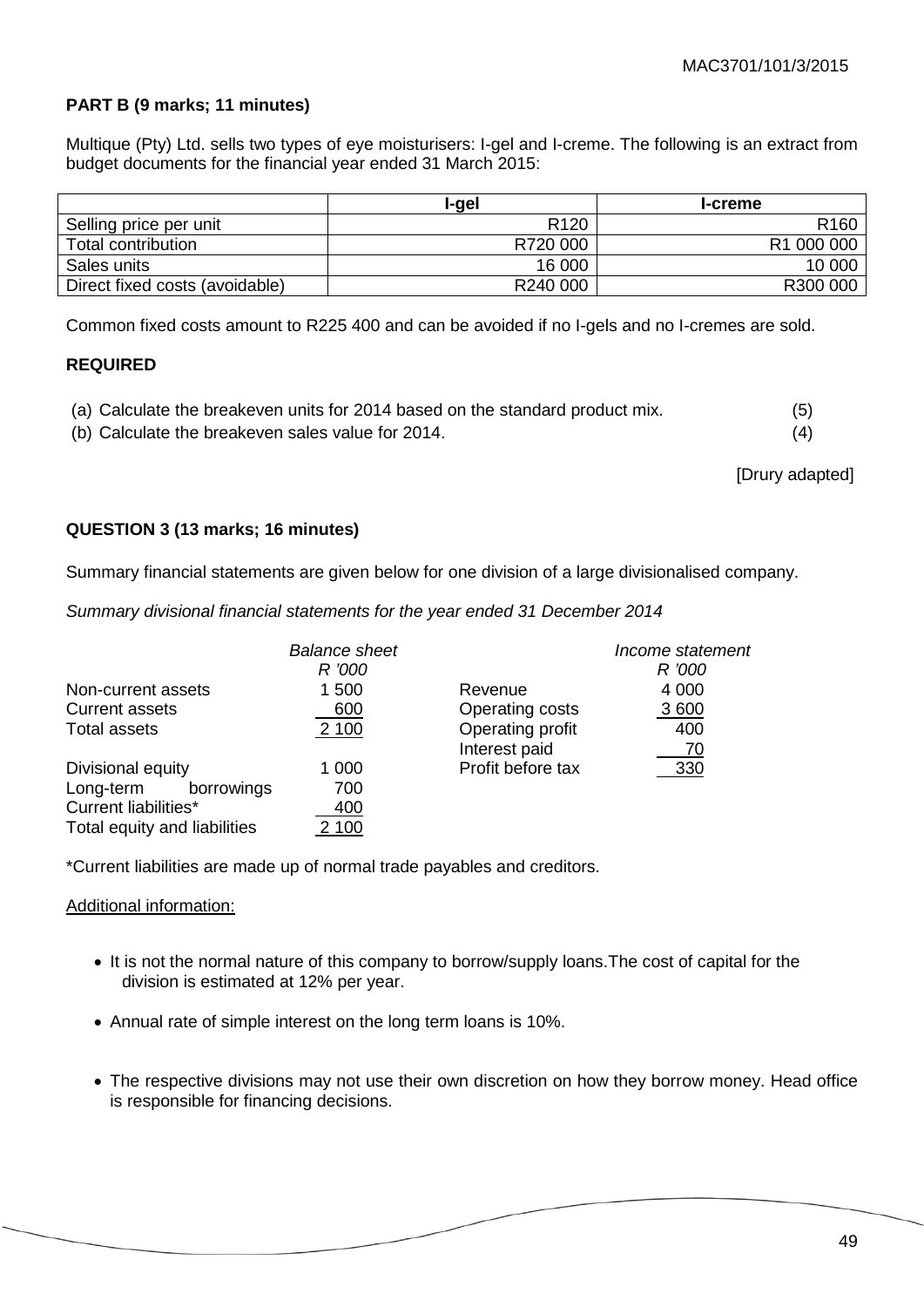**PART B (9 marks; 11 minutes)**

Multique (Pty) Ltd. sells two types of eye moisturisers: I-gel and I-creme. The following is an extract from budget documents for the financial year ended 31 March 2015:

| | I-gel | I-creme |
|---|---|---|
| Selling price per unit | R120 | R160 |
| Total contribution | R720 000 | R1 000 000 |
| Sales units | 16 000 | 10 000 |
| Direct fixed costs (avoidable) | R240 000 | R300 000 |

Common fixed costs amount to R225 400 and can be avoided if no I-gels and no I-cremes are sold.

**REQUIRED**

(a) Calculate the breakeven units for 2014 based on the standard product mix. (5)

(b) Calculate the breakeven sales value for 2014. (4)

[Drury adapted]

**QUESTION 3 (13 marks; 16 minutes)**

Summary financial statements are given below for one division of a large divisionalised company.

*Summary divisional financial statements for the year ended 31 December 2014*

| | *Balance sheet* | | *Income statement* |
|---|---|---|---|
| | *R '000* | | *R '000* |
| Non-current assets | 1 500 | Revenue | 4 000 |
| Current assets | 600 | Operating costs | 3 600 |
| Total assets | 2 100 | Operating profit | 400 |
| | | Interest paid | 70 |
| Divisional equity | 1 000 | Profit before tax | 330 |
| Long-term borrowings | 700 | | |
| Current liabilities* | 400 | | |
| Total equity and liabilities | 2 100 | | |

*Current liabilities are made up of normal trade payables and creditors.

Additional information:

- It is not the normal nature of this company to borrow/supply loans.The cost of capital for the division is estimated at 12% per year.
- Annual rate of simple interest on the long term loans is 10%.
- The respective divisions may not use their own discretion on how they borrow money. Head office is responsible for financing decisions.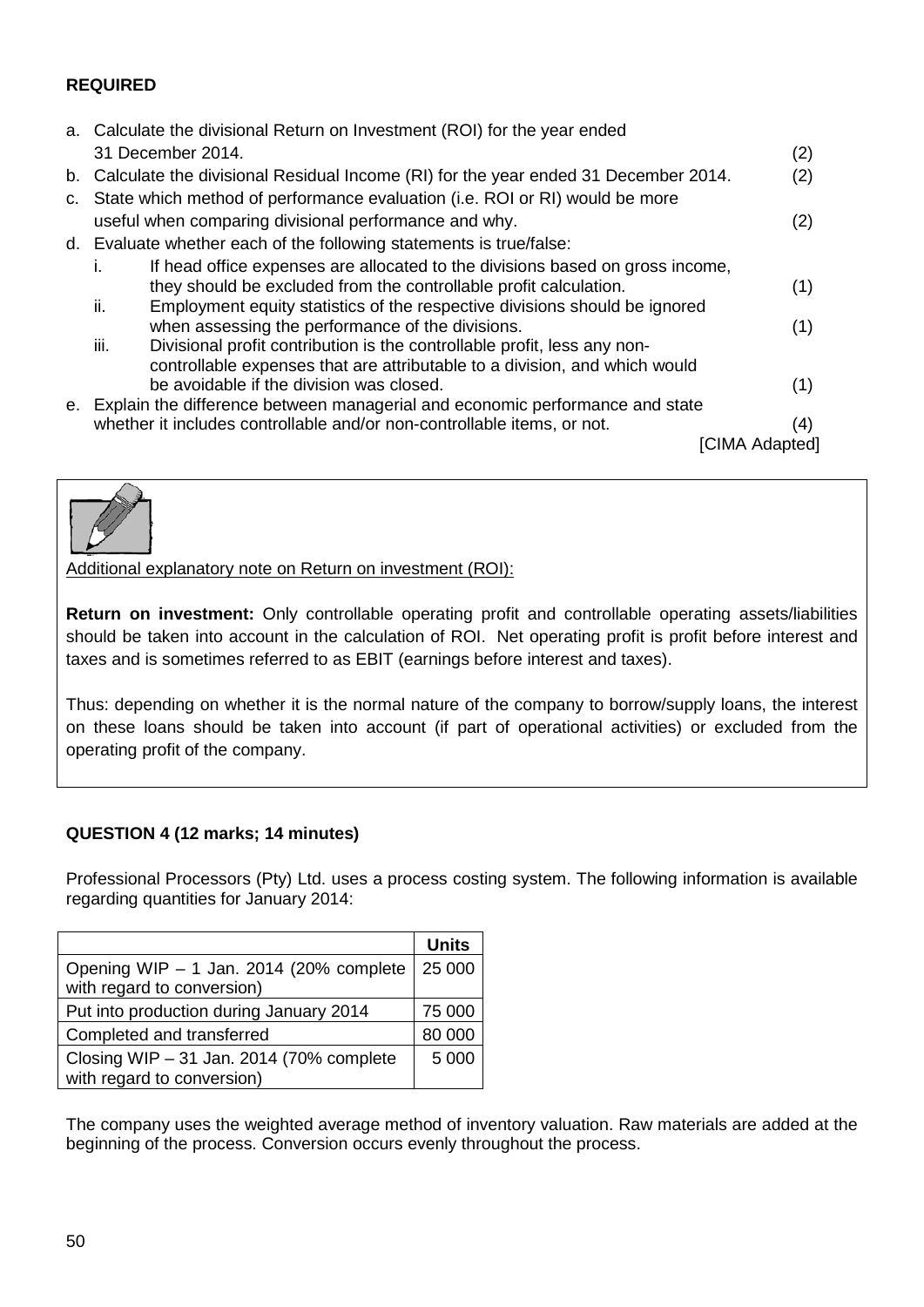**REQUIRED**

a. Calculate the divisional Return on Investment (ROI) for the year ended 31 December 2014. (2)

b. Calculate the divisional Residual Income (RI) for the year ended 31 December 2014. (2)

c. State which method of performance evaluation (i.e. ROI or RI) would be more useful when comparing divisional performance and why. (2)

d. Evaluate whether each of the following statements is true/false:

   i. If head office expenses are allocated to the divisions based on gross income, they should be excluded from the controllable profit calculation. (1)

   ii. Employment equity statistics of the respective divisions should be ignored when assessing the performance of the divisions. (1)

   iii. Divisional profit contribution is the controllable profit, less any non-controllable expenses that are attributable to a division, and which would be avoidable if the division was closed. (1)

e. Explain the difference between managerial and economic performance and state whether it includes controllable and/or non-controllable items, or not. (4)

[CIMA Adapted]

Additional explanatory note on Return on investment (ROI):

**Return on investment:** Only controllable operating profit and controllable operating assets/liabilities should be taken into account in the calculation of ROI. Net operating profit is profit before interest and taxes and is sometimes referred to as EBIT (earnings before interest and taxes).

Thus: depending on whether it is the normal nature of the company to borrow/supply loans, the interest on these loans should be taken into account (if part of operational activities) or excluded from the operating profit of the company.

**QUESTION 4 (12 marks; 14 minutes)**

Professional Processors (Pty) Ltd. uses a process costing system. The following information is available regarding quantities for January 2014:

| | Units |
|---|---|
| Opening WIP – 1 Jan. 2014 (20% complete with regard to conversion) | 25 000 |
| Put into production during January 2014 | 75 000 |
| Completed and transferred | 80 000 |
| Closing WIP – 31 Jan. 2014 (70% complete with regard to conversion) | 5 000 |

The company uses the weighted average method of inventory valuation. Raw materials are added at the beginning of the process. Conversion occurs evenly throughout the process.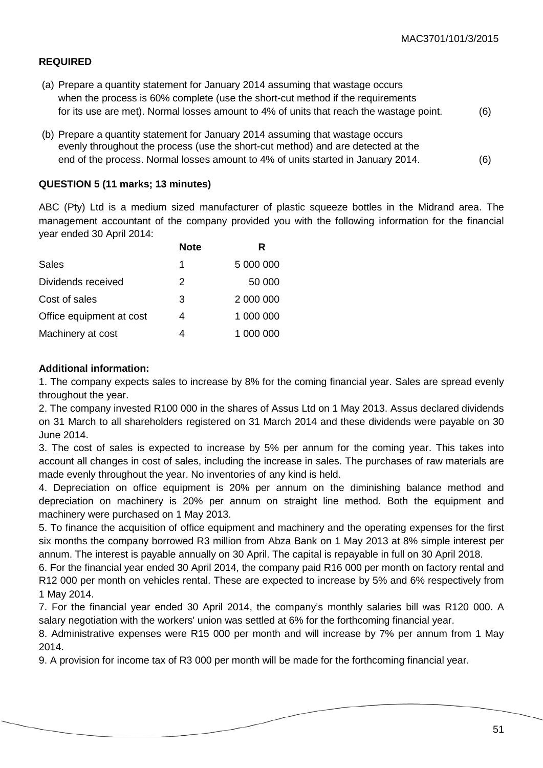**REQUIRED**

(a) Prepare a quantity statement for January 2014 assuming that wastage occurs when the process is 60% complete (use the short-cut method if the requirements for its use are met). Normal losses amount to 4% of units that reach the wastage point. (6)

(b) Prepare a quantity statement for January 2014 assuming that wastage occurs evenly throughout the process (use the short-cut method) and are detected at the end of the process. Normal losses amount to 4% of units started in January 2014. (6)

**QUESTION 5 (11 marks; 13 minutes)**

ABC (Pty) Ltd is a medium sized manufacturer of plastic squeeze bottles in the Midrand area. The management accountant of the company provided you with the following information for the financial year ended 30 April 2014:

| | **Note** | **R** |
|---|---|---|
| Sales | 1 | 5 000 000 |
| Dividends received | 2 | 50 000 |
| Cost of sales | 3 | 2 000 000 |
| Office equipment at cost | 4 | 1 000 000 |
| Machinery at cost | 4 | 1 000 000 |

**Additional information:**

1. The company expects sales to increase by 8% for the coming financial year. Sales are spread evenly throughout the year.
2. The company invested R100 000 in the shares of Assus Ltd on 1 May 2013. Assus declared dividends on 31 March to all shareholders registered on 31 March 2014 and these dividends were payable on 30 June 2014.
3. The cost of sales is expected to increase by 5% per annum for the coming year. This takes into account all changes in cost of sales, including the increase in sales. The purchases of raw materials are made evenly throughout the year. No inventories of any kind is held.
4. Depreciation on office equipment is 20% per annum on the diminishing balance method and depreciation on machinery is 20% per annum on straight line method. Both the equipment and machinery were purchased on 1 May 2013.
5. To finance the acquisition of office equipment and machinery and the operating expenses for the first six months the company borrowed R3 million from Abza Bank on 1 May 2013 at 8% simple interest per annum. The interest is payable annually on 30 April. The capital is repayable in full on 30 April 2018.
6. For the financial year ended 30 April 2014, the company paid R16 000 per month on factory rental and R12 000 per month on vehicles rental. These are expected to increase by 5% and 6% respectively from 1 May 2014.
7. For the financial year ended 30 April 2014, the company's monthly salaries bill was R120 000. A salary negotiation with the workers' union was settled at 6% for the forthcoming financial year.
8. Administrative expenses were R15 000 per month and will increase by 7% per annum from 1 May 2014.
9. A provision for income tax of R3 000 per month will be made for the forthcoming financial year.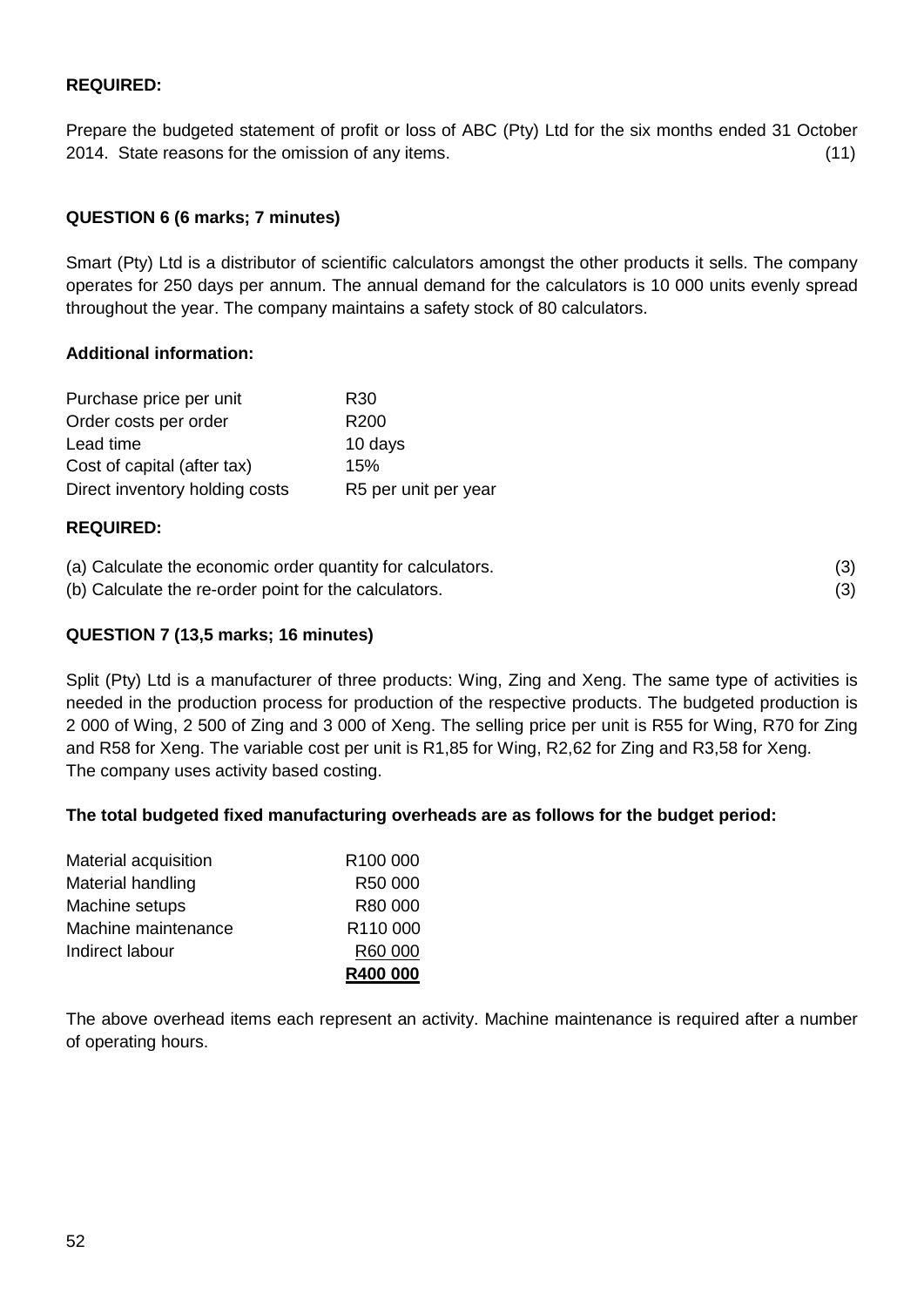**REQUIRED:**

Prepare the budgeted statement of profit or loss of ABC (Pty) Ltd for the six months ended 31 October 2014. State reasons for the omission of any items. (11)

**QUESTION 6 (6 marks; 7 minutes)**

Smart (Pty) Ltd is a distributor of scientific calculators amongst the other products it sells. The company operates for 250 days per annum. The annual demand for the calculators is 10 000 units evenly spread throughout the year. The company maintains a safety stock of 80 calculators.

**Additional information:**

| | |
|---|---|
| Purchase price per unit | R30 |
| Order costs per order | R200 |
| Lead time | 10 days |
| Cost of capital (after tax) | 15% |
| Direct inventory holding costs | R5 per unit per year |

**REQUIRED:**

(a) Calculate the economic order quantity for calculators. (3)
(b) Calculate the re-order point for the calculators. (3)

**QUESTION 7 (13,5 marks; 16 minutes)**

Split (Pty) Ltd is a manufacturer of three products: Wing, Zing and Xeng. The same type of activities is needed in the production process for production of the respective products. The budgeted production is 2 000 of Wing, 2 500 of Zing and 3 000 of Xeng. The selling price per unit is R55 for Wing, R70 for Zing and R58 for Xeng. The variable cost per unit is R1,85 for Wing, R2,62 for Zing and R3,58 for Xeng.
The company uses activity based costing.

**The total budgeted fixed manufacturing overheads are as follows for the budget period:**

| | |
|---|---|
| Material acquisition | R100 000 |
| Material handling | R50 000 |
| Machine setups | R80 000 |
| Machine maintenance | R110 000 |
| Indirect labour | R60 000 |
| | **R400 000** |

The above overhead items each represent an activity. Machine maintenance is required after a number of operating hours.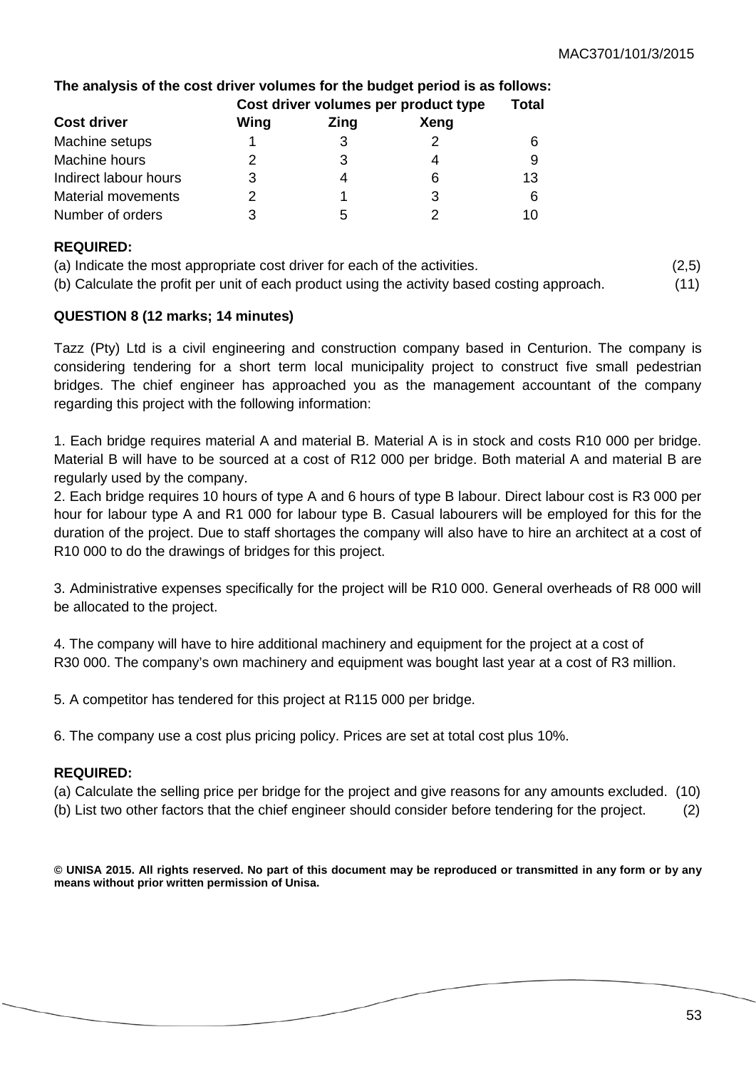**The analysis of the cost driver volumes for the budget period is as follows:**

| | Cost driver volumes per product type | | | Total |
|---|---|---|---|---|
| **Cost driver** | **Wing** | **Zing** | **Xeng** | |
| Machine setups | 1 | 3 | 2 | 6 |
| Machine hours | 2 | 3 | 4 | 9 |
| Indirect labour hours | 3 | 4 | 6 | 13 |
| Material movements | 2 | 1 | 3 | 6 |
| Number of orders | 3 | 5 | 2 | 10 |

**REQUIRED:**

(a) Indicate the most appropriate cost driver for each of the activities. (2,5)

(b) Calculate the profit per unit of each product using the activity based costing approach. (11)

**QUESTION 8 (12 marks; 14 minutes)**

Tazz (Pty) Ltd is a civil engineering and construction company based in Centurion. The company is considering tendering for a short term local municipality project to construct five small pedestrian bridges. The chief engineer has approached you as the management accountant of the company regarding this project with the following information:

1. Each bridge requires material A and material B. Material A is in stock and costs R10 000 per bridge. Material B will have to be sourced at a cost of R12 000 per bridge. Both material A and material B are regularly used by the company.
2. Each bridge requires 10 hours of type A and 6 hours of type B labour. Direct labour cost is R3 000 per hour for labour type A and R1 000 for labour type B. Casual labourers will be employed for this for the duration of the project. Due to staff shortages the company will also have to hire an architect at a cost of R10 000 to do the drawings of bridges for this project.

3. Administrative expenses specifically for the project will be R10 000. General overheads of R8 000 will be allocated to the project.

4. The company will have to hire additional machinery and equipment for the project at a cost of R30 000. The company's own machinery and equipment was bought last year at a cost of R3 million.

5. A competitor has tendered for this project at R115 000 per bridge.

6. The company use a cost plus pricing policy. Prices are set at total cost plus 10%.

**REQUIRED:**

(a) Calculate the selling price per bridge for the project and give reasons for any amounts excluded. (10)

(b) List two other factors that the chief engineer should consider before tendering for the project. (2)

**© UNISA 2015. All rights reserved. No part of this document may be reproduced or transmitted in any form or by any means without prior written permission of Unisa.**